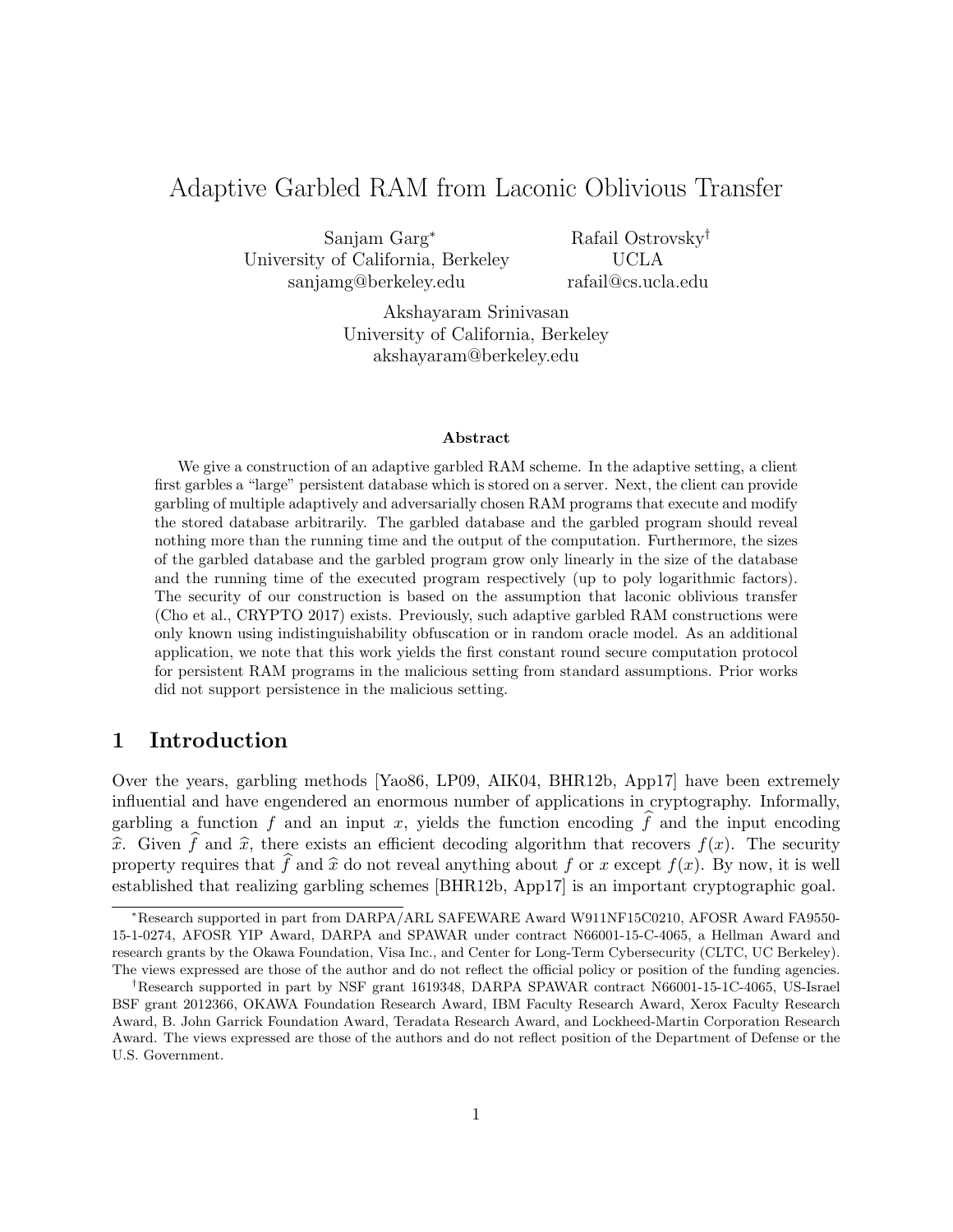# Adaptive Garbled RAM from Laconic Oblivious Transfer

Sanjam Garg* 
University of California, Berkeley 
sanjamg@berkeley.edu

Rafail Ostrovsky† 
UCLA 
rafail@cs.ucla.edu

Akshayaram Srinivasan 
University of California, Berkeley 
akshayaram@berkeley.edu

**Abstract**

We give a construction of an adaptive garbled RAM scheme. In the adaptive setting, a client first garbles a "large" persistent database which is stored on a server. Next, the client can provide garbling of multiple adaptively and adversarially chosen RAM programs that execute and modify the stored database arbitrarily. The garbled database and the garbled program should reveal nothing more than the running time and the output of the computation. Furthermore, the sizes of the garbled database and the garbled program grow only linearly in the size of the database and the running time of the executed program respectively (up to poly logarithmic factors). The security of our construction is based on the assumption that laconic oblivious transfer (Cho et al., CRYPTO 2017) exists. Previously, such adaptive garbled RAM constructions were only known using indistinguishability obfuscation or in random oracle model. As an additional application, we note that this work yields the first constant round secure computation protocol for persistent RAM programs in the malicious setting from standard assumptions. Prior works did not support persistence in the malicious setting.

## 1 Introduction

Over the years, garbling methods [Yao86, LP09, AIK04, BHR12b, App17] have been extremely influential and have engendered an enormous number of applications in cryptography. Informally, garbling a function $f$ and an input $x$, yields the function encoding $\widehat{f}$ and the input encoding $\widehat{x}$. Given $\widehat{f}$ and $\widehat{x}$, there exists an efficient decoding algorithm that recovers $f(x)$. The security property requires that $\widehat{f}$ and $\widehat{x}$ do not reveal anything about $f$ or $x$ except $f(x)$. By now, it is well established that realizing garbling schemes [BHR12b, App17] is an important cryptographic goal.

*Research supported in part from DARPA/ARL SAFEWARE Award W911NF15C0210, AFOSR Award FA9550-15-1-0274, AFOSR YIP Award, DARPA and SPAWAR under contract N66001-15-C-4065, a Hellman Award and research grants by the Okawa Foundation, Visa Inc., and Center for Long-Term Cybersecurity (CLTC, UC Berkeley). The views expressed are those of the author and do not reflect the official policy or position of the funding agencies.

†Research supported in part by NSF grant 1619348, DARPA SPAWAR contract N66001-15-1C-4065, US-Israel BSF grant 2012366, OKAWA Foundation Research Award, IBM Faculty Research Award, Xerox Faculty Research Award, B. John Garrick Foundation Award, Teradata Research Award, and Lockheed-Martin Corporation Research Award. The views expressed are those of the authors and do not reflect position of the Department of Defense or the U.S. Government.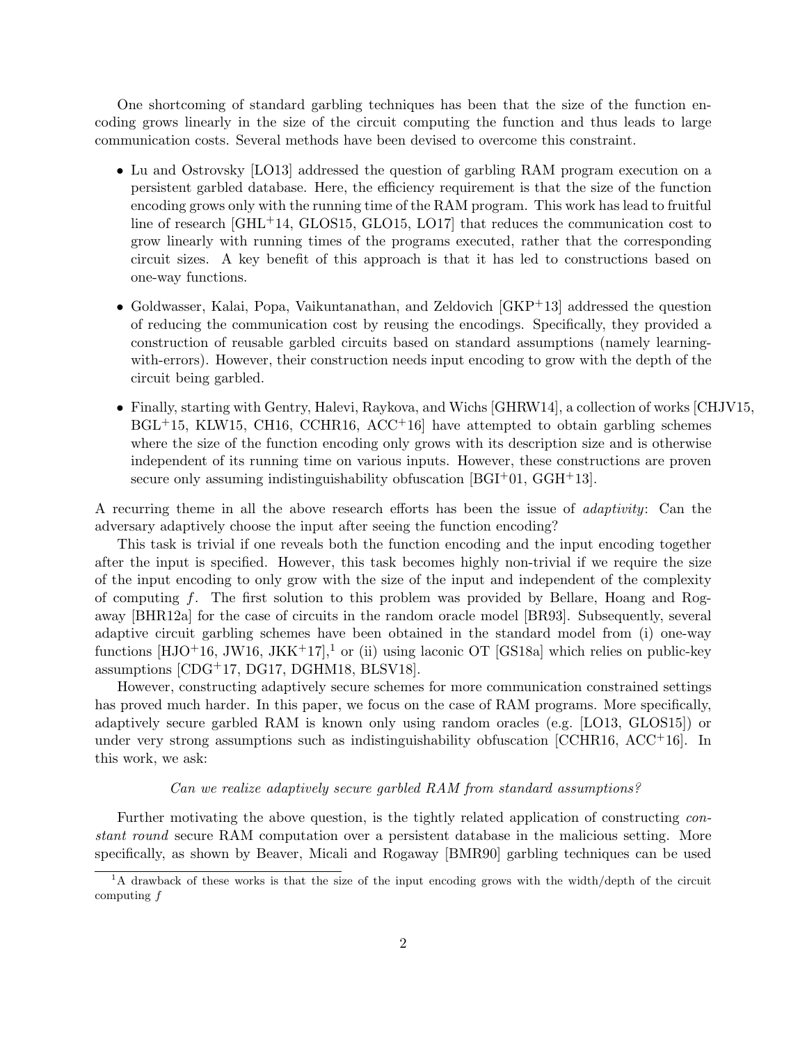One shortcoming of standard garbling techniques has been that the size of the function encoding grows linearly in the size of the circuit computing the function and thus leads to large communication costs. Several methods have been devised to overcome this constraint.

- Lu and Ostrovsky [LO13] addressed the question of garbling RAM program execution on a persistent garbled database. Here, the efficiency requirement is that the size of the function encoding grows only with the running time of the RAM program. This work has lead to fruitful line of research [GHL+14, GLOS15, GLO15, LO17] that reduces the communication cost to grow linearly with running times of the programs executed, rather that the corresponding circuit sizes. A key benefit of this approach is that it has led to constructions based on one-way functions.
- Goldwasser, Kalai, Popa, Vaikuntanathan, and Zeldovich [GKP+13] addressed the question of reducing the communication cost by reusing the encodings. Specifically, they provided a construction of reusable garbled circuits based on standard assumptions (namely learning-with-errors). However, their construction needs input encoding to grow with the depth of the circuit being garbled.
- Finally, starting with Gentry, Halevi, Raykova, and Wichs [GHRW14], a collection of works [CHJV15, BGL+15, KLW15, CH16, CCHR16, ACC+16] have attempted to obtain garbling schemes where the size of the function encoding only grows with its description size and is otherwise independent of its running time on various inputs. However, these constructions are proven secure only assuming indistinguishability obfuscation [BGI+01, GGH+13].

A recurring theme in all the above research efforts has been the issue of *adaptivity*: Can the adversary adaptively choose the input after seeing the function encoding?

This task is trivial if one reveals both the function encoding and the input encoding together after the input is specified. However, this task becomes highly non-trivial if we require the size of the input encoding to only grow with the size of the input and independent of the complexity of computing $f$. The first solution to this problem was provided by Bellare, Hoang and Rogaway [BHR12a] for the case of circuits in the random oracle model [BR93]. Subsequently, several adaptive circuit garbling schemes have been obtained in the standard model from (i) one-way functions [HJO+16, JW16, JKK+17],[1] or (ii) using laconic OT [GS18a] which relies on public-key assumptions [CDG+17, DG17, DGHM18, BLSV18].

However, constructing adaptively secure schemes for more communication constrained settings has proved much harder. In this paper, we focus on the case of RAM programs. More specifically, adaptively secure garbled RAM is known only using random oracles (e.g. [LO13, GLOS15]) or under very strong assumptions such as indistinguishability obfuscation [CCHR16, ACC+16]. In this work, we ask:

*Can we realize adaptively secure garbled RAM from standard assumptions?*

Further motivating the above question, is the tightly related application of constructing *constant round* secure RAM computation over a persistent database in the malicious setting. More specifically, as shown by Beaver, Micali and Rogaway [BMR90] garbling techniques can be used

[1] A drawback of these works is that the size of the input encoding grows with the width/depth of the circuit computing $f$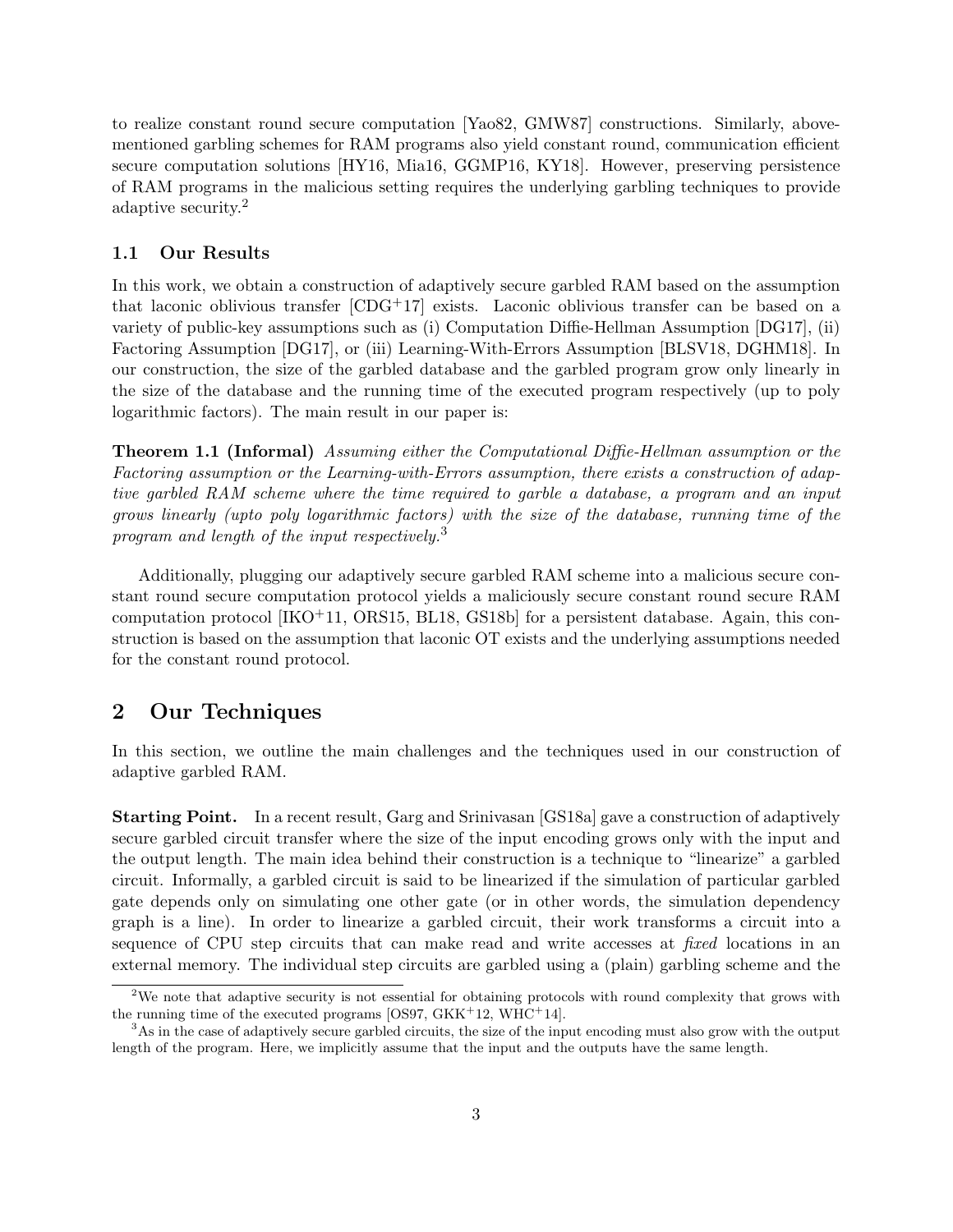to realize constant round secure computation [Yao82, GMW87] constructions. Similarly, above-mentioned garbling schemes for RAM programs also yield constant round, communication efficient secure computation solutions [HY16, Mia16, GGMP16, KY18]. However, preserving persistence of RAM programs in the malicious setting requires the underlying garbling techniques to provide adaptive security.[2]

### 1.1 Our Results

In this work, we obtain a construction of adaptively secure garbled RAM based on the assumption that laconic oblivious transfer [CDG+17] exists. Laconic oblivious transfer can be based on a variety of public-key assumptions such as (i) Computation Diffie-Hellman Assumption [DG17], (ii) Factoring Assumption [DG17], or (iii) Learning-With-Errors Assumption [BLSV18, DGHM18]. In our construction, the size of the garbled database and the garbled program grow only linearly in the size of the database and the running time of the executed program respectively (up to poly logarithmic factors). The main result in our paper is:

**Theorem 1.1 (Informal)** *Assuming either the Computational Diffie-Hellman assumption or the Factoring assumption or the Learning-with-Errors assumption, there exists a construction of adaptive garbled RAM scheme where the time required to garble a database, a program and an input grows linearly (upto poly logarithmic factors) with the size of the database, running time of the program and length of the input respectively.*[3]

Additionally, plugging our adaptively secure garbled RAM scheme into a malicious secure constant round secure computation protocol yields a maliciously secure constant round secure RAM computation protocol [IKO+11, ORS15, BL18, GS18b] for a persistent database. Again, this construction is based on the assumption that laconic OT exists and the underlying assumptions needed for the constant round protocol.

## 2 Our Techniques

In this section, we outline the main challenges and the techniques used in our construction of adaptive garbled RAM.

**Starting Point.** In a recent result, Garg and Srinivasan [GS18a] gave a construction of adaptively secure garbled circuit transfer where the size of the input encoding grows only with the input and the output length. The main idea behind their construction is a technique to "linearize" a garbled circuit. Informally, a garbled circuit is said to be linearized if the simulation of particular garbled gate depends only on simulating one other gate (or in other words, the simulation dependency graph is a line). In order to linearize a garbled circuit, their work transforms a circuit into a sequence of CPU step circuits that can make read and write accesses at *fixed* locations in an external memory. The individual step circuits are garbled using a (plain) garbling scheme and the

[2] We note that adaptive security is not essential for obtaining protocols with round complexity that grows with the running time of the executed programs [OS97, GKK+12, WHC+14].

[3] As in the case of adaptively secure garbled circuits, the size of the input encoding must also grow with the output length of the program. Here, we implicitly assume that the input and the outputs have the same length.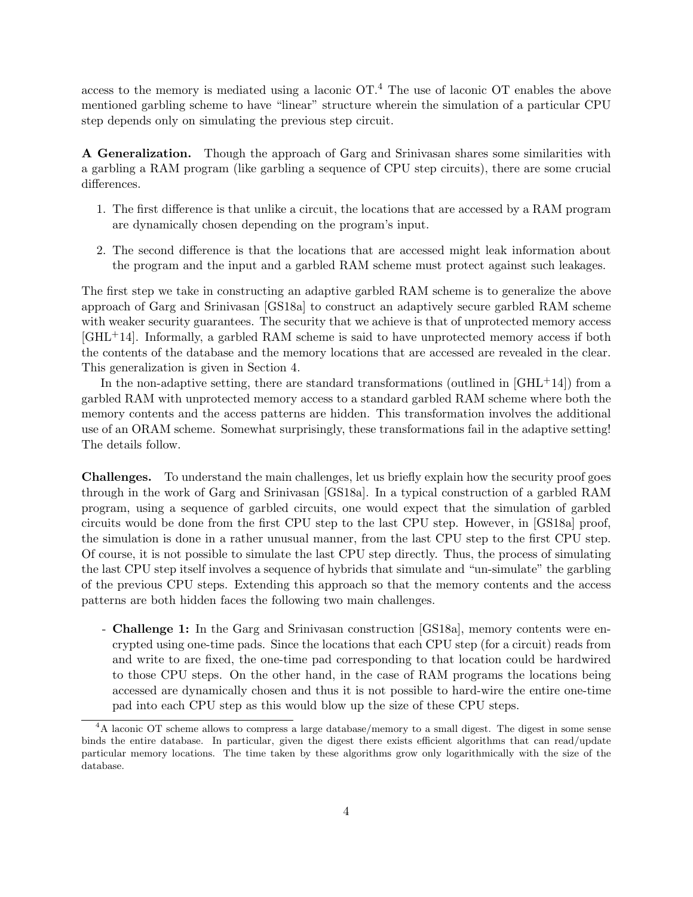access to the memory is mediated using a laconic OT.[4] The use of laconic OT enables the above mentioned garbling scheme to have "linear" structure wherein the simulation of a particular CPU step depends only on simulating the previous step circuit.

**A Generalization.** Though the approach of Garg and Srinivasan shares some similarities with a garbling a RAM program (like garbling a sequence of CPU step circuits), there are some crucial differences.

1. The first difference is that unlike a circuit, the locations that are accessed by a RAM program are dynamically chosen depending on the program's input.
2. The second difference is that the locations that are accessed might leak information about the program and the input and a garbled RAM scheme must protect against such leakages.

The first step we take in constructing an adaptive garbled RAM scheme is to generalize the above approach of Garg and Srinivasan [GS18a] to construct an adaptively secure garbled RAM scheme with weaker security guarantees. The security that we achieve is that of unprotected memory access [GHL+14]. Informally, a garbled RAM scheme is said to have unprotected memory access if both the contents of the database and the memory locations that are accessed are revealed in the clear. This generalization is given in Section 4.

In the non-adaptive setting, there are standard transformations (outlined in [GHL+14]) from a garbled RAM with unprotected memory access to a standard garbled RAM scheme where both the memory contents and the access patterns are hidden. This transformation involves the additional use of an ORAM scheme. Somewhat surprisingly, these transformations fail in the adaptive setting! The details follow.

**Challenges.** To understand the main challenges, let us briefly explain how the security proof goes through in the work of Garg and Srinivasan [GS18a]. In a typical construction of a garbled RAM program, using a sequence of garbled circuits, one would expect that the simulation of garbled circuits would be done from the first CPU step to the last CPU step. However, in [GS18a] proof, the simulation is done in a rather unusual manner, from the last CPU step to the first CPU step. Of course, it is not possible to simulate the last CPU step directly. Thus, the process of simulating the last CPU step itself involves a sequence of hybrids that simulate and "un-simulate" the garbling of the previous CPU steps. Extending this approach so that the memory contents and the access patterns are both hidden faces the following two main challenges.

- **Challenge 1:** In the Garg and Srinivasan construction [GS18a], memory contents were encrypted using one-time pads. Since the locations that each CPU step (for a circuit) reads from and write to are fixed, the one-time pad corresponding to that location could be hardwired to those CPU steps. On the other hand, in the case of RAM programs the locations being accessed are dynamically chosen and thus it is not possible to hard-wire the entire one-time pad into each CPU step as this would blow up the size of these CPU steps.

[4] A laconic OT scheme allows to compress a large database/memory to a small digest. The digest in some sense binds the entire database. In particular, given the digest there exists efficient algorithms that can read/update particular memory locations. The time taken by these algorithms grow only logarithmically with the size of the database.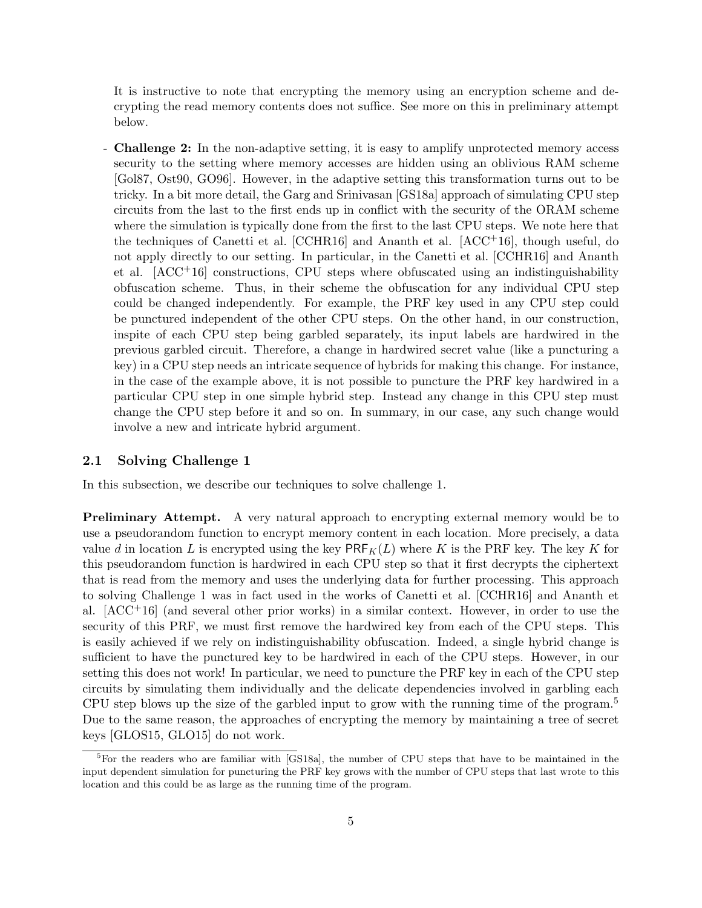It is instructive to note that encrypting the memory using an encryption scheme and decrypting the read memory contents does not suffice. See more on this in preliminary attempt below.

- **Challenge 2:** In the non-adaptive setting, it is easy to amplify unprotected memory access security to the setting where memory accesses are hidden using an oblivious RAM scheme [Gol87, Ost90, GO96]. However, in the adaptive setting this transformation turns out to be tricky. In a bit more detail, the Garg and Srinivasan [GS18a] approach of simulating CPU step circuits from the last to the first ends up in conflict with the security of the ORAM scheme where the simulation is typically done from the first to the last CPU steps. We note here that the techniques of Canetti et al. [CCHR16] and Ananth et al. [ACC+16], though useful, do not apply directly to our setting. In particular, in the Canetti et al. [CCHR16] and Ananth et al. [ACC+16] constructions, CPU steps where obfuscated using an indistinguishability obfuscation scheme. Thus, in their scheme the obfuscation for any individual CPU step could be changed independently. For example, the PRF key used in any CPU step could be punctured independent of the other CPU steps. On the other hand, in our construction, inspite of each CPU step being garbled separately, its input labels are hardwired in the previous garbled circuit. Therefore, a change in hardwired secret value (like a puncturing a key) in a CPU step needs an intricate sequence of hybrids for making this change. For instance, in the case of the example above, it is not possible to puncture the PRF key hardwired in a particular CPU step in one simple hybrid step. Instead any change in this CPU step must change the CPU step before it and so on. In summary, in our case, any such change would involve a new and intricate hybrid argument.

## 2.1 Solving Challenge 1

In this subsection, we describe our techniques to solve challenge 1.

**Preliminary Attempt.** A very natural approach to encrypting external memory would be to use a pseudorandom function to encrypt memory content in each location. More precisely, a data value $d$ in location $L$ is encrypted using the key $\mathsf{PRF}_K(L)$ where $K$ is the PRF key. The key $K$ for this pseudorandom function is hardwired in each CPU step so that it first decrypts the ciphertext that is read from the memory and uses the underlying data for further processing. This approach to solving Challenge 1 was in fact used in the works of Canetti et al. [CCHR16] and Ananth et al. [ACC+16] (and several other prior works) in a similar context. However, in order to use the security of this PRF, we must first remove the hardwired key from each of the CPU steps. This is easily achieved if we rely on indistinguishability obfuscation. Indeed, a single hybrid change is sufficient to have the punctured key to be hardwired in each of the CPU steps. However, in our setting this does not work! In particular, we need to puncture the PRF key in each of the CPU step circuits by simulating them individually and the delicate dependencies involved in garbling each CPU step blows up the size of the garbled input to grow with the running time of the program.[5] Due to the same reason, the approaches of encrypting the memory by maintaining a tree of secret keys [GLOS15, GLO15] do not work.

[5] For the readers who are familiar with [GS18a], the number of CPU steps that have to be maintained in the input dependent simulation for puncturing the PRF key grows with the number of CPU steps that last wrote to this location and this could be as large as the running time of the program.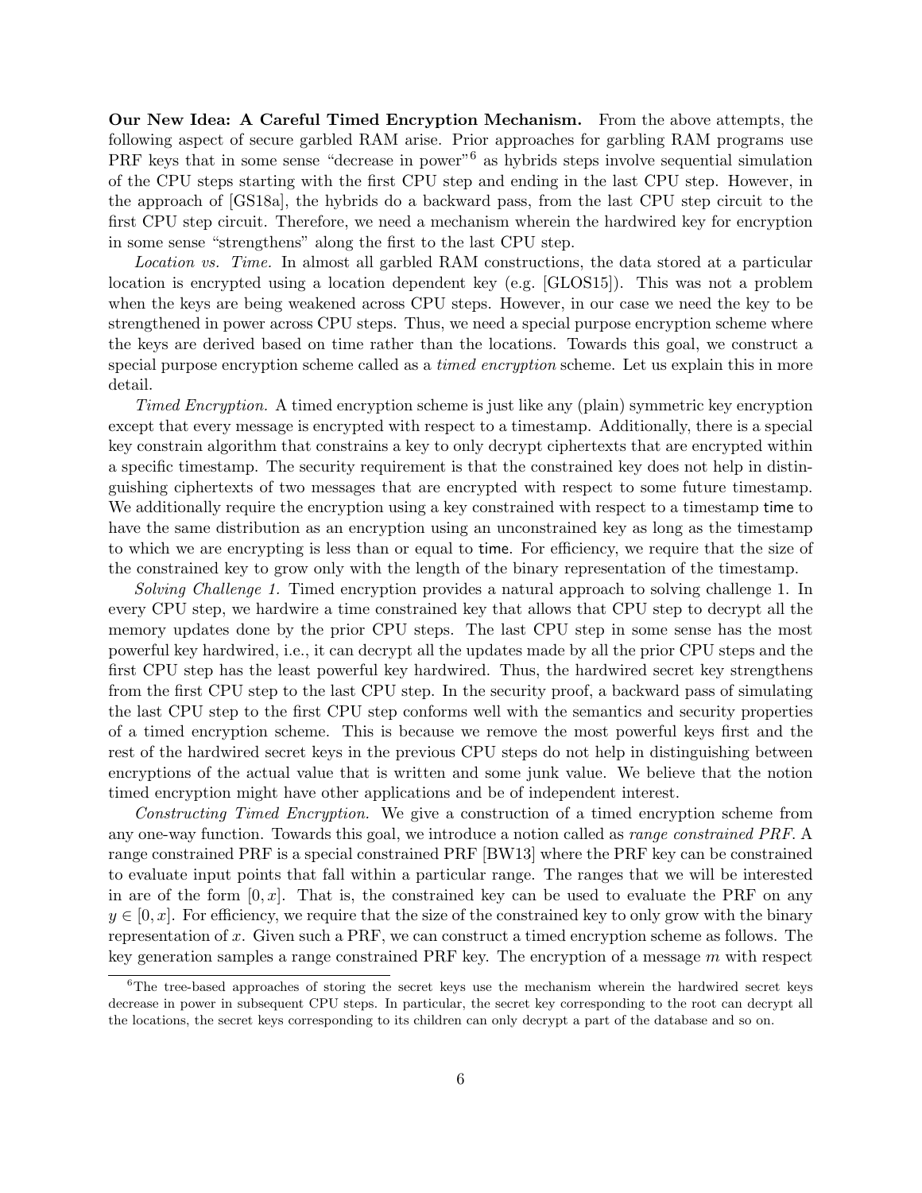**Our New Idea: A Careful Timed Encryption Mechanism.** From the above attempts, the following aspect of secure garbled RAM arise. Prior approaches for garbling RAM programs use PRF keys that in some sense "decrease in power"[6] as hybrids steps involve sequential simulation of the CPU steps starting with the first CPU step and ending in the last CPU step. However, in the approach of [GS18a], the hybrids do a backward pass, from the last CPU step circuit to the first CPU step circuit. Therefore, we need a mechanism wherein the hardwired key for encryption in some sense "strengthens" along the first to the last CPU step.

*Location vs. Time.* In almost all garbled RAM constructions, the data stored at a particular location is encrypted using a location dependent key (e.g. [GLOS15]). This was not a problem when the keys are being weakened across CPU steps. However, in our case we need the key to be strengthened in power across CPU steps. Thus, we need a special purpose encryption scheme where the keys are derived based on time rather than the locations. Towards this goal, we construct a special purpose encryption scheme called as a *timed encryption* scheme. Let us explain this in more detail.

*Timed Encryption.* A timed encryption scheme is just like any (plain) symmetric key encryption except that every message is encrypted with respect to a timestamp. Additionally, there is a special key constrain algorithm that constrains a key to only decrypt ciphertexts that are encrypted within a specific timestamp. The security requirement is that the constrained key does not help in distinguishing ciphertexts of two messages that are encrypted with respect to some future timestamp. We additionally require the encryption using a key constrained with respect to a timestamp $\mathsf{time}$ to have the same distribution as an encryption using an unconstrained key as long as the timestamp to which we are encrypting is less than or equal to $\mathsf{time}$. For efficiency, we require that the size of the constrained key to grow only with the length of the binary representation of the timestamp.

*Solving Challenge 1.* Timed encryption provides a natural approach to solving challenge 1. In every CPU step, we hardwire a time constrained key that allows that CPU step to decrypt all the memory updates done by the prior CPU steps. The last CPU step in some sense has the most powerful key hardwired, i.e., it can decrypt all the updates made by all the prior CPU steps and the first CPU step has the least powerful key hardwired. Thus, the hardwired secret key strengthens from the first CPU step to the last CPU step. In the security proof, a backward pass of simulating the last CPU step to the first CPU step conforms well with the semantics and security properties of a timed encryption scheme. This is because we remove the most powerful keys first and the rest of the hardwired secret keys in the previous CPU steps do not help in distinguishing between encryptions of the actual value that is written and some junk value. We believe that the notion timed encryption might have other applications and be of independent interest.

*Constructing Timed Encryption.* We give a construction of a timed encryption scheme from any one-way function. Towards this goal, we introduce a notion called as *range constrained PRF*. A range constrained PRF is a special constrained PRF [BW13] where the PRF key can be constrained to evaluate input points that fall within a particular range. The ranges that we will be interested in are of the form $[0, x]$. That is, the constrained key can be used to evaluate the PRF on any $y \in [0, x]$. For efficiency, we require that the size of the constrained key to only grow with the binary representation of $x$. Given such a PRF, we can construct a timed encryption scheme as follows. The key generation samples a range constrained PRF key. The encryption of a message $m$ with respect

[6] The tree-based approaches of storing the secret keys use the mechanism wherein the hardwired secret keys decrease in power in subsequent CPU steps. In particular, the secret key corresponding to the root can decrypt all the locations, the secret keys corresponding to its children can only decrypt a part of the database and so on.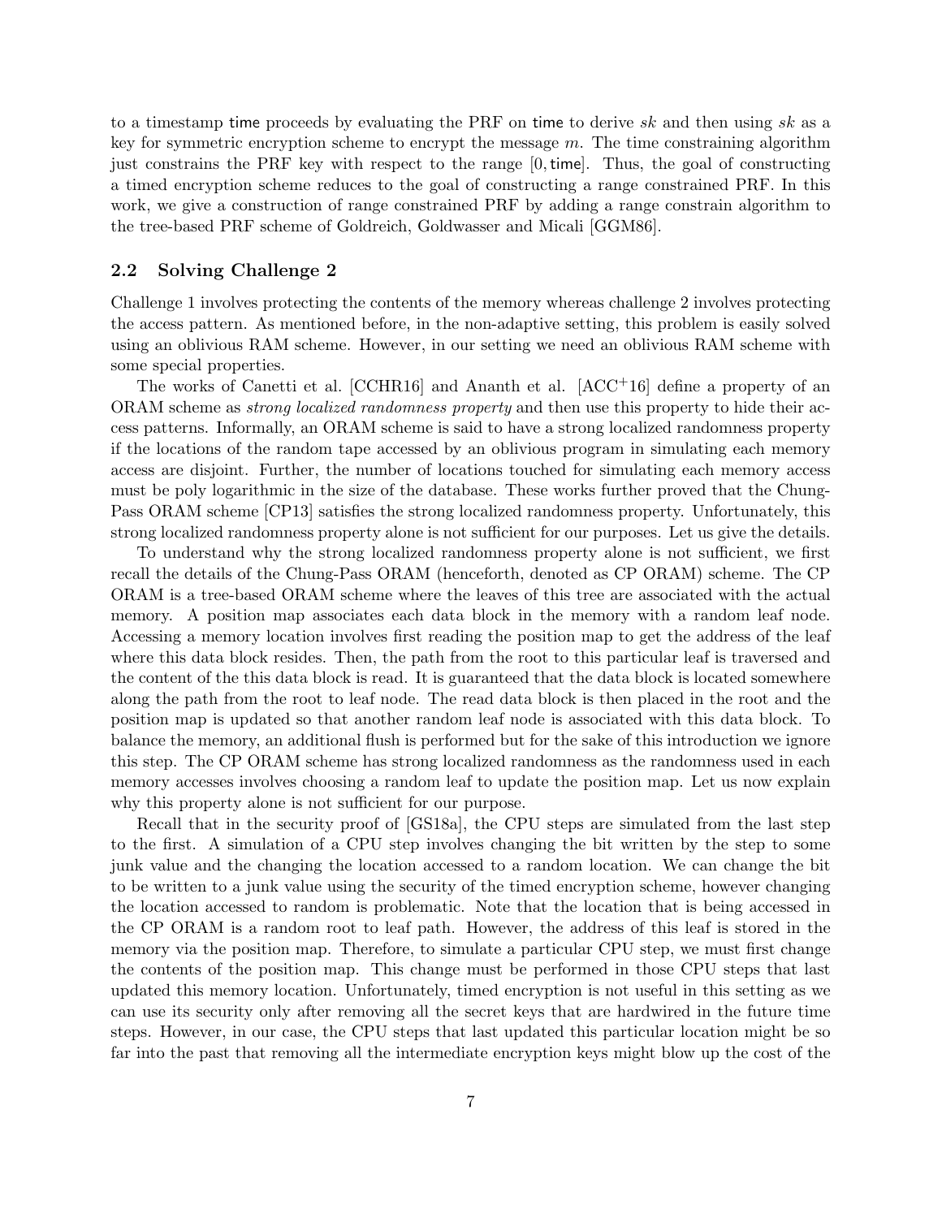to a timestamp time proceeds by evaluating the PRF on time to derive $sk$ and then using $sk$ as a key for symmetric encryption scheme to encrypt the message $m$. The time constraining algorithm just constrains the PRF key with respect to the range $[0, \mathsf{time}]$. Thus, the goal of constructing a timed encryption scheme reduces to the goal of constructing a range constrained PRF. In this work, we give a construction of range constrained PRF by adding a range constrain algorithm to the tree-based PRF scheme of Goldreich, Goldwasser and Micali [GGM86].

## 2.2 Solving Challenge 2

Challenge 1 involves protecting the contents of the memory whereas challenge 2 involves protecting the access pattern. As mentioned before, in the non-adaptive setting, this problem is easily solved using an oblivious RAM scheme. However, in our setting we need an oblivious RAM scheme with some special properties.

The works of Canetti et al. [CCHR16] and Ananth et al. [ACC+16] define a property of an ORAM scheme as *strong localized randomness property* and then use this property to hide their access patterns. Informally, an ORAM scheme is said to have a strong localized randomness property if the locations of the random tape accessed by an oblivious program in simulating each memory access are disjoint. Further, the number of locations touched for simulating each memory access must be poly logarithmic in the size of the database. These works further proved that the Chung-Pass ORAM scheme [CP13] satisfies the strong localized randomness property. Unfortunately, this strong localized randomness property alone is not sufficient for our purposes. Let us give the details.

To understand why the strong localized randomness property alone is not sufficient, we first recall the details of the Chung-Pass ORAM (henceforth, denoted as CP ORAM) scheme. The CP ORAM is a tree-based ORAM scheme where the leaves of this tree are associated with the actual memory. A position map associates each data block in the memory with a random leaf node. Accessing a memory location involves first reading the position map to get the address of the leaf where this data block resides. Then, the path from the root to this particular leaf is traversed and the content of the this data block is read. It is guaranteed that the data block is located somewhere along the path from the root to leaf node. The read data block is then placed in the root and the position map is updated so that another random leaf node is associated with this data block. To balance the memory, an additional flush is performed but for the sake of this introduction we ignore this step. The CP ORAM scheme has strong localized randomness as the randomness used in each memory accesses involves choosing a random leaf to update the position map. Let us now explain why this property alone is not sufficient for our purpose.

Recall that in the security proof of [GS18a], the CPU steps are simulated from the last step to the first. A simulation of a CPU step involves changing the bit written by the step to some junk value and the changing the location accessed to a random location. We can change the bit to be written to a junk value using the security of the timed encryption scheme, however changing the location accessed to random is problematic. Note that the location that is being accessed in the CP ORAM is a random root to leaf path. However, the address of this leaf is stored in the memory via the position map. Therefore, to simulate a particular CPU step, we must first change the contents of the position map. This change must be performed in those CPU steps that last updated this memory location. Unfortunately, timed encryption is not useful in this setting as we can use its security only after removing all the secret keys that are hardwired in the future time steps. However, in our case, the CPU steps that last updated this particular location might be so far into the past that removing all the intermediate encryption keys might blow up the cost of the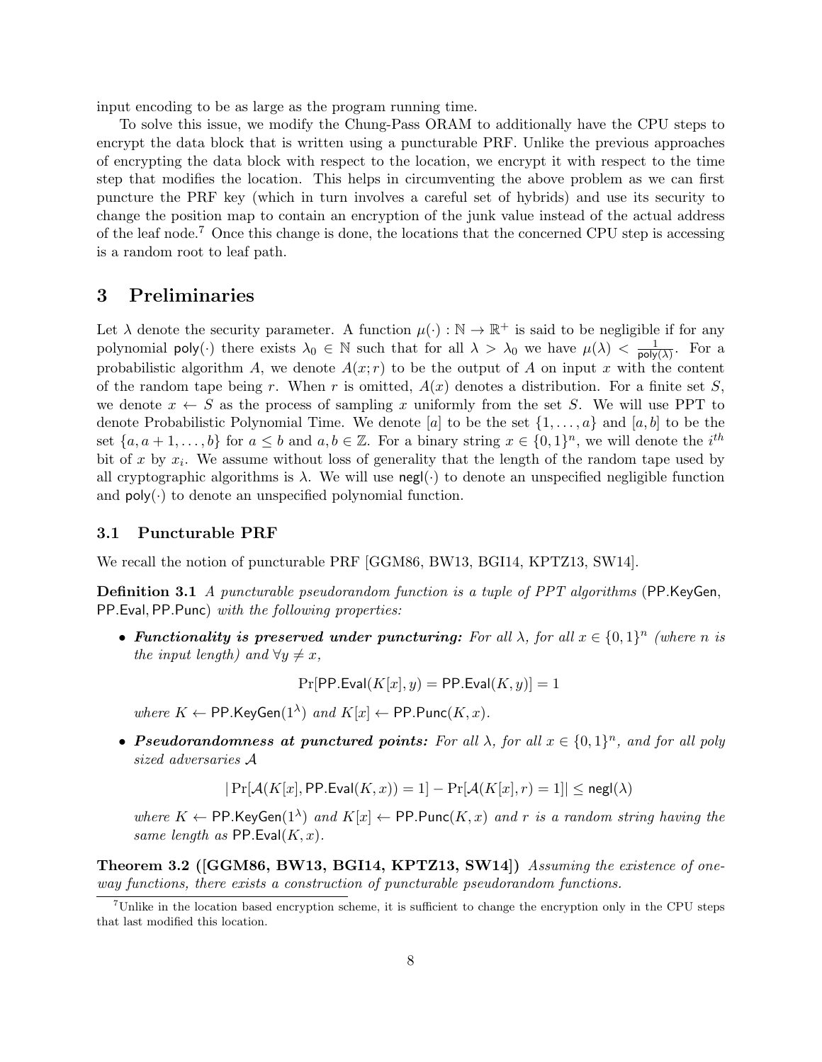input encoding to be as large as the program running time.

To solve this issue, we modify the Chung-Pass ORAM to additionally have the CPU steps to encrypt the data block that is written using a puncturable PRF. Unlike the previous approaches of encrypting the data block with respect to the location, we encrypt it with respect to the time step that modifies the location. This helps in circumventing the above problem as we can first puncture the PRF key (which in turn involves a careful set of hybrids) and use its security to change the position map to contain an encryption of the junk value instead of the actual address of the leaf node.[7] Once this change is done, the locations that the concerned CPU step is accessing is a random root to leaf path.

# 3 Preliminaries

Let $\lambda$ denote the security parameter. A function $\mu(\cdot) : \mathbb{N} \to \mathbb{R}^+$ is said to be negligible if for any polynomial $\mathsf{poly}(\cdot)$ there exists $\lambda_0 \in \mathbb{N}$ such that for all $\lambda > \lambda_0$ we have $\mu(\lambda) < \frac{1}{\mathsf{poly}(\lambda)}$. For a probabilistic algorithm $A$, we denote $A(x; r)$ to be the output of $A$ on input $x$ with the content of the random tape being $r$. When $r$ is omitted, $A(x)$ denotes a distribution. For a finite set $S$, we denote $x \leftarrow S$ as the process of sampling $x$ uniformly from the set $S$. We will use PPT to denote Probabilistic Polynomial Time. We denote $[a]$ to be the set $\{1, \ldots, a\}$ and $[a, b]$ to be the set $\{a, a + 1, \ldots, b\}$ for $a \leq b$ and $a, b \in \mathbb{Z}$. For a binary string $x \in \{0,1\}^n$, we will denote the $i^{th}$ bit of $x$ by $x_i$. We assume without loss of generality that the length of the random tape used by all cryptographic algorithms is $\lambda$. We will use $\mathsf{negl}(\cdot)$ to denote an unspecified negligible function and $\mathsf{poly}(\cdot)$ to denote an unspecified polynomial function.

## 3.1 Puncturable PRF

We recall the notion of puncturable PRF [GGM86, BW13, BGI14, KPTZ13, SW14].

**Definition 3.1** *A puncturable pseudorandom function is a tuple of PPT algorithms* ($\mathsf{PP.KeyGen}$, $\mathsf{PP.Eval}$, $\mathsf{PP.Punc}$) *with the following properties:*

- ***Functionality is preserved under puncturing:*** *For all $\lambda$, for all $x \in \{0,1\}^n$ (where $n$ is the input length) and $\forall y \neq x$,*

$$\Pr[\mathsf{PP.Eval}(K[x], y) = \mathsf{PP.Eval}(K, y)] = 1$$

*where $K \leftarrow \mathsf{PP.KeyGen}(1^\lambda)$ and $K[x] \leftarrow \mathsf{PP.Punc}(K, x)$.*

- ***Pseudorandomness at punctured points:*** *For all $\lambda$, for all $x \in \{0,1\}^n$, and for all poly sized adversaries $\mathcal{A}$*

$$|\Pr[\mathcal{A}(K[x], \mathsf{PP.Eval}(K, x)) = 1] - \Pr[\mathcal{A}(K[x], r) = 1]| \leq \mathsf{negl}(\lambda)$$

*where $K \leftarrow \mathsf{PP.KeyGen}(1^\lambda)$ and $K[x] \leftarrow \mathsf{PP.Punc}(K, x)$ and $r$ is a random string having the same length as $\mathsf{PP.Eval}(K, x)$.*

**Theorem 3.2 ([GGM86, BW13, BGI14, KPTZ13, SW14])** *Assuming the existence of one-way functions, there exists a construction of puncturable pseudorandom functions.*

[7] Unlike in the location based encryption scheme, it is sufficient to change the encryption only in the CPU steps that last modified this location.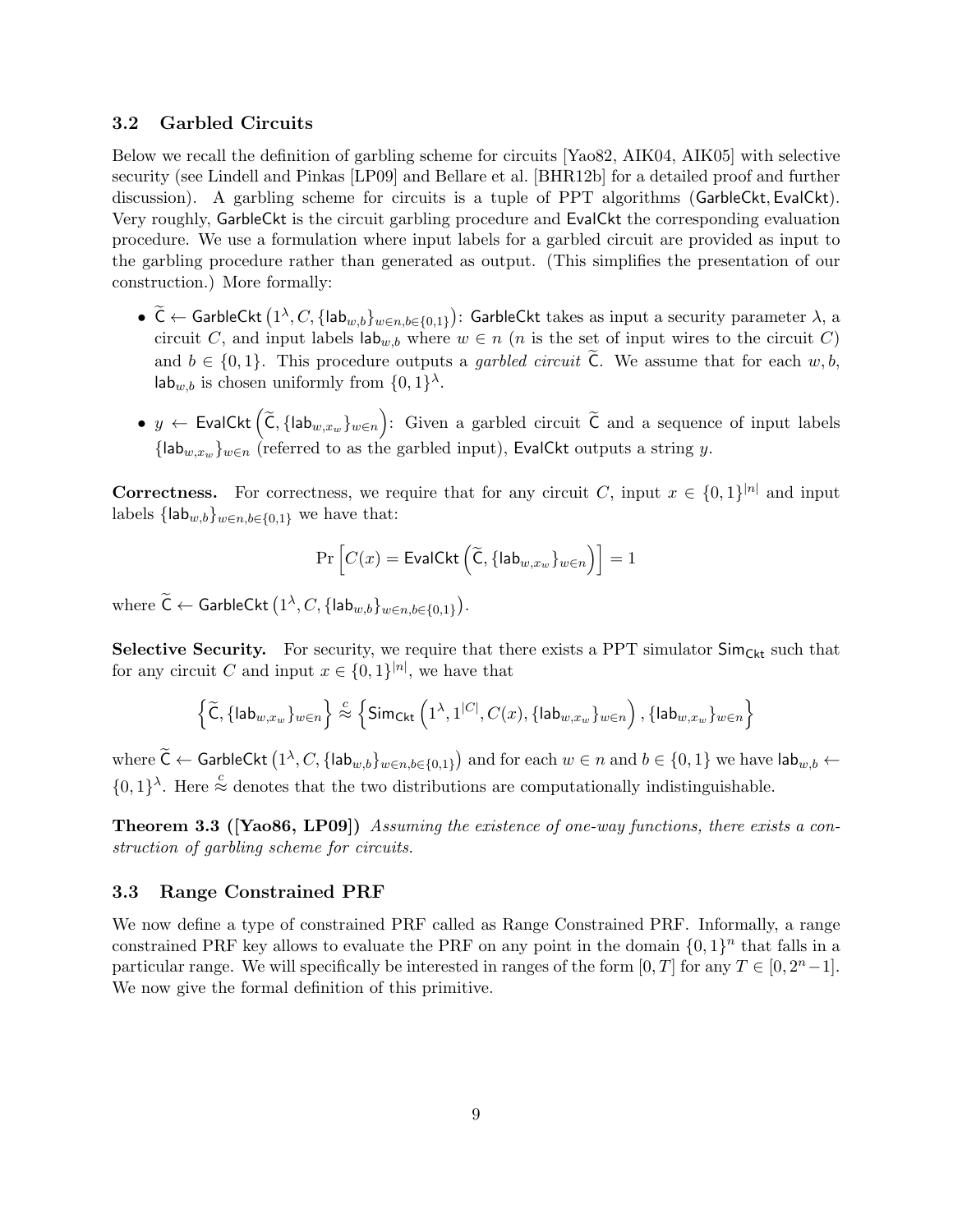### 3.2 Garbled Circuits

Below we recall the definition of garbling scheme for circuits [Yao82, AIK04, AIK05] with selective security (see Lindell and Pinkas [LP09] and Bellare et al. [BHR12b] for a detailed proof and further discussion). A garbling scheme for circuits is a tuple of PPT algorithms $(\mathsf{GarbleCkt}, \mathsf{EvalCkt})$. Very roughly, $\mathsf{GarbleCkt}$ is the circuit garbling procedure and $\mathsf{EvalCkt}$ the corresponding evaluation procedure. We use a formulation where input labels for a garbled circuit are provided as input to the garbling procedure rather than generated as output. (This simplifies the presentation of our construction.) More formally:

- $\widetilde{\mathsf{C}} \leftarrow \mathsf{GarbleCkt}\left(1^\lambda, C, \{\mathsf{lab}_{w,b}\}_{w \in n, b \in \{0,1\}}\right)$: $\mathsf{GarbleCkt}$ takes as input a security parameter $\lambda$, a circuit $C$, and input labels $\mathsf{lab}_{w,b}$ where $w \in n$ ($n$ is the set of input wires to the circuit $C$) and $b \in \{0,1\}$. This procedure outputs a *garbled circuit* $\widetilde{\mathsf{C}}$. We assume that for each $w, b$, $\mathsf{lab}_{w,b}$ is chosen uniformly from $\{0,1\}^\lambda$.
- $y \leftarrow \mathsf{EvalCkt}\left(\widetilde{\mathsf{C}}, \{\mathsf{lab}_{w,x_w}\}_{w \in n}\right)$: Given a garbled circuit $\widetilde{\mathsf{C}}$ and a sequence of input labels $\{\mathsf{lab}_{w,x_w}\}_{w \in n}$ (referred to as the garbled input), $\mathsf{EvalCkt}$ outputs a string $y$.

**Correctness.** For correctness, we require that for any circuit $C$, input $x \in \{0,1\}^{|n|}$ and input labels $\{\mathsf{lab}_{w,b}\}_{w \in n, b \in \{0,1\}}$ we have that:

$$\Pr\left[C(x) = \mathsf{EvalCkt}\left(\widetilde{\mathsf{C}}, \{\mathsf{lab}_{w,x_w}\}_{w \in n}\right)\right] = 1$$

where $\widetilde{\mathsf{C}} \leftarrow \mathsf{GarbleCkt}\left(1^\lambda, C, \{\mathsf{lab}_{w,b}\}_{w \in n, b \in \{0,1\}}\right)$.

**Selective Security.** For security, we require that there exists a PPT simulator $\mathsf{Sim}_{\mathsf{Ckt}}$ such that for any circuit $C$ and input $x \in \{0,1\}^{|n|}$, we have that

$$\left\{\widetilde{\mathsf{C}}, \{\mathsf{lab}_{w,x_w}\}_{w \in n}\right\} \overset{c}{\approx} \left\{\mathsf{Sim}_{\mathsf{Ckt}}\left(1^\lambda, 1^{|C|}, C(x), \{\mathsf{lab}_{w,x_w}\}_{w \in n}\right), \{\mathsf{lab}_{w,x_w}\}_{w \in n}\right\}$$

where $\widetilde{\mathsf{C}} \leftarrow \mathsf{GarbleCkt}\left(1^\lambda, C, \{\mathsf{lab}_{w,b}\}_{w \in n, b \in \{0,1\}}\right)$ and for each $w \in n$ and $b \in \{0,1\}$ we have $\mathsf{lab}_{w,b} \leftarrow \{0,1\}^\lambda$. Here $\overset{c}{\approx}$ denotes that the two distributions are computationally indistinguishable.

**Theorem 3.3 ([Yao86, LP09])** *Assuming the existence of one-way functions, there exists a construction of garbling scheme for circuits.*

### 3.3 Range Constrained PRF

We now define a type of constrained PRF called as Range Constrained PRF. Informally, a range constrained PRF key allows to evaluate the PRF on any point in the domain $\{0,1\}^n$ that falls in a particular range. We will specifically be interested in ranges of the form $[0, T]$ for any $T \in [0, 2^n - 1]$. We now give the formal definition of this primitive.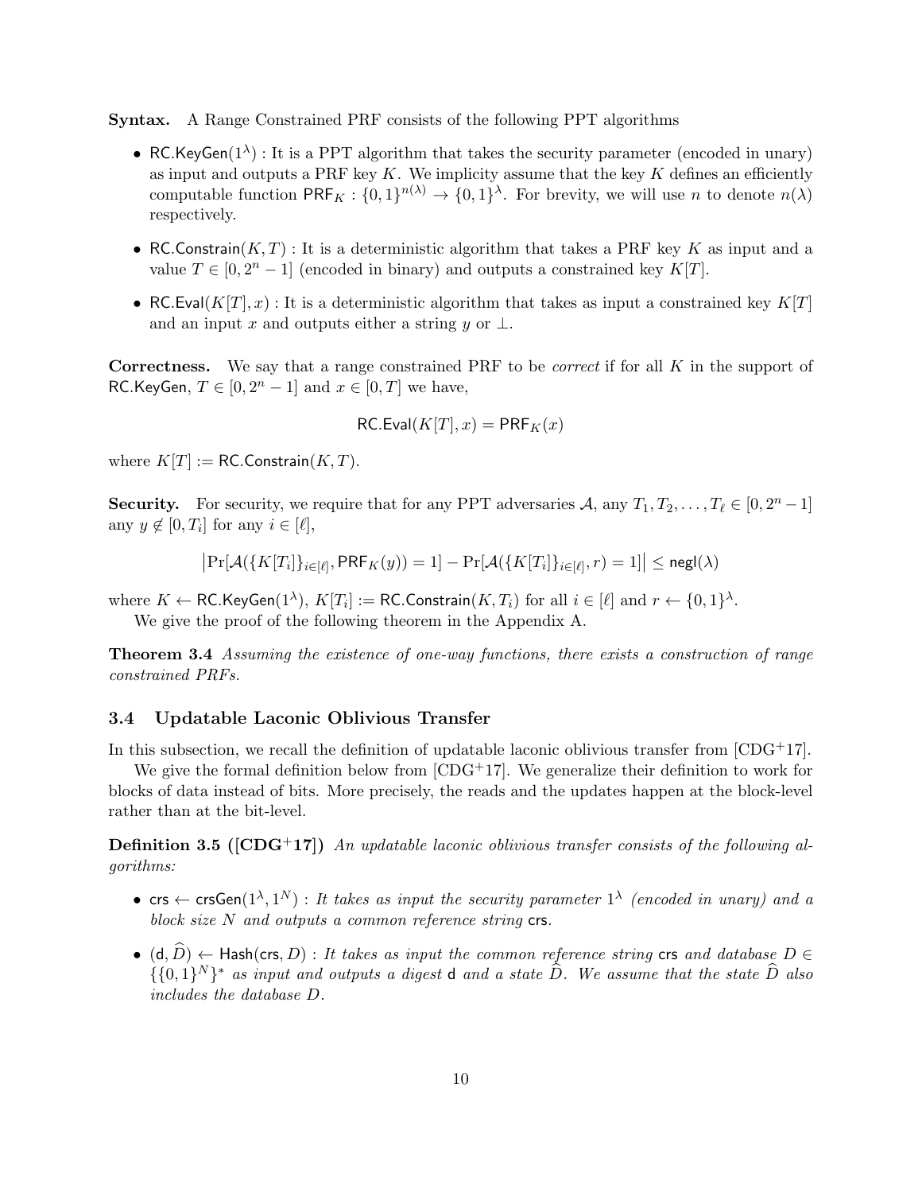**Syntax.** A Range Constrained PRF consists of the following PPT algorithms

- $\mathsf{RC.KeyGen}(1^\lambda)$ : It is a PPT algorithm that takes the security parameter (encoded in unary) as input and outputs a PRF key $K$. We implicity assume that the key $K$ defines an efficiently computable function $\mathsf{PRF}_K : \{0,1\}^{n(\lambda)} \to \{0,1\}^\lambda$. For brevity, we will use $n$ to denote $n(\lambda)$ respectively.
- $\mathsf{RC.Constrain}(K, T)$ : It is a deterministic algorithm that takes a PRF key $K$ as input and a value $T \in [0, 2^n - 1]$ (encoded in binary) and outputs a constrained key $K[T]$.
- $\mathsf{RC.Eval}(K[T], x)$ : It is a deterministic algorithm that takes as input a constrained key $K[T]$ and an input $x$ and outputs either a string $y$ or $\perp$.

**Correctness.** We say that a range constrained PRF to be *correct* if for all $K$ in the support of $\mathsf{RC.KeyGen}$, $T \in [0, 2^n - 1]$ and $x \in [0, T]$ we have,

$$\mathsf{RC.Eval}(K[T], x) = \mathsf{PRF}_K(x)$$

where $K[T] := \mathsf{RC.Constrain}(K, T)$.

**Security.** For security, we require that for any PPT adversaries $\mathcal{A}$, any $T_1, T_2, \ldots, T_\ell \in [0, 2^n - 1]$ any $y \notin [0, T_i]$ for any $i \in [\ell]$,

$$\left|\Pr[\mathcal{A}(\{K[T_i]\}_{i \in [\ell]}, \mathsf{PRF}_K(y)) = 1] - \Pr[\mathcal{A}(\{K[T_i]\}_{i \in [\ell]}, r) = 1]\right| \leq \mathsf{negl}(\lambda)$$

where $K \leftarrow \mathsf{RC.KeyGen}(1^\lambda)$, $K[T_i] := \mathsf{RC.Constrain}(K, T_i)$ for all $i \in [\ell]$ and $r \leftarrow \{0,1\}^\lambda$.

We give the proof of the following theorem in the Appendix A.

**Theorem 3.4** *Assuming the existence of one-way functions, there exists a construction of range constrained PRFs.*

### 3.4 Updatable Laconic Oblivious Transfer

In this subsection, we recall the definition of updatable laconic oblivious transfer from [CDG+17].

We give the formal definition below from [CDG+17]. We generalize their definition to work for blocks of data instead of bits. More precisely, the reads and the updates happen at the block-level rather than at the bit-level.

**Definition 3.5 ([CDG+17])** *An updatable laconic oblivious transfer consists of the following algorithms:*

- $\mathsf{crs} \leftarrow \mathsf{crsGen}(1^\lambda, 1^N)$ : *It takes as input the security parameter $1^\lambda$ (encoded in unary) and a block size $N$ and outputs a common reference string* $\mathsf{crs}$.
- $(\mathsf{d}, \widehat{D}) \leftarrow \mathsf{Hash}(\mathsf{crs}, D)$ : *It takes as input the common reference string* $\mathsf{crs}$ *and database $D \in \{\{0,1\}^N\}^*$ as input and outputs a digest* $\mathsf{d}$ *and a state $\widehat{D}$. We assume that the state $\widehat{D}$ also includes the database $D$.*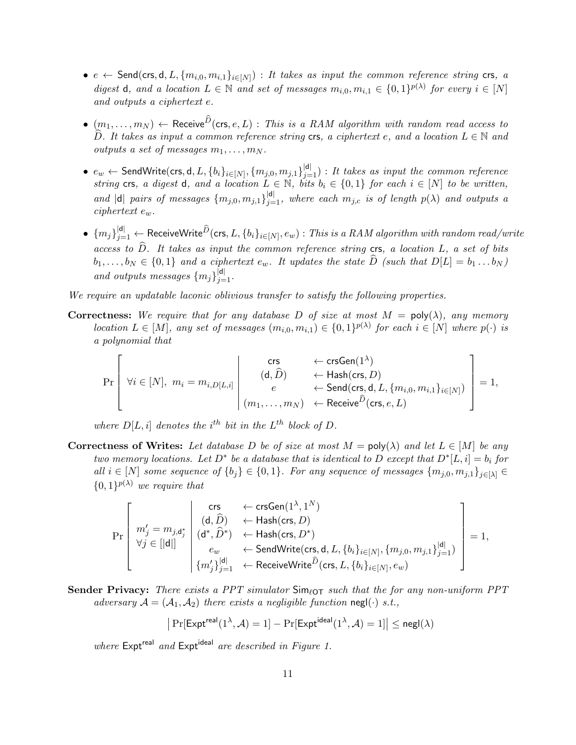- $e \leftarrow \mathsf{Send}(\mathsf{crs}, \mathsf{d}, L, \{m_{i,0}, m_{i,1}\}_{i\in[N]})$ : *It takes as input the common reference string* $\mathsf{crs}$*, a digest* $\mathsf{d}$*, and a location* $L \in \mathbb{N}$ *and set of messages* $m_{i,0}, m_{i,1} \in \{0,1\}^{p(\lambda)}$ *for every* $i \in [N]$ *and outputs a ciphertext* $e$*.*

- $(m_1, \ldots, m_N) \leftarrow \mathsf{Receive}^{\widehat{D}}(\mathsf{crs}, e, L)$ : *This is a RAM algorithm with random read access to* $\widehat{D}$*. It takes as input a common reference string* $\mathsf{crs}$*, a ciphertext* $e$*, and a location* $L \in \mathbb{N}$ *and outputs a set of messages* $m_1, \ldots, m_N$*.*

- $e_w \leftarrow \mathsf{SendWrite}(\mathsf{crs}, \mathsf{d}, L, \{b_i\}_{i\in[N]}, \{m_{j,0}, m_{j,1}\}_{j=1}^{|\mathsf{d}|})$ : *It takes as input the common reference string* $\mathsf{crs}$*, a digest* $\mathsf{d}$*, and a location* $L \in \mathbb{N}$*, bits* $b_i \in \{0,1\}$ *for each* $i \in [N]$ *to be written, and* $|\mathsf{d}|$ *pairs of messages* $\{m_{j,0}, m_{j,1}\}_{j=1}^{|\mathsf{d}|}$*, where each* $m_{j,c}$ *is of length* $p(\lambda)$ *and outputs a ciphertext* $e_w$*.*

- $\{m_j\}_{j=1}^{|\mathsf{d}|} \leftarrow \mathsf{ReceiveWrite}^{\widehat{D}}(\mathsf{crs}, L, \{b_i\}_{i\in[N]}, e_w)$ : *This is a RAM algorithm with random read/write access to* $\widehat{D}$*. It takes as input the common reference string* $\mathsf{crs}$*, a location* $L$*, a set of bits* $b_1, \ldots, b_N \in \{0,1\}$ *and a ciphertext* $e_w$*. It updates the state* $\widehat{D}$ *(such that* $D[L] = b_1 \ldots b_N$*) and outputs messages* $\{m_j\}_{j=1}^{|\mathsf{d}|}$*.*

*We require an updatable laconic oblivious transfer to satisfy the following properties.*

**Correctness:** *We require that for any database* $D$ *of size at most* $M = \mathsf{poly}(\lambda)$*, any memory location* $L \in [M]$*, any set of messages* $(m_{i,0}, m_{i,1}) \in \{0,1\}^{p(\lambda)}$ *for each* $i \in [N]$ *where* $p(\cdot)$ *is a polynomial that*

$$\Pr\left[\ \forall i \in [N],\ m_i = m_{i,D[L,i]} \ \middle|\ \begin{array}{cl} \mathsf{crs} & \leftarrow \mathsf{crsGen}(1^\lambda) \\ (\mathsf{d}, \widehat{D}) & \leftarrow \mathsf{Hash}(\mathsf{crs}, D) \\ e & \leftarrow \mathsf{Send}(\mathsf{crs}, \mathsf{d}, L, \{m_{i,0}, m_{i,1}\}_{i\in[N]}) \\ (m_1, \ldots, m_N) & \leftarrow \mathsf{Receive}^{\widehat{D}}(\mathsf{crs}, e, L) \end{array} \right] = 1,$$

*where* $D[L,i]$ *denotes the* $i^{th}$ *bit in the* $L^{th}$ *block of* $D$*.*

**Correctness of Writes:** *Let database* $D$ *be of size at most* $M = \mathsf{poly}(\lambda)$ *and let* $L \in [M]$ *be any two memory locations. Let* $D^*$ *be a database that is identical to* $D$ *except that* $D^*[L,i] = b_i$ *for all* $i \in [N]$ *some sequence of* $\{b_j\} \in \{0,1\}$*. For any sequence of messages* $\{m_{j,0}, m_{j,1}\}_{j\in[\lambda]} \in \{0,1\}^{p(\lambda)}$ *we require that*

$$\Pr\left[\ \begin{array}{c} m'_j = m_{j,\mathsf{d}^*_j} \\ \forall j \in [|\mathsf{d}|] \end{array} \ \middle|\ \begin{array}{cl} \mathsf{crs} & \leftarrow \mathsf{crsGen}(1^\lambda, 1^N) \\ (\mathsf{d}, \widehat{D}) & \leftarrow \mathsf{Hash}(\mathsf{crs}, D) \\ (\mathsf{d}^*, \widehat{D}^*) & \leftarrow \mathsf{Hash}(\mathsf{crs}, D^*) \\ e_w & \leftarrow \mathsf{SendWrite}(\mathsf{crs}, \mathsf{d}, L, \{b_i\}_{i\in[N]}, \{m_{j,0}, m_{j,1}\}_{j=1}^{|\mathsf{d}|}) \\ \{m'_j\}_{j=1}^{|\mathsf{d}|} & \leftarrow \mathsf{ReceiveWrite}^{\widehat{D}}(\mathsf{crs}, L, \{b_i\}_{i\in[N]}, e_w) \end{array} \right] = 1,$$

**Sender Privacy:** *There exists a PPT simulator* $\mathsf{Sim}_{\ell\mathsf{OT}}$ *such that the for any non-uniform PPT adversary* $\mathcal{A} = (\mathcal{A}_1, \mathcal{A}_2)$ *there exists a negligible function* $\mathsf{negl}(\cdot)$ *s.t.,*

$$\left| \Pr[\mathsf{Expt}^{\mathsf{real}}(1^\lambda, \mathcal{A}) = 1] - \Pr[\mathsf{Expt}^{\mathsf{ideal}}(1^\lambda, \mathcal{A}) = 1] \right| \leq \mathsf{negl}(\lambda)$$

*where* $\mathsf{Expt}^{\mathsf{real}}$ *and* $\mathsf{Expt}^{\mathsf{ideal}}$ *are described in Figure 1.*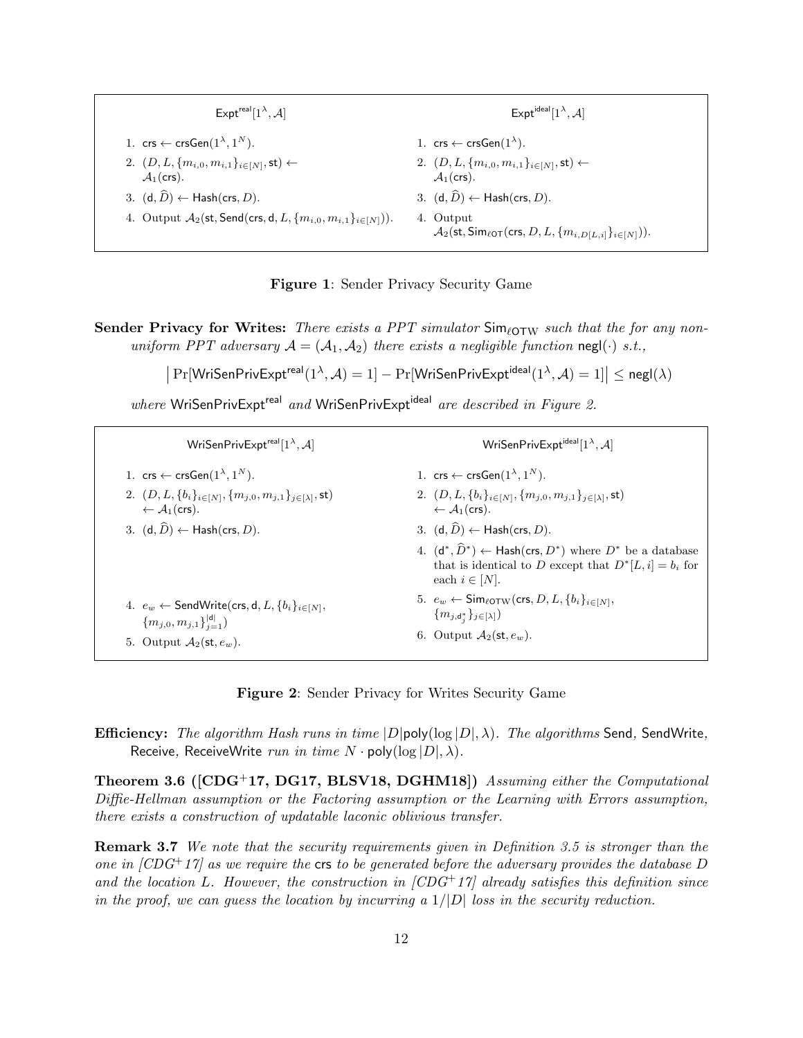| $\mathsf{Expt}^{\mathsf{real}}[1^\lambda, \mathcal{A}]$ | $\mathsf{Expt}^{\mathsf{ideal}}[1^\lambda, \mathcal{A}]$ |
| --- | --- |
| 1. $\mathsf{crs} \leftarrow \mathsf{crsGen}(1^\lambda, 1^N)$. | 1. $\mathsf{crs} \leftarrow \mathsf{crsGen}(1^\lambda)$. |
| 2. $(D, L, \{m_{i,0}, m_{i,1}\}_{i\in[N]}, \mathsf{st}) \leftarrow \mathcal{A}_1(\mathsf{crs})$. | 2. $(D, L, \{m_{i,0}, m_{i,1}\}_{i\in[N]}, \mathsf{st}) \leftarrow \mathcal{A}_1(\mathsf{crs})$. |
| 3. $(\mathsf{d}, \widehat{D}) \leftarrow \mathsf{Hash}(\mathsf{crs}, D)$. | 3. $(\mathsf{d}, \widehat{D}) \leftarrow \mathsf{Hash}(\mathsf{crs}, D)$. |
| 4. Output $\mathcal{A}_2(\mathsf{st}, \mathsf{Send}(\mathsf{crs}, \mathsf{d}, L, \{m_{i,0}, m_{i,1}\}_{i\in[N]}))$. | 4. Output $\mathcal{A}_2(\mathsf{st}, \mathsf{Sim}_{\ell\mathsf{OT}}(\mathsf{crs}, D, L, \{m_{i,D[L,i]}\}_{i\in[N]}))$. |

**Figure 1**: Sender Privacy Security Game

**Sender Privacy for Writes:** *There exists a PPT simulator $\mathsf{Sim}_{\ell\mathrm{OTW}}$ such that the for any non-uniform PPT adversary $\mathcal{A} = (\mathcal{A}_1, \mathcal{A}_2)$ there exists a negligible function $\mathsf{negl}(\cdot)$ s.t.,*

$$\left| \Pr[\mathsf{WriSenPrivExpt}^{\mathsf{real}}(1^\lambda, \mathcal{A}) = 1] - \Pr[\mathsf{WriSenPrivExpt}^{\mathsf{ideal}}(1^\lambda, \mathcal{A}) = 1] \right| \leq \mathsf{negl}(\lambda)$$

*where* $\mathsf{WriSenPrivExpt}^{\mathsf{real}}$ *and* $\mathsf{WriSenPrivExpt}^{\mathsf{ideal}}$ *are described in Figure 2.*

| $\mathsf{WriSenPrivExpt}^{\mathsf{real}}[1^\lambda, \mathcal{A}]$ | $\mathsf{WriSenPrivExpt}^{\mathsf{ideal}}[1^\lambda, \mathcal{A}]$ |
| --- | --- |
| 1. $\mathsf{crs} \leftarrow \mathsf{crsGen}(1^\lambda, 1^N)$. | 1. $\mathsf{crs} \leftarrow \mathsf{crsGen}(1^\lambda, 1^N)$. |
| 2. $(D, L, \{b_i\}_{i\in[N]}, \{m_{j,0}, m_{j,1}\}_{j\in[\lambda]}, \mathsf{st}) \leftarrow \mathcal{A}_1(\mathsf{crs})$. | 2. $(D, L, \{b_i\}_{i\in[N]}, \{m_{j,0}, m_{j,1}\}_{j\in[\lambda]}, \mathsf{st}) \leftarrow \mathcal{A}_1(\mathsf{crs})$. |
| 3. $(\mathsf{d}, \widehat{D}) \leftarrow \mathsf{Hash}(\mathsf{crs}, D)$. | 3. $(\mathsf{d}, \widehat{D}) \leftarrow \mathsf{Hash}(\mathsf{crs}, D)$. |
| | 4. $(\mathsf{d}^*, \widehat{D}^*) \leftarrow \mathsf{Hash}(\mathsf{crs}, D^*)$ where $D^*$ be a database that is identical to $D$ except that $D^*[L, i] = b_i$ for each $i \in [N]$. |
| 4. $e_w \leftarrow \mathsf{SendWrite}(\mathsf{crs}, \mathsf{d}, L, \{b_i\}_{i\in[N]}, \{m_{j,0}, m_{j,1}\}_{j=1}^{\lvert\mathsf{d}\rvert})$ | 5. $e_w \leftarrow \mathsf{Sim}_{\ell\mathrm{OTW}}(\mathsf{crs}, D, L, \{b_i\}_{i\in[N]}, \{m_{j,\mathsf{d}^*_j}\}_{j\in[\lambda]})$ |
| 5. Output $\mathcal{A}_2(\mathsf{st}, e_w)$. | 6. Output $\mathcal{A}_2(\mathsf{st}, e_w)$. |

**Figure 2**: Sender Privacy for Writes Security Game

**Efficiency:** *The algorithm Hash runs in time $|D|\mathsf{poly}(\log |D|, \lambda)$. The algorithms* $\mathsf{Send}$, $\mathsf{SendWrite}$, $\mathsf{Receive}$, $\mathsf{ReceiveWrite}$ *run in time $N \cdot \mathsf{poly}(\log |D|, \lambda)$.*

**Theorem 3.6 ([CDG+17, DG17, BLSV18, DGHM18])** *Assuming either the Computational Diffie-Hellman assumption or the Factoring assumption or the Learning with Errors assumption, there exists a construction of updatable laconic oblivious transfer.*

**Remark 3.7** *We note that the security requirements given in Definition 3.5 is stronger than the one in [CDG+17] as we require the* $\mathsf{crs}$ *to be generated before the adversary provides the database $D$ and the location $L$. However, the construction in [CDG+17] already satisfies this definition since in the proof, we can guess the location by incurring a $1/|D|$ loss in the security reduction.*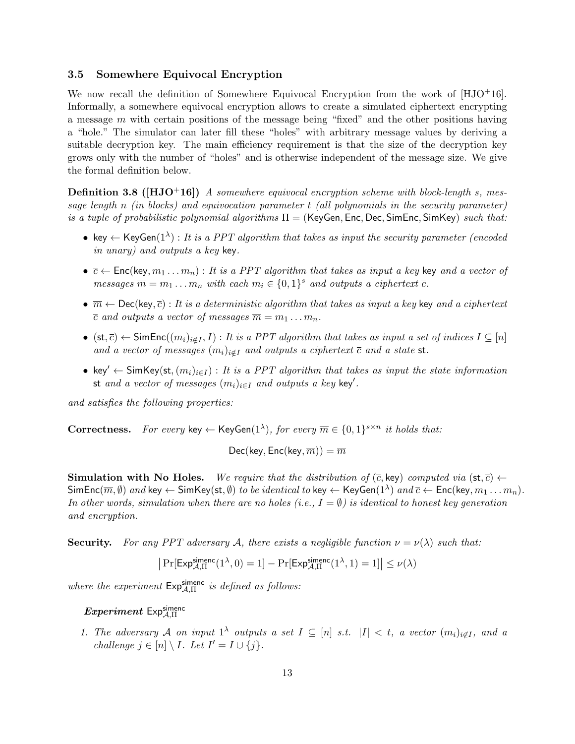### 3.5 Somewhere Equivocal Encryption

We now recall the definition of Somewhere Equivocal Encryption from the work of [HJO+16]. Informally, a somewhere equivocal encryption allows to create a simulated ciphertext encrypting a message $m$ with certain positions of the message being "fixed" and the other positions having a "hole." The simulator can later fill these "holes" with arbitrary message values by deriving a suitable decryption key. The main efficiency requirement is that the size of the decryption key grows only with the number of "holes" and is otherwise independent of the message size. We give the formal definition below.

**Definition 3.8 ([HJO+16])** *A somewhere equivocal encryption scheme with block-length $s$, message length $n$ (in blocks) and equivocation parameter $t$ (all polynomials in the security parameter) is a tuple of probabilistic polynomial algorithms $\Pi = (\mathsf{KeyGen}, \mathsf{Enc}, \mathsf{Dec}, \mathsf{SimEnc}, \mathsf{SimKey})$ such that:*

- $\mathsf{key} \leftarrow \mathsf{KeyGen}(1^\lambda)$ : *It is a PPT algorithm that takes as input the security parameter (encoded in unary) and outputs a key* $\mathsf{key}$.
- $\overline{c} \leftarrow \mathsf{Enc}(\mathsf{key}, m_1 \dots m_n)$ : *It is a PPT algorithm that takes as input a key* $\mathsf{key}$ *and a vector of messages $\overline{m} = m_1 \dots m_n$ with each $m_i \in \{0,1\}^s$ and outputs a ciphertext $\overline{c}$.*
- $\overline{m} \leftarrow \mathsf{Dec}(\mathsf{key}, \overline{c})$ : *It is a deterministic algorithm that takes as input a key* $\mathsf{key}$ *and a ciphertext $\overline{c}$ and outputs a vector of messages $\overline{m} = m_1 \dots m_n$.*
- $(\mathsf{st}, \overline{c}) \leftarrow \mathsf{SimEnc}((m_i)_{i \notin I}, I)$ : *It is a PPT algorithm that takes as input a set of indices $I \subseteq [n]$ and a vector of messages $(m_i)_{i \notin I}$ and outputs a ciphertext $\overline{c}$ and a state* $\mathsf{st}$.
- $\mathsf{key}' \leftarrow \mathsf{SimKey}(\mathsf{st}, (m_i)_{i \in I})$ : *It is a PPT algorithm that takes as input the state information* $\mathsf{st}$ *and a vector of messages $(m_i)_{i \in I}$ and outputs a key* $\mathsf{key}'$.

*and satisfies the following properties:*

**Correctness.** *For every* $\mathsf{key} \leftarrow \mathsf{KeyGen}(1^\lambda)$*, for every $\overline{m} \in \{0,1\}^{s \times n}$ it holds that:*

$$\mathsf{Dec}(\mathsf{key}, \mathsf{Enc}(\mathsf{key}, \overline{m})) = \overline{m}$$

**Simulation with No Holes.** *We require that the distribution of $(\overline{c}, \mathsf{key})$ computed via $(\mathsf{st}, \overline{c}) \leftarrow \mathsf{SimEnc}(\overline{m}, \emptyset)$ and $\mathsf{key} \leftarrow \mathsf{SimKey}(\mathsf{st}, \emptyset)$ to be identical to $\mathsf{key} \leftarrow \mathsf{KeyGen}(1^\lambda)$ and $\overline{c} \leftarrow \mathsf{Enc}(\mathsf{key}, m_1 \dots m_n)$. In other words, simulation when there are no holes (i.e., $I = \emptyset$) is identical to honest key generation and encryption.*

**Security.** *For any PPT adversary $\mathcal{A}$, there exists a negligible function $\nu = \nu(\lambda)$ such that:*

$$\left| \Pr[\mathsf{Exp}^{\mathsf{simenc}}_{\mathcal{A},\Pi}(1^\lambda, 0) = 1] - \Pr[\mathsf{Exp}^{\mathsf{simenc}}_{\mathcal{A},\Pi}(1^\lambda, 1) = 1] \right| \leq \nu(\lambda)$$

*where the experiment $\mathsf{Exp}^{\mathsf{simenc}}_{\mathcal{A},\Pi}$ is defined as follows:*

***Experiment*** $\mathsf{Exp}^{\mathsf{simenc}}_{\mathcal{A},\Pi}$

1. *The adversary $\mathcal{A}$ on input $1^\lambda$ outputs a set $I \subseteq [n]$ s.t. $|I| < t$, a vector $(m_i)_{i \notin I}$, and a challenge $j \in [n] \setminus I$. Let $I' = I \cup \{j\}$.*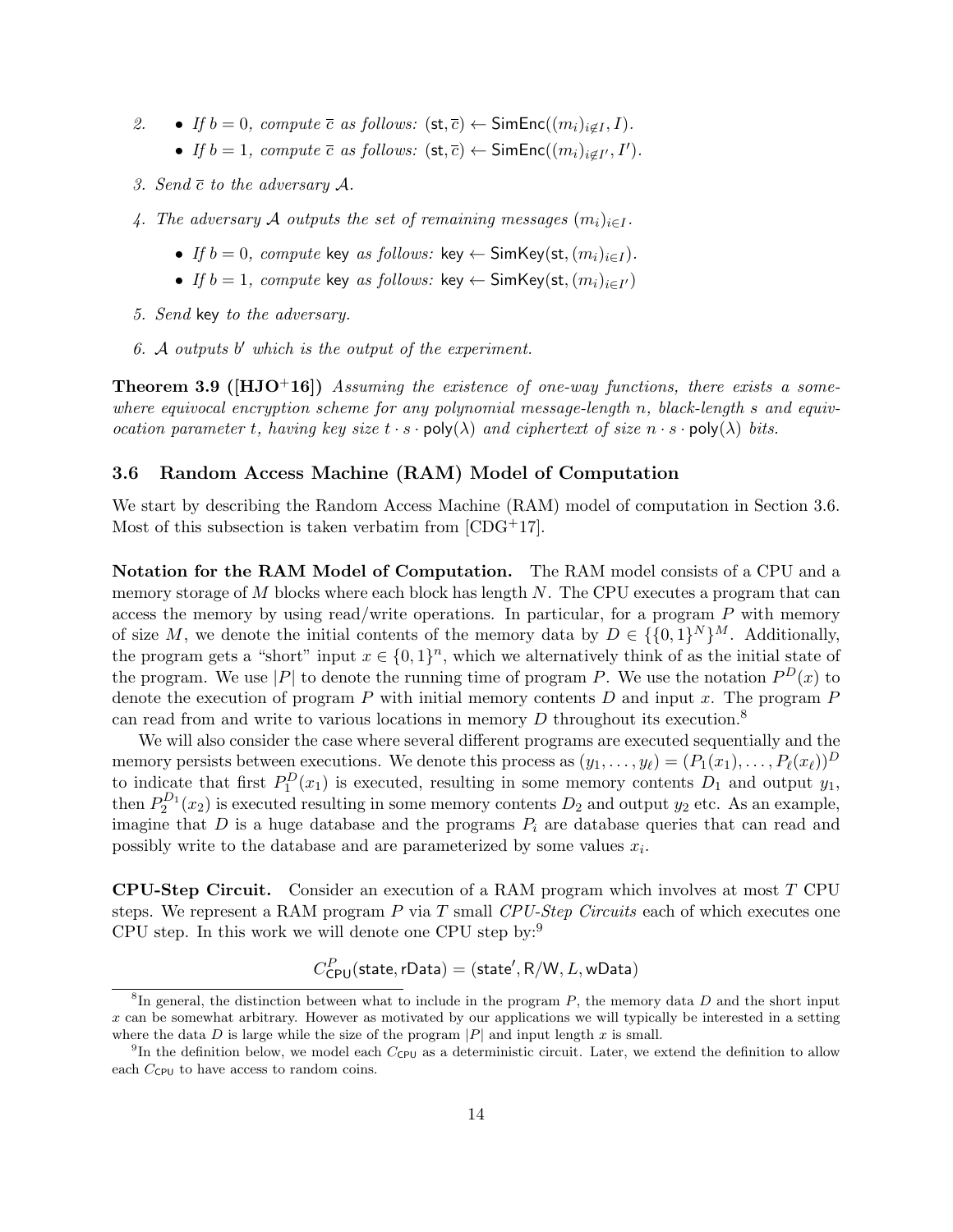2. 
   - *If $b = 0$, compute $\overline{c}$ as follows:* $(\mathsf{st}, \overline{c}) \leftarrow \mathsf{SimEnc}((m_i)_{i \notin I}, I)$.
   - *If $b = 1$, compute $\overline{c}$ as follows:* $(\mathsf{st}, \overline{c}) \leftarrow \mathsf{SimEnc}((m_i)_{i \notin I'}, I')$.

3. *Send $\overline{c}$ to the adversary $\mathcal{A}$.*

4. *The adversary $\mathcal{A}$ outputs the set of remaining messages $(m_i)_{i \in I}$.*
   - *If $b = 0$, compute* $\mathsf{key}$ *as follows:* $\mathsf{key} \leftarrow \mathsf{SimKey}(\mathsf{st}, (m_i)_{i \in I})$.
   - *If $b = 1$, compute* $\mathsf{key}$ *as follows:* $\mathsf{key} \leftarrow \mathsf{SimKey}(\mathsf{st}, (m_i)_{i \in I'})$

5. *Send* $\mathsf{key}$ *to the adversary.*

6. *$\mathcal{A}$ outputs $b'$ which is the output of the experiment.*

**Theorem 3.9 ([HJO+16])** *Assuming the existence of one-way functions, there exists a somewhere equivocal encryption scheme for any polynomial message-length $n$, black-length $s$ and equivocation parameter $t$, having key size $t \cdot s \cdot \mathsf{poly}(\lambda)$ and ciphertext of size $n \cdot s \cdot \mathsf{poly}(\lambda)$ bits.*

### 3.6 Random Access Machine (RAM) Model of Computation

We start by describing the Random Access Machine (RAM) model of computation in Section 3.6. Most of this subsection is taken verbatim from [CDG+17].

**Notation for the RAM Model of Computation.** The RAM model consists of a CPU and a memory storage of $M$ blocks where each block has length $N$. The CPU executes a program that can access the memory by using read/write operations. In particular, for a program $P$ with memory of size $M$, we denote the initial contents of the memory data by $D \in \{\{0,1\}^N\}^M$. Additionally, the program gets a "short" input $x \in \{0,1\}^n$, which we alternatively think of as the initial state of the program. We use $|P|$ to denote the running time of program $P$. We use the notation $P^D(x)$ to denote the execution of program $P$ with initial memory contents $D$ and input $x$. The program $P$ can read from and write to various locations in memory $D$ throughout its execution.[8]

We will also consider the case where several different programs are executed sequentially and the memory persists between executions. We denote this process as $(y_1, \ldots, y_\ell) = (P_1(x_1), \ldots, P_\ell(x_\ell))^D$ to indicate that first $P_1^D(x_1)$ is executed, resulting in some memory contents $D_1$ and output $y_1$, then $P_2^{D_1}(x_2)$ is executed resulting in some memory contents $D_2$ and output $y_2$ etc. As an example, imagine that $D$ is a huge database and the programs $P_i$ are database queries that can read and possibly write to the database and are parameterized by some values $x_i$.

**CPU-Step Circuit.** Consider an execution of a RAM program which involves at most $T$ CPU steps. We represent a RAM program $P$ via $T$ small *CPU-Step Circuits* each of which executes one CPU step. In this work we will denote one CPU step by:[9]

$$C^P_{\mathsf{CPU}}(\mathsf{state}, \mathsf{rData}) = (\mathsf{state}', \mathsf{R/W}, L, \mathsf{wData})$$

[8] In general, the distinction between what to include in the program $P$, the memory data $D$ and the short input $x$ can be somewhat arbitrary. However as motivated by our applications we will typically be interested in a setting where the data $D$ is large while the size of the program $|P|$ and input length $x$ is small.

[9] In the definition below, we model each $C_{\mathsf{CPU}}$ as a deterministic circuit. Later, we extend the definition to allow each $C_{\mathsf{CPU}}$ to have access to random coins.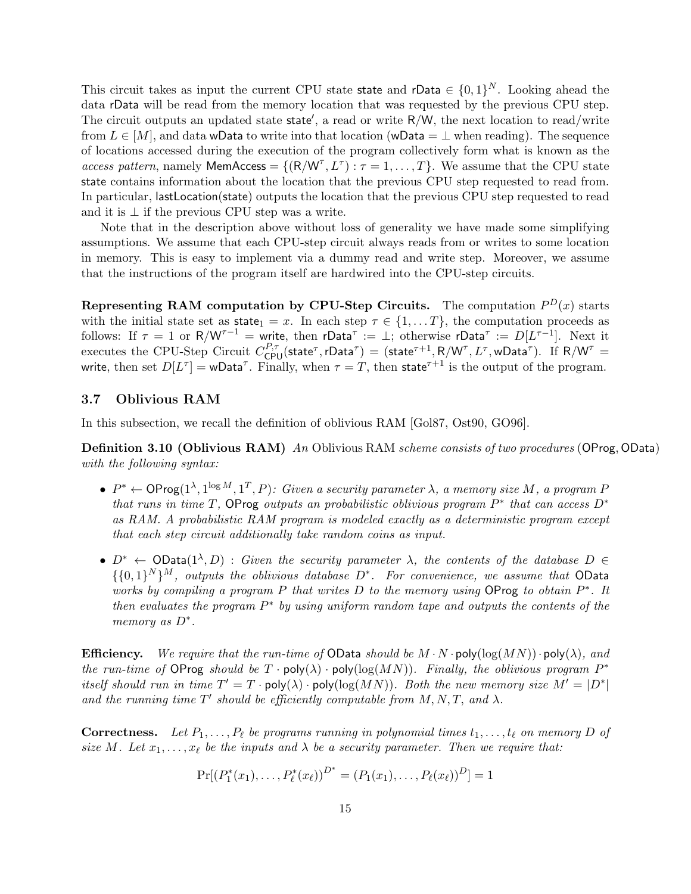This circuit takes as input the current CPU state $\mathsf{state}$ and $\mathsf{rData} \in \{0,1\}^N$. Looking ahead the data $\mathsf{rData}$ will be read from the memory location that was requested by the previous CPU step. The circuit outputs an updated state $\mathsf{state}'$, a read or write $\mathsf{R/W}$, the next location to read/write from $L \in [M]$, and data $\mathsf{wData}$ to write into that location ($\mathsf{wData} = \perp$ when reading). The sequence of locations accessed during the execution of the program collectively form what is known as the *access pattern*, namely $\mathsf{MemAccess} = \{(\mathsf{R/W}^\tau, L^\tau) : \tau = 1, \ldots, T\}$. We assume that the CPU state $\mathsf{state}$ contains information about the location that the previous CPU step requested to read from. In particular, $\mathsf{lastLocation}(\mathsf{state})$ outputs the location that the previous CPU step requested to read and it is $\perp$ if the previous CPU step was a write.

Note that in the description above without loss of generality we have made some simplifying assumptions. We assume that each CPU-step circuit always reads from or writes to some location in memory. This is easy to implement via a dummy read and write step. Moreover, we assume that the instructions of the program itself are hardwired into the CPU-step circuits.

**Representing RAM computation by CPU-Step Circuits.** The computation $P^D(x)$ starts with the initial state set as $\mathsf{state}_1 = x$. In each step $\tau \in \{1, \ldots T\}$, the computation proceeds as follows: If $\tau = 1$ or $\mathsf{R/W}^{\tau-1} = \mathsf{write}$, then $\mathsf{rData}^\tau := \perp$; otherwise $\mathsf{rData}^\tau := D[L^{\tau-1}]$. Next it executes the CPU-Step Circuit $C^{P,\tau}_{\mathsf{CPU}}(\mathsf{state}^\tau, \mathsf{rData}^\tau) = (\mathsf{state}^{\tau+1}, \mathsf{R/W}^\tau, L^\tau, \mathsf{wData}^\tau)$. If $\mathsf{R/W}^\tau = \mathsf{write}$, then set $D[L^\tau] = \mathsf{wData}^\tau$. Finally, when $\tau = T$, then $\mathsf{state}^{\tau+1}$ is the output of the program.

### 3.7 Oblivious RAM

In this subsection, we recall the definition of oblivious RAM [Gol87, Ost90, GO96].

**Definition 3.10 (Oblivious RAM)** *An* Oblivious RAM *scheme consists of two procedures* $(\mathsf{OProg}, \mathsf{OData})$ *with the following syntax:*

- $P^* \leftarrow \mathsf{OProg}(1^\lambda, 1^{\log M}, 1^T, P)$*: Given a security parameter $\lambda$, a memory size $M$, a program $P$ that runs in time $T$,* $\mathsf{OProg}$ *outputs an probabilistic oblivious program $P^*$ that can access $D^*$ as RAM. A probabilistic RAM program is modeled exactly as a deterministic program except that each step circuit additionally take random coins as input.*

- $D^* \leftarrow \mathsf{OData}(1^\lambda, D)$ *: Given the security parameter $\lambda$, the contents of the database $D \in \{\{0,1\}^N\}^M$, outputs the oblivious database $D^*$. For convenience, we assume that* $\mathsf{OData}$ *works by compiling a program $P$ that writes $D$ to the memory using* $\mathsf{OProg}$ *to obtain $P^*$. It then evaluates the program $P^*$ by using uniform random tape and outputs the contents of the memory as $D^*$.*

**Efficiency.** *We require that the run-time of* $\mathsf{OData}$ *should be $M \cdot N \cdot \mathsf{poly}(\log(MN)) \cdot \mathsf{poly}(\lambda)$, and the run-time of* $\mathsf{OProg}$ *should be $T \cdot \mathsf{poly}(\lambda) \cdot \mathsf{poly}(\log(MN))$. Finally, the oblivious program $P^*$ itself should run in time $T' = T \cdot \mathsf{poly}(\lambda) \cdot \mathsf{poly}(\log(MN))$. Both the new memory size $M' = |D^*|$ and the running time $T'$ should be efficiently computable from $M, N, T$, and $\lambda$.*

**Correctness.** *Let $P_1, \ldots, P_\ell$ be programs running in polynomial times $t_1, \ldots, t_\ell$ on memory $D$ of size $M$. Let $x_1, \ldots, x_\ell$ be the inputs and $\lambda$ be a security parameter. Then we require that:*

$$\Pr[(P_1^*(x_1), \ldots, P_\ell^*(x_\ell))^{D^*} = (P_1(x_1), \ldots, P_\ell(x_\ell))^D] = 1$$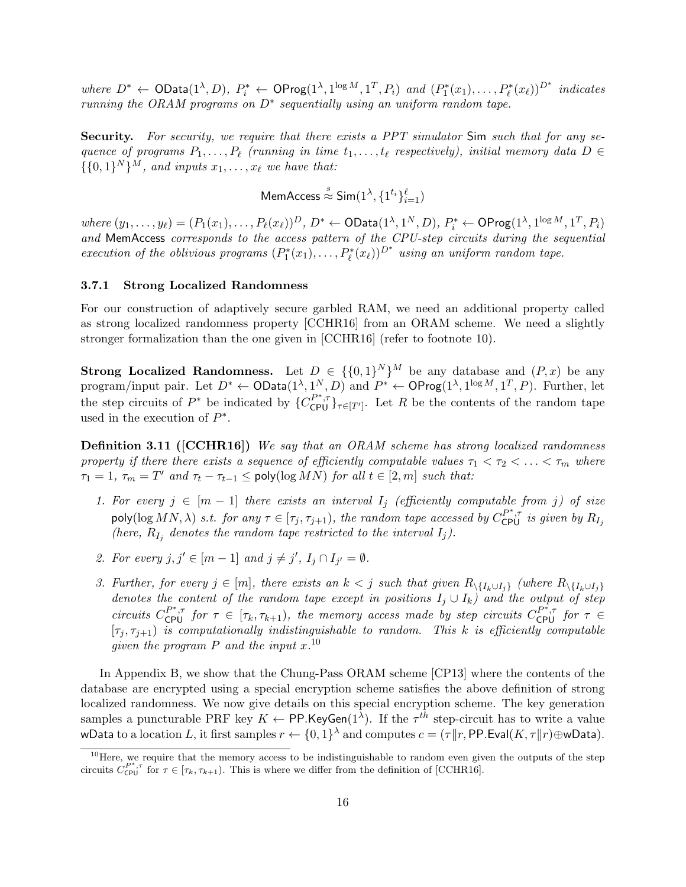*where* $D^* \leftarrow \mathsf{OData}(1^\lambda, D)$*,* $P_i^* \leftarrow \mathsf{OProg}(1^\lambda, 1^{\log M}, 1^T, P_i)$ *and* $(P_1^*(x_1), \ldots, P_\ell^*(x_\ell))^{D^*}$ *indicates running the ORAM programs on* $D^*$ *sequentially using an uniform random tape.*

**Security.** *For security, we require that there exists a PPT simulator* $\mathsf{Sim}$ *such that for any sequence of programs* $P_1, \ldots, P_\ell$ *(running in time* $t_1, \ldots, t_\ell$ *respectively), initial memory data* $D \in \{\{0,1\}^N\}^M$*, and inputs* $x_1, \ldots, x_\ell$ *we have that:*

$$\mathsf{MemAccess} \overset{s}{\approx} \mathsf{Sim}(1^\lambda, \{1^{t_i}\}_{i=1}^{\ell})$$

*where* $(y_1, \ldots, y_\ell) = (P_1(x_1), \ldots, P_\ell(x_\ell))^D$*,* $D^* \leftarrow \mathsf{OData}(1^\lambda, 1^N, D)$*,* $P_i^* \leftarrow \mathsf{OProg}(1^\lambda, 1^{\log M}, 1^T, P_i)$ *and* $\mathsf{MemAccess}$ *corresponds to the access pattern of the CPU-step circuits during the sequential execution of the oblivious programs* $(P_1^*(x_1), \ldots, P_\ell^*(x_\ell))^{D^*}$ *using an uniform random tape.*

### 3.7.1 Strong Localized Randomness

For our construction of adaptively secure garbled RAM, we need an additional property called as strong localized randomness property [CCHR16] from an ORAM scheme. We need a slightly stronger formalization than the one given in [CCHR16] (refer to footnote 10).

**Strong Localized Randomness.** Let $D \in \{\{0,1\}^N\}^M$ be any database and $(P, x)$ be any program/input pair. Let $D^* \leftarrow \mathsf{OData}(1^\lambda, 1^N, D)$ and $P^* \leftarrow \mathsf{OProg}(1^\lambda, 1^{\log M}, 1^T, P)$. Further, let the step circuits of $P^*$ be indicated by $\{C_{\mathsf{CPU}}^{P^*,\tau}\}_{\tau \in [T']}$. Let $R$ be the contents of the random tape used in the execution of $P^*$.

**Definition 3.11 ([CCHR16])** *We say that an ORAM scheme has strong localized randomness property if there there exists a sequence of efficiently computable values* $\tau_1 < \tau_2 < \ldots < \tau_m$ *where* $\tau_1 = 1$*,* $\tau_m = T'$ *and* $\tau_t - \tau_{t-1} \leq \mathsf{poly}(\log MN)$ *for all* $t \in [2, m]$ *such that:*

1. *For every* $j \in [m-1]$ *there exists an interval* $I_j$ *(efficiently computable from* $j$*) of size* $\mathsf{poly}(\log MN, \lambda)$ *s.t. for any* $\tau \in [\tau_j, \tau_{j+1})$*, the random tape accessed by* $C_{\mathsf{CPU}}^{P^*,\tau}$ *is given by* $R_{I_j}$ *(here,* $R_{I_j}$ *denotes the random tape restricted to the interval* $I_j$*).*
2. *For every* $j, j' \in [m-1]$ *and* $j \neq j'$*,* $I_j \cap I_{j'} = \emptyset$*.*
3. *Further, for every* $j \in [m]$*, there exists an* $k < j$ *such that given* $R_{\setminus\{I_k \cup I_j\}}$ *(where* $R_{\setminus\{I_k \cup I_j\}}$ *denotes the content of the random tape except in positions* $I_j \cup I_k$*) and the output of step circuits* $C_{\mathsf{CPU}}^{P^*,\tau}$ *for* $\tau \in [\tau_k, \tau_{k+1})$*, the memory access made by step circuits* $C_{\mathsf{CPU}}^{P^*,\tau}$ *for* $\tau \in [\tau_j, \tau_{j+1})$ *is computationally indistinguishable to random. This* $k$ *is efficiently computable given the program* $P$ *and the input* $x$*.*[10]

In Appendix B, we show that the Chung-Pass ORAM scheme [CP13] where the contents of the database are encrypted using a special encryption scheme satisfies the above definition of strong localized randomness. We now give details on this special encryption scheme. The key generation samples a puncturable PRF key $K \leftarrow \mathsf{PP.KeyGen}(1^\lambda)$. If the $\tau^{th}$ step-circuit has to write a value $\mathsf{wData}$ to a location $L$, it first samples $r \leftarrow \{0,1\}^\lambda$ and computes $c = (\tau \| r, \mathsf{PP.Eval}(K, \tau \| r) \oplus \mathsf{wData})$.

[10] Here, we require that the memory access to be indistinguishable to random even given the outputs of the step circuits $C_{\mathsf{CPU}}^{P^*,\tau}$ for $\tau \in [\tau_k, \tau_{k+1})$. This is where we differ from the definition of [CCHR16].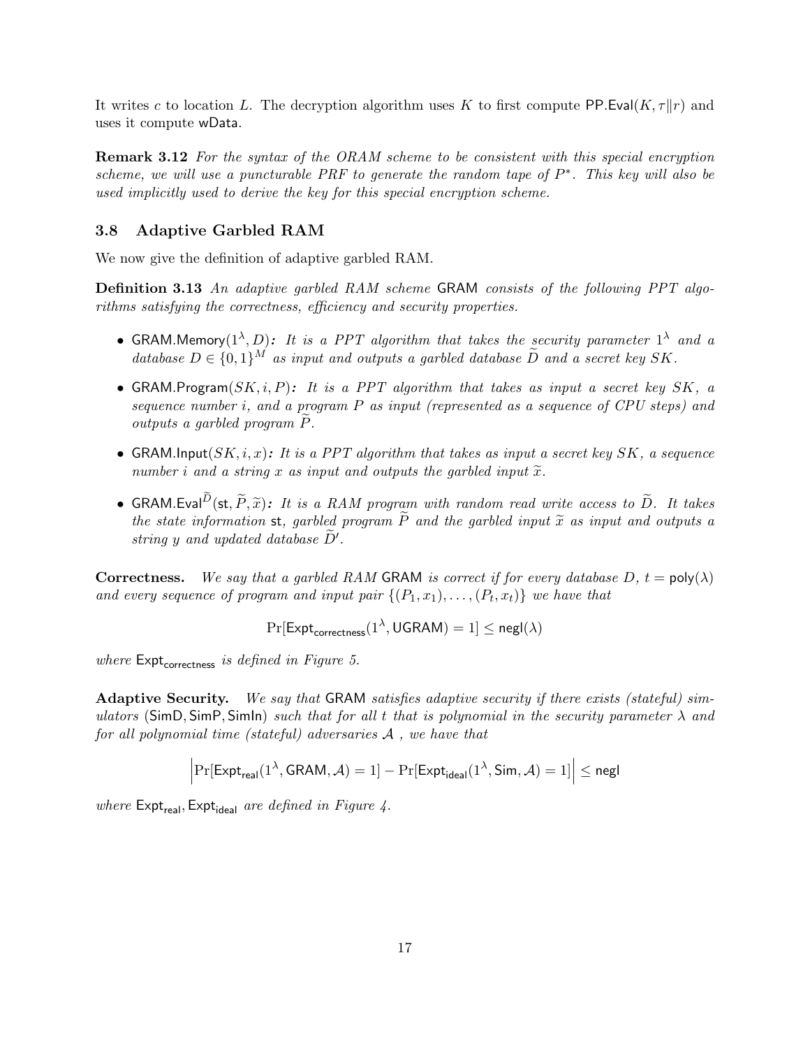It writes $c$ to location $L$. The decryption algorithm uses $K$ to first compute $\mathsf{PP.Eval}(K, \tau \| r)$ and uses it compute $\mathsf{wData}$.

**Remark 3.12** *For the syntax of the ORAM scheme to be consistent with this special encryption scheme, we will use a puncturable PRF to generate the random tape of $P^*$. This key will also be used implicitly used to derive the key for this special encryption scheme.*

## 3.8 Adaptive Garbled RAM

We now give the definition of adaptive garbled RAM.

**Definition 3.13** *An adaptive garbled RAM scheme* GRAM *consists of the following PPT algorithms satisfying the correctness, efficiency and security properties.*

- $\mathsf{GRAM.Memory}(1^\lambda, D)$*: It is a PPT algorithm that takes the security parameter $1^\lambda$ and a database $D \in \{0,1\}^M$ as input and outputs a garbled database $\widetilde{D}$ and a secret key $SK$.*
- $\mathsf{GRAM.Program}(SK, i, P)$*: It is a PPT algorithm that takes as input a secret key $SK$, a sequence number $i$, and a program $P$ as input (represented as a sequence of CPU steps) and outputs a garbled program $\widetilde{P}$.*
- $\mathsf{GRAM.Input}(SK, i, x)$*: It is a PPT algorithm that takes as input a secret key $SK$, a sequence number $i$ and a string $x$ as input and outputs the garbled input $\widetilde{x}$.*
- $\mathsf{GRAM.Eval}^{\widetilde{D}}(\mathsf{st}, \widetilde{P}, \widetilde{x})$*: It is a RAM program with random read write access to $\widetilde{D}$. It takes the state information* st*, garbled program $\widetilde{P}$ and the garbled input $\widetilde{x}$ as input and outputs a string $y$ and updated database $\widetilde{D}'$.*

**Correctness.** *We say that a garbled RAM* GRAM *is correct if for every database $D$, $t = \mathsf{poly}(\lambda)$ and every sequence of program and input pair $\{(P_1, x_1), \ldots, (P_t, x_t)\}$ we have that*

$$\Pr[\mathsf{Expt}_{\mathsf{correctness}}(1^\lambda, \mathsf{UGRAM}) = 1] \leq \mathsf{negl}(\lambda)$$

*where* $\mathsf{Expt}_{\mathsf{correctness}}$ *is defined in Figure 5.*

**Adaptive Security.** *We say that* GRAM *satisfies adaptive security if there exists (stateful) simulators* $(\mathsf{SimD}, \mathsf{SimP}, \mathsf{SimIn})$ *such that for all $t$ that is polynomial in the security parameter $\lambda$ and for all polynomial time (stateful) adversaries $\mathcal{A}$ , we have that*

$$\left| \Pr[\mathsf{Expt}_{\mathsf{real}}(1^\lambda, \mathsf{GRAM}, \mathcal{A}) = 1] - \Pr[\mathsf{Expt}_{\mathsf{ideal}}(1^\lambda, \mathsf{Sim}, \mathcal{A}) = 1] \right| \leq \mathsf{negl}$$

*where* $\mathsf{Expt}_{\mathsf{real}}, \mathsf{Expt}_{\mathsf{ideal}}$ *are defined in Figure 4.*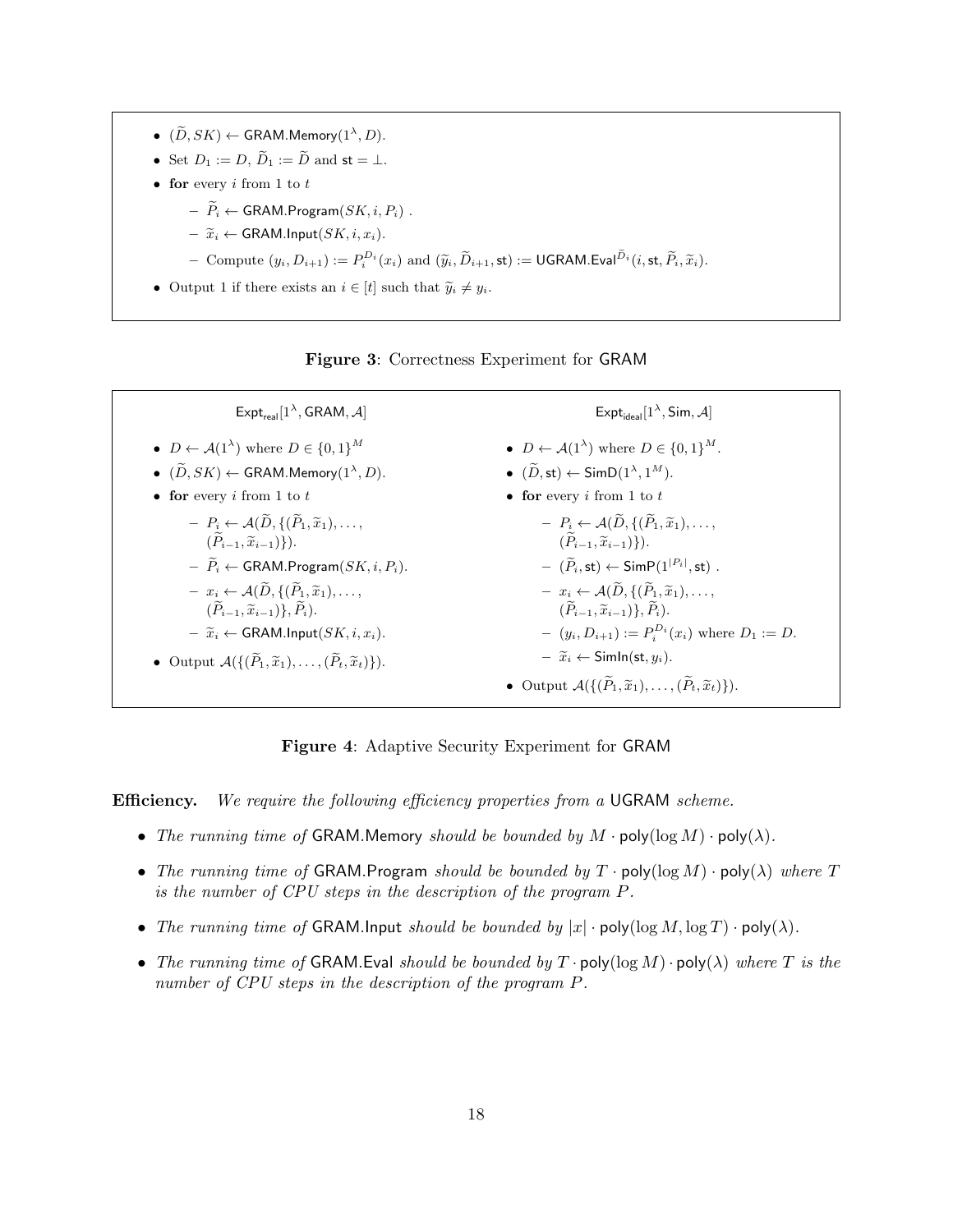- $(\widetilde{D}, SK) \leftarrow \mathsf{GRAM.Memory}(1^\lambda, D)$.
- Set $D_1 := D$, $\widetilde{D}_1 := \widetilde{D}$ and $\mathsf{st} = \bot$.
- **for** every $i$ from 1 to $t$
  - $\widetilde{P}_i \leftarrow \mathsf{GRAM.Program}(SK, i, P_i)$ .
  - $\widetilde{x}_i \leftarrow \mathsf{GRAM.Input}(SK, i, x_i)$.
  - Compute $(y_i, D_{i+1}) := P_i^{D_i}(x_i)$ and $(\widetilde{y}_i, \widetilde{D}_{i+1}, \mathsf{st}) := \mathsf{UGRAM.Eval}^{\widetilde{D}_i}(i, \mathsf{st}, \widetilde{P}_i, \widetilde{x}_i)$.
- Output 1 if there exists an $i \in [t]$ such that $\widetilde{y}_i \neq y_i$.

**Figure 3**: Correctness Experiment for GRAM

$\mathsf{Expt}_{\mathsf{real}}[1^\lambda, \mathsf{GRAM}, \mathcal{A}]$

- $D \leftarrow \mathcal{A}(1^\lambda)$ where $D \in \{0,1\}^M$
- $(\widetilde{D}, SK) \leftarrow \mathsf{GRAM.Memory}(1^\lambda, D)$.
- **for** every $i$ from 1 to $t$
  - $P_i \leftarrow \mathcal{A}(\widetilde{D}, \{(\widetilde{P}_1, \widetilde{x}_1), \ldots, (\widetilde{P}_{i-1}, \widetilde{x}_{i-1})\})$.
  - $\widetilde{P}_i \leftarrow \mathsf{GRAM.Program}(SK, i, P_i)$.
  - $x_i \leftarrow \mathcal{A}(\widetilde{D}, \{(\widetilde{P}_1, \widetilde{x}_1), \ldots, (\widetilde{P}_{i-1}, \widetilde{x}_{i-1})\}, \widetilde{P}_i)$.
  - $\widetilde{x}_i \leftarrow \mathsf{GRAM.Input}(SK, i, x_i)$.
- Output $\mathcal{A}(\{(\widetilde{P}_1, \widetilde{x}_1), \ldots, (\widetilde{P}_t, \widetilde{x}_t)\})$.

$\mathsf{Expt}_{\mathsf{ideal}}[1^\lambda, \mathsf{Sim}, \mathcal{A}]$

- $D \leftarrow \mathcal{A}(1^\lambda)$ where $D \in \{0,1\}^M$.
- $(\widetilde{D}, \mathsf{st}) \leftarrow \mathsf{SimD}(1^\lambda, 1^M)$.
- **for** every $i$ from 1 to $t$
  - $P_i \leftarrow \mathcal{A}(\widetilde{D}, \{(\widetilde{P}_1, \widetilde{x}_1), \ldots, (\widetilde{P}_{i-1}, \widetilde{x}_{i-1})\})$.
  - $(\widetilde{P}_i, \mathsf{st}) \leftarrow \mathsf{SimP}(1^{|P_i|}, \mathsf{st})$ .
  - $x_i \leftarrow \mathcal{A}(\widetilde{D}, \{(\widetilde{P}_1, \widetilde{x}_1), \ldots, (\widetilde{P}_{i-1}, \widetilde{x}_{i-1})\}, \widetilde{P}_i)$.
  - $(y_i, D_{i+1}) := P_i^{D_i}(x_i)$ where $D_1 := D$.
  - $\widetilde{x}_i \leftarrow \mathsf{SimIn}(\mathsf{st}, y_i)$.
- Output $\mathcal{A}(\{(\widetilde{P}_1, \widetilde{x}_1), \ldots, (\widetilde{P}_t, \widetilde{x}_t)\})$.

**Figure 4**: Adaptive Security Experiment for GRAM

**Efficiency.** *We require the following efficiency properties from a* UGRAM *scheme.*

- *The running time of* GRAM.Memory *should be bounded by* $M \cdot \mathsf{poly}(\log M) \cdot \mathsf{poly}(\lambda)$.
- *The running time of* GRAM.Program *should be bounded by* $T \cdot \mathsf{poly}(\log M) \cdot \mathsf{poly}(\lambda)$ *where* $T$ *is the number of CPU steps in the description of the program* $P$.
- *The running time of* GRAM.Input *should be bounded by* $|x| \cdot \mathsf{poly}(\log M, \log T) \cdot \mathsf{poly}(\lambda)$.
- *The running time of* GRAM.Eval *should be bounded by* $T \cdot \mathsf{poly}(\log M) \cdot \mathsf{poly}(\lambda)$ *where* $T$ *is the number of CPU steps in the description of the program* $P$.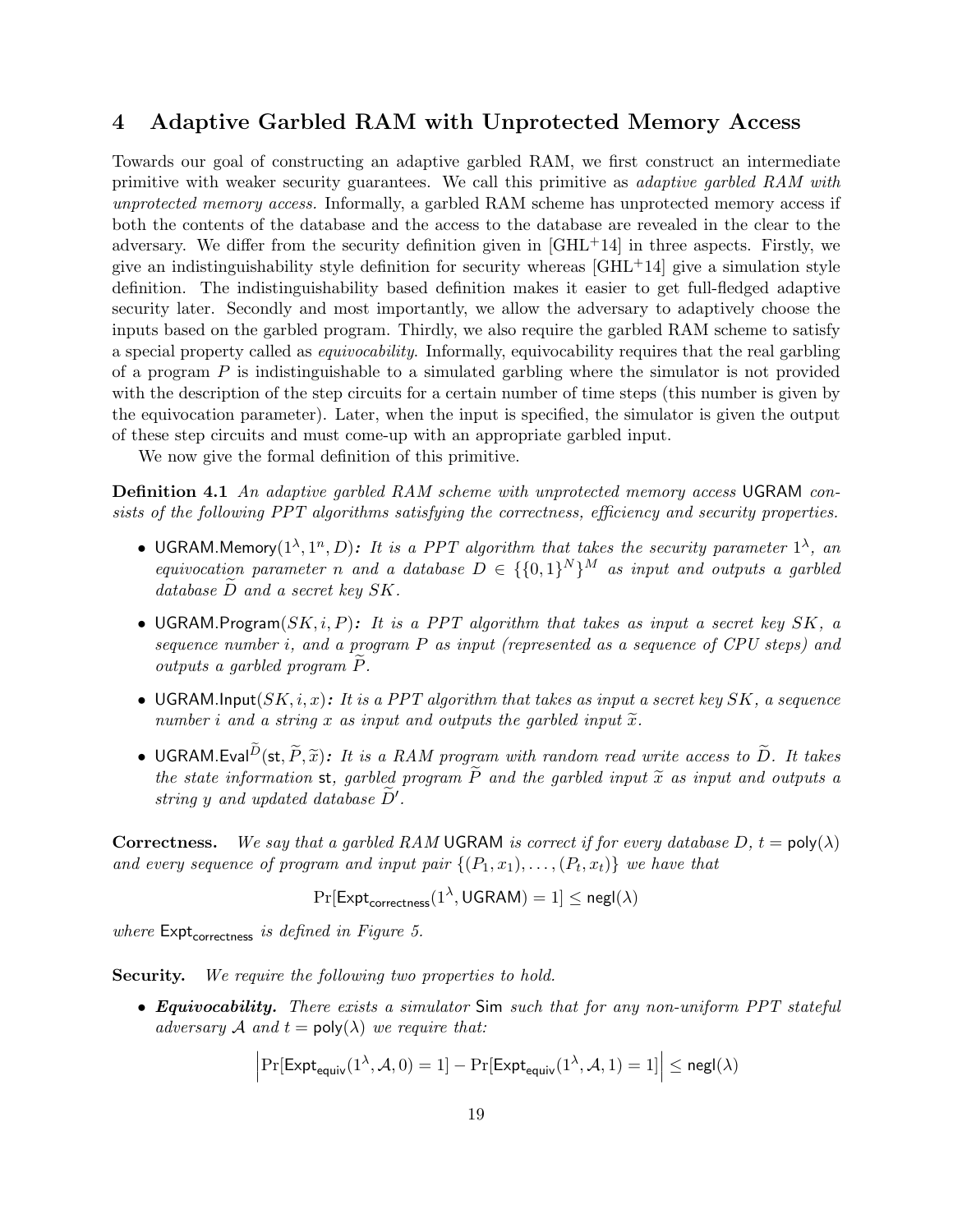## 4 Adaptive Garbled RAM with Unprotected Memory Access

Towards our goal of constructing an adaptive garbled RAM, we first construct an intermediate primitive with weaker security guarantees. We call this primitive as *adaptive garbled RAM with unprotected memory access.* Informally, a garbled RAM scheme has unprotected memory access if both the contents of the database and the access to the database are revealed in the clear to the adversary. We differ from the security definition given in [GHL+14] in three aspects. Firstly, we give an indistinguishability style definition for security whereas [GHL+14] give a simulation style definition. The indistinguishability based definition makes it easier to get full-fledged adaptive security later. Secondly and most importantly, we allow the adversary to adaptively choose the inputs based on the garbled program. Thirdly, we also require the garbled RAM scheme to satisfy a special property called as *equivocability*. Informally, equivocability requires that the real garbling of a program $P$ is indistinguishable to a simulated garbling where the simulator is not provided with the description of the step circuits for a certain number of time steps (this number is given by the equivocation parameter). Later, when the input is specified, the simulator is given the output of these step circuits and must come-up with an appropriate garbled input.

We now give the formal definition of this primitive.

**Definition 4.1** *An adaptive garbled RAM scheme with unprotected memory access* UGRAM *consists of the following PPT algorithms satisfying the correctness, efficiency and security properties.*

- $\mathsf{UGRAM.Memory}(1^\lambda, 1^n, D)$*: It is a PPT algorithm that takes the security parameter $1^\lambda$, an equivocation parameter $n$ and a database $D \in \{\{0,1\}^N\}^M$ as input and outputs a garbled database $\widetilde{D}$ and a secret key $SK$.*
- $\mathsf{UGRAM.Program}(SK, i, P)$*: It is a PPT algorithm that takes as input a secret key $SK$, a sequence number $i$, and a program $P$ as input (represented as a sequence of CPU steps) and outputs a garbled program $\widetilde{P}$.*
- $\mathsf{UGRAM.Input}(SK, i, x)$*: It is a PPT algorithm that takes as input a secret key $SK$, a sequence number $i$ and a string $x$ as input and outputs the garbled input $\widetilde{x}$.*
- $\mathsf{UGRAM.Eval}^{\widetilde{D}}(\mathsf{st}, \widetilde{P}, \widetilde{x})$*: It is a RAM program with random read write access to $\widetilde{D}$. It takes the state information* st*, garbled program $\widetilde{P}$ and the garbled input $\widetilde{x}$ as input and outputs a string $y$ and updated database $\widetilde{D}'$.*

**Correctness.** *We say that a garbled RAM* UGRAM *is correct if for every database $D$, $t = \mathsf{poly}(\lambda)$ and every sequence of program and input pair $\{(P_1, x_1), \ldots, (P_t, x_t)\}$ we have that*

$$\Pr[\mathsf{Expt}_{\mathsf{correctness}}(1^\lambda, \mathsf{UGRAM}) = 1] \leq \mathsf{negl}(\lambda)$$

*where $\mathsf{Expt}_{\mathsf{correctness}}$ is defined in Figure 5.*

**Security.** *We require the following two properties to hold.*

- ***Equivocability.*** *There exists a simulator* Sim *such that for any non-uniform PPT stateful adversary $\mathcal{A}$ and $t = \mathsf{poly}(\lambda)$ we require that:*

$$\left|\Pr[\mathsf{Expt}_{\mathsf{equiv}}(1^\lambda, \mathcal{A}, 0) = 1] - \Pr[\mathsf{Expt}_{\mathsf{equiv}}(1^\lambda, \mathcal{A}, 1) = 1]\right| \leq \mathsf{negl}(\lambda)$$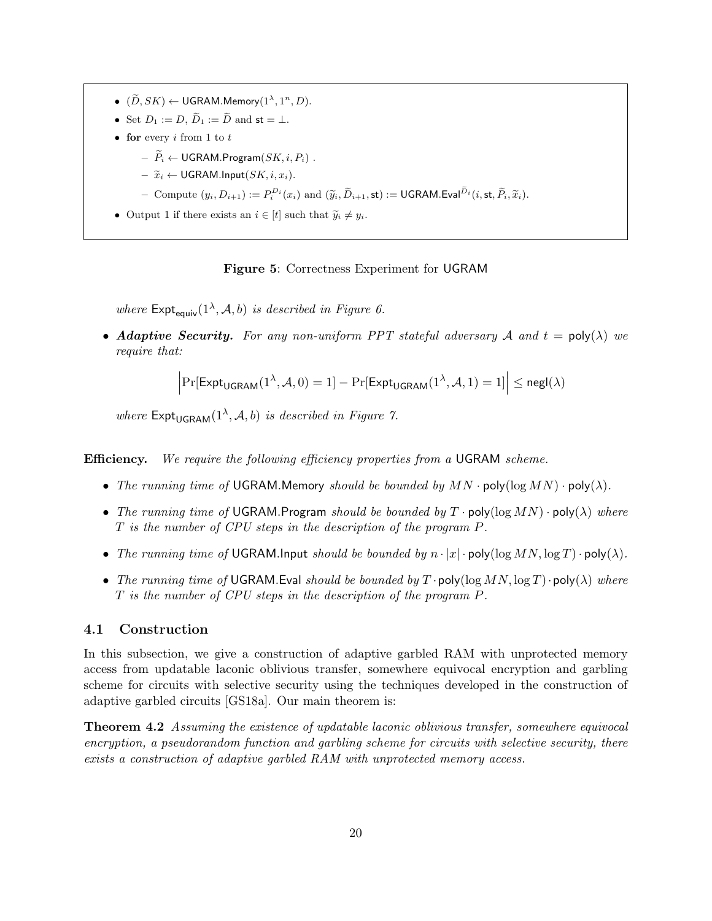- $(\widetilde{D}, SK) \leftarrow \mathsf{UGRAM.Memory}(1^\lambda, 1^n, D)$.
- Set $D_1 := D$, $\widetilde{D}_1 := \widetilde{D}$ and $\mathsf{st} = \bot$.
- **for** every $i$ from 1 to $t$
  - $\widetilde{P}_i \leftarrow \mathsf{UGRAM.Program}(SK, i, P_i)$ .
  - $\widetilde{x}_i \leftarrow \mathsf{UGRAM.Input}(SK, i, x_i)$.
  - Compute $(y_i, D_{i+1}) := P_i^{D_i}(x_i)$ and $(\widetilde{y}_i, \widetilde{D}_{i+1}, \mathsf{st}) := \mathsf{UGRAM.Eval}^{\widetilde{D}_i}(i, \mathsf{st}, \widetilde{P}_i, \widetilde{x}_i)$.
- Output 1 if there exists an $i \in [t]$ such that $\widetilde{y}_i \neq y_i$.

**Figure 5**: Correctness Experiment for UGRAM

*where* $\mathsf{Expt_{equiv}}(1^\lambda, \mathcal{A}, b)$ *is described in Figure 6.*

- ***Adaptive Security.*** *For any non-uniform PPT stateful adversary* $\mathcal{A}$ *and* $t = \mathsf{poly}(\lambda)$ *we require that:*

$$\left|\Pr[\mathsf{Expt_{UGRAM}}(1^\lambda, \mathcal{A}, 0) = 1] - \Pr[\mathsf{Expt_{UGRAM}}(1^\lambda, \mathcal{A}, 1) = 1]\right| \leq \mathsf{negl}(\lambda)$$

*where* $\mathsf{Expt_{UGRAM}}(1^\lambda, \mathcal{A}, b)$ *is described in Figure 7.*

**Efficiency.** *We require the following efficiency properties from a* UGRAM *scheme.*

- *The running time of* UGRAM.Memory *should be bounded by* $MN \cdot \mathsf{poly}(\log MN) \cdot \mathsf{poly}(\lambda)$.
- *The running time of* UGRAM.Program *should be bounded by* $T \cdot \mathsf{poly}(\log MN) \cdot \mathsf{poly}(\lambda)$ *where* $T$ *is the number of CPU steps in the description of the program* $P$.
- *The running time of* UGRAM.Input *should be bounded by* $n \cdot |x| \cdot \mathsf{poly}(\log MN, \log T) \cdot \mathsf{poly}(\lambda)$.
- *The running time of* UGRAM.Eval *should be bounded by* $T \cdot \mathsf{poly}(\log MN, \log T) \cdot \mathsf{poly}(\lambda)$ *where* $T$ *is the number of CPU steps in the description of the program* $P$.

## 4.1 Construction

In this subsection, we give a construction of adaptive garbled RAM with unprotected memory access from updatable laconic oblivious transfer, somewhere equivocal encryption and garbling scheme for circuits with selective security using the techniques developed in the construction of adaptive garbled circuits [GS18a]. Our main theorem is:

**Theorem 4.2** *Assuming the existence of updatable laconic oblivious transfer, somewhere equivocal encryption, a pseudorandom function and garbling scheme for circuits with selective security, there exists a construction of adaptive garbled RAM with unprotected memory access.*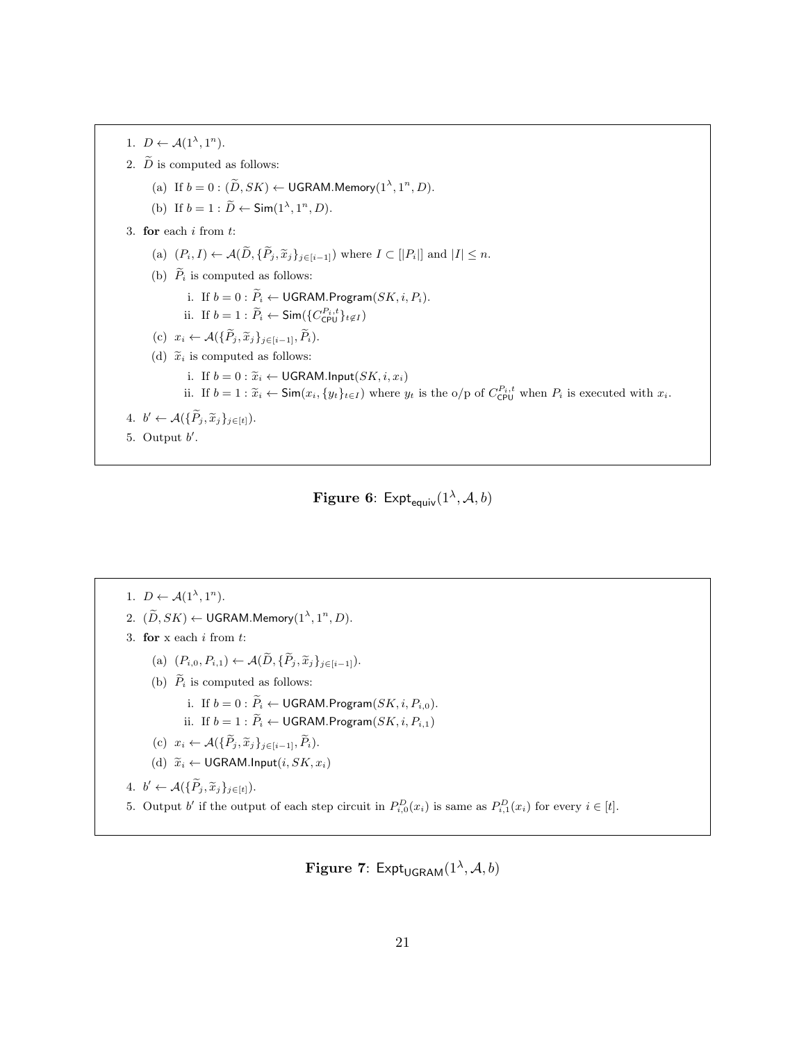1. $D \leftarrow \mathcal{A}(1^\lambda, 1^n)$.
2. $\widetilde{D}$ is computed as follows:
   (a) If $b = 0$ : $(\widetilde{D}, SK) \leftarrow \mathsf{UGRAM.Memory}(1^\lambda, 1^n, D)$.
   (b) If $b = 1$ : $\widetilde{D} \leftarrow \mathsf{Sim}(1^\lambda, 1^n, D)$.
3. **for** each $i$ from $t$:
   (a) $(P_i, I) \leftarrow \mathcal{A}(\widetilde{D}, \{\widetilde{P}_j, \widetilde{x}_j\}_{j\in[i-1]})$ where $I \subset [|P_i|]$ and $|I| \leq n$.
   (b) $\widetilde{P}_i$ is computed as follows:
      i. If $b = 0$ : $\widetilde{P}_i \leftarrow \mathsf{UGRAM.Program}(SK, i, P_i)$.
      ii. If $b = 1$ : $\widetilde{P}_i \leftarrow \mathsf{Sim}(\{C_{\mathsf{CPU}}^{P_i,t}\}_{t\notin I})$
   (c) $x_i \leftarrow \mathcal{A}(\{\widetilde{P}_j, \widetilde{x}_j\}_{j\in[i-1]}, \widetilde{P}_i)$.
   (d) $\widetilde{x}_i$ is computed as follows:
      i. If $b = 0$ : $\widetilde{x}_i \leftarrow \mathsf{UGRAM.Input}(SK, i, x_i)$
      ii. If $b = 1$ : $\widetilde{x}_i \leftarrow \mathsf{Sim}(x_i, \{y_t\}_{t\in I})$ where $y_t$ is the o/p of $C_{\mathsf{CPU}}^{P_i,t}$ when $P_i$ is executed with $x_i$.
4. $b' \leftarrow \mathcal{A}(\{\widetilde{P}_j, \widetilde{x}_j\}_{j\in[t]})$.
5. Output $b'$.

**Figure 6**: $\mathsf{Expt}_{\mathsf{equiv}}(1^\lambda, \mathcal{A}, b)$

1. $D \leftarrow \mathcal{A}(1^\lambda, 1^n)$.
2. $(\widetilde{D}, SK) \leftarrow \mathsf{UGRAM.Memory}(1^\lambda, 1^n, D)$.
3. **for** x each $i$ from $t$:
   (a) $(P_{i,0}, P_{i,1}) \leftarrow \mathcal{A}(\widetilde{D}, \{\widetilde{P}_j, \widetilde{x}_j\}_{j\in[i-1]})$.
   (b) $\widetilde{P}_i$ is computed as follows:
      i. If $b = 0$ : $\widetilde{P}_i \leftarrow \mathsf{UGRAM.Program}(SK, i, P_{i,0})$.
      ii. If $b = 1$ : $\widetilde{P}_i \leftarrow \mathsf{UGRAM.Program}(SK, i, P_{i,1})$
   (c) $x_i \leftarrow \mathcal{A}(\{\widetilde{P}_j, \widetilde{x}_j\}_{j\in[i-1]}, \widetilde{P}_i)$.
   (d) $\widetilde{x}_i \leftarrow \mathsf{UGRAM.Input}(i, SK, x_i)$
4. $b' \leftarrow \mathcal{A}(\{\widetilde{P}_j, \widetilde{x}_j\}_{j\in[t]})$.
5. Output $b'$ if the output of each step circuit in $P_{i,0}^D(x_i)$ is same as $P_{i,1}^D(x_i)$ for every $i \in [t]$.

**Figure 7**: $\mathsf{Expt}_{\mathsf{UGRAM}}(1^\lambda, \mathcal{A}, b)$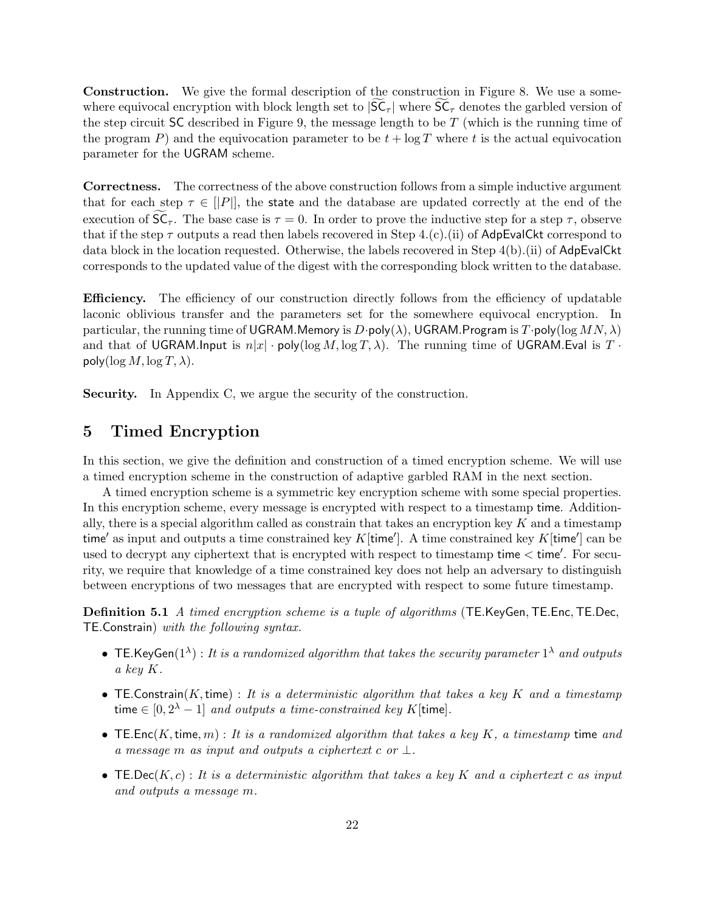**Construction.** We give the formal description of the construction in Figure 8. We use a somewhere equivocal encryption with block length set to $|\widetilde{\mathsf{SC}}_\tau|$ where $\widetilde{\mathsf{SC}}_\tau$ denotes the garbled version of the step circuit $\mathsf{SC}$ described in Figure 9, the message length to be $T$ (which is the running time of the program $P$) and the equivocation parameter to be $t + \log T$ where $t$ is the actual equivocation parameter for the $\mathsf{UGRAM}$ scheme.

**Correctness.** The correctness of the above construction follows from a simple inductive argument that for each step $\tau \in [|P|]$, the $\mathsf{state}$ and the database are updated correctly at the end of the execution of $\widetilde{\mathsf{SC}}_\tau$. The base case is $\tau = 0$. In order to prove the inductive step for a step $\tau$, observe that if the step $\tau$ outputs a read then labels recovered in Step 4.(c).(ii) of $\mathsf{AdpEvalCkt}$ correspond to data block in the location requested. Otherwise, the labels recovered in Step 4(b).(ii) of $\mathsf{AdpEvalCkt}$ corresponds to the updated value of the digest with the corresponding block written to the database.

**Efficiency.** The efficiency of our construction directly follows from the efficiency of updatable laconic oblivious transfer and the parameters set for the somewhere equivocal encryption. In particular, the running time of $\mathsf{UGRAM.Memory}$ is $D \cdot \mathsf{poly}(\lambda)$, $\mathsf{UGRAM.Program}$ is $T \cdot \mathsf{poly}(\log MN, \lambda)$ and that of $\mathsf{UGRAM.Input}$ is $n|x| \cdot \mathsf{poly}(\log M, \log T, \lambda)$. The running time of $\mathsf{UGRAM.Eval}$ is $T \cdot \mathsf{poly}(\log M, \log T, \lambda)$.

**Security.** In Appendix C, we argue the security of the construction.

# 5 Timed Encryption

In this section, we give the definition and construction of a timed encryption scheme. We will use a timed encryption scheme in the construction of adaptive garbled RAM in the next section.

A timed encryption scheme is a symmetric key encryption scheme with some special properties. In this encryption scheme, every message is encrypted with respect to a timestamp $\mathsf{time}$. Additionally, there is a special algorithm called as constrain that takes an encryption key $K$ and a timestamp $\mathsf{time}'$ as input and outputs a time constrained key $K[\mathsf{time}']$. A time constrained key $K[\mathsf{time}']$ can be used to decrypt any ciphertext that is encrypted with respect to timestamp $\mathsf{time} < \mathsf{time}'$. For security, we require that knowledge of a time constrained key does not help an adversary to distinguish between encryptions of two messages that are encrypted with respect to some future timestamp.

**Definition 5.1** *A timed encryption scheme is a tuple of algorithms* ($\mathsf{TE.KeyGen}, \mathsf{TE.Enc}, \mathsf{TE.Dec}, \mathsf{TE.Constrain}$) *with the following syntax.*

- $\mathsf{TE.KeyGen}(1^\lambda)$ : *It is a randomized algorithm that takes the security parameter* $1^\lambda$ *and outputs a key* $K$.
- $\mathsf{TE.Constrain}(K, \mathsf{time})$ : *It is a deterministic algorithm that takes a key* $K$ *and a timestamp* $\mathsf{time} \in [0, 2^\lambda - 1]$ *and outputs a time-constrained key* $K[\mathsf{time}]$.
- $\mathsf{TE.Enc}(K, \mathsf{time}, m)$ : *It is a randomized algorithm that takes a key* $K$*, a timestamp* $\mathsf{time}$ *and a message* $m$ *as input and outputs a ciphertext* $c$ *or* $\perp$.
- $\mathsf{TE.Dec}(K, c)$ : *It is a deterministic algorithm that takes a key* $K$ *and a ciphertext* $c$ *as input and outputs a message* $m$.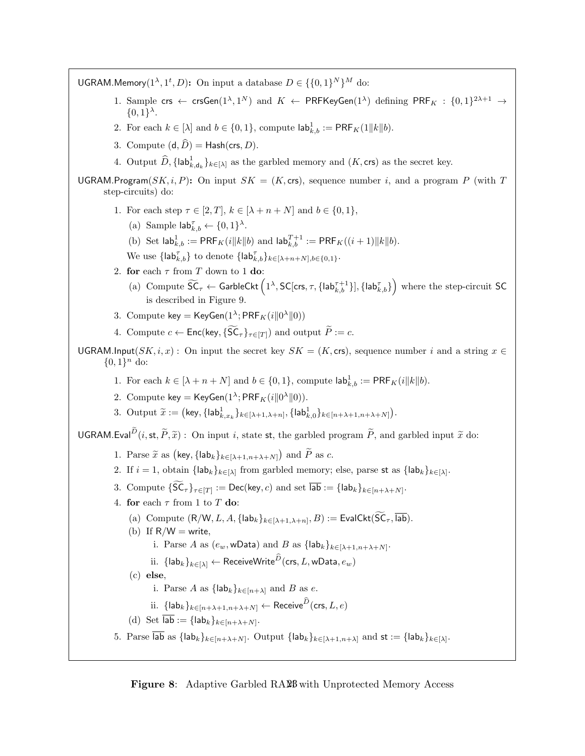$\mathsf{UGRAM.Memory}(1^\lambda, 1^t, D)$**:** On input a database $D \in \{\{0,1\}^N\}^M$ do:

1. Sample $\mathsf{crs} \leftarrow \mathsf{crsGen}(1^\lambda, 1^N)$ and $K \leftarrow \mathsf{PRFKeyGen}(1^\lambda)$ defining $\mathsf{PRF}_K : \{0,1\}^{2\lambda+1} \rightarrow \{0,1\}^\lambda$.
2. For each $k \in [\lambda]$ and $b \in \{0,1\}$, compute $\mathsf{lab}^1_{k,b} := \mathsf{PRF}_K(1\|k\|b)$.
3. Compute $(\mathsf{d}, \widehat{D}) = \mathsf{Hash}(\mathsf{crs}, D)$.
4. Output $\widehat{D}, \{\mathsf{lab}^1_{k,\mathsf{d}_k}\}_{k\in[\lambda]}$ as the garbled memory and $(K, \mathsf{crs})$ as the secret key.

$\mathsf{UGRAM.Program}(SK, i, P)$**:** On input $SK = (K, \mathsf{crs})$, sequence number $i$, and a program $P$ (with $T$ step-circuits) do:

1. For each step $\tau \in [2, T]$, $k \in [\lambda + n + N]$ and $b \in \{0,1\}$,
   (a) Sample $\mathsf{lab}^\tau_{k,b} \leftarrow \{0,1\}^\lambda$.
   (b) Set $\mathsf{lab}^1_{k,b} := \mathsf{PRF}_K(i\|k\|b)$ and $\mathsf{lab}^{T+1}_{k,b} := \mathsf{PRF}_K((i+1)\|k\|b)$.
   
   We use $\{\mathsf{lab}^\tau_{k,b}\}$ to denote $\{\mathsf{lab}^\tau_{k,b}\}_{k\in[\lambda+n+N], b\in\{0,1\}}$.
2. **for** each $\tau$ from $T$ down to 1 **do**:
   (a) Compute $\widetilde{\mathsf{SC}}_\tau \leftarrow \mathsf{GarbleCkt}\left(1^\lambda, \mathsf{SC}[\mathsf{crs}, \tau, \{\mathsf{lab}^{\tau+1}_{k,b}\}], \{\mathsf{lab}^\tau_{k,b}\}\right)$ where the step-circuit $\mathsf{SC}$ is described in Figure 9.
3. Compute $\mathsf{key} = \mathsf{KeyGen}(1^\lambda; \mathsf{PRF}_K(i\|0^\lambda\|0))$
4. Compute $c \leftarrow \mathsf{Enc}(\mathsf{key}, \{\widetilde{\mathsf{SC}}_\tau\}_{\tau\in[T]})$ and output $\widetilde{P} := c$.

$\mathsf{UGRAM.Input}(SK, i, x)$ **:** On input the secret key $SK = (K, \mathsf{crs})$, sequence number $i$ and a string $x \in \{0,1\}^n$ do:

1. For each $k \in [\lambda + n + N]$ and $b \in \{0,1\}$, compute $\mathsf{lab}^1_{k,b} := \mathsf{PRF}_K(i\|k\|b)$.
2. Compute $\mathsf{key} = \mathsf{KeyGen}(1^\lambda; \mathsf{PRF}_K(i\|0^\lambda\|0))$.
3. Output $\widetilde{x} := \left(\mathsf{key}, \{\mathsf{lab}^1_{k,x_k}\}_{k\in[\lambda+1,\lambda+n]}, \{\mathsf{lab}^1_{k,0}\}_{k\in[n+\lambda+1, n+\lambda+N]}\right)$.

$\mathsf{UGRAM.Eval}^{\widehat{D}}(i, \mathsf{st}, \widetilde{P}, \widetilde{x})$ **:** On input $i$, state $\mathsf{st}$, the garbled program $\widetilde{P}$, and garbled input $\widetilde{x}$ do:

1. Parse $\widetilde{x}$ as $\left(\mathsf{key}, \{\mathsf{lab}_k\}_{k\in[\lambda+1, n+\lambda+N]}\right)$ and $\widetilde{P}$ as $c$.
2. If $i = 1$, obtain $\{\mathsf{lab}_k\}_{k\in[\lambda]}$ from garbled memory; else, parse $\mathsf{st}$ as $\{\mathsf{lab}_k\}_{k\in[\lambda]}$.
3. Compute $\{\widetilde{\mathsf{SC}}_\tau\}_{\tau\in[T]} := \mathsf{Dec}(\mathsf{key}, c)$ and set $\overline{\mathsf{lab}} := \{\mathsf{lab}_k\}_{k\in[n+\lambda+N]}$.
4. **for** each $\tau$ from 1 to $T$ **do**:
   (a) Compute $(\mathsf{R/W}, L, A, \{\mathsf{lab}_k\}_{k\in[\lambda+1,\lambda+n]}, B) := \mathsf{EvalCkt}(\widetilde{\mathsf{SC}}_\tau, \overline{\mathsf{lab}})$.
   (b) If $\mathsf{R/W} = \mathsf{write}$,
      i. Parse $A$ as $(e_w, \mathsf{wData})$ and $B$ as $\{\mathsf{lab}_k\}_{k\in[\lambda+1, n+\lambda+N]}$.
      ii. $\{\mathsf{lab}_k\}_{k\in[\lambda]} \leftarrow \mathsf{ReceiveWrite}^{\widehat{D}}(\mathsf{crs}, L, \mathsf{wData}, e_w)$
   (c) **else**,
      i. Parse $A$ as $\{\mathsf{lab}_k\}_{k\in[n+\lambda]}$ and $B$ as $e$.
      ii. $\{\mathsf{lab}_k\}_{k\in[n+\lambda+1, n+\lambda+N]} \leftarrow \mathsf{Receive}^{\widehat{D}}(\mathsf{crs}, L, e)$
   (d) Set $\overline{\mathsf{lab}} := \{\mathsf{lab}_k\}_{k\in[n+\lambda+N]}$.
5. Parse $\overline{\mathsf{lab}}$ as $\{\mathsf{lab}_k\}_{k\in[n+\lambda+N]}$. Output $\{\mathsf{lab}_k\}_{k\in[\lambda+1, n+\lambda]}$ and $\mathsf{st} := \{\mathsf{lab}_k\}_{k\in[\lambda]}$.

**Figure 8**: Adaptive Garbled RAM with Unprotected Memory Access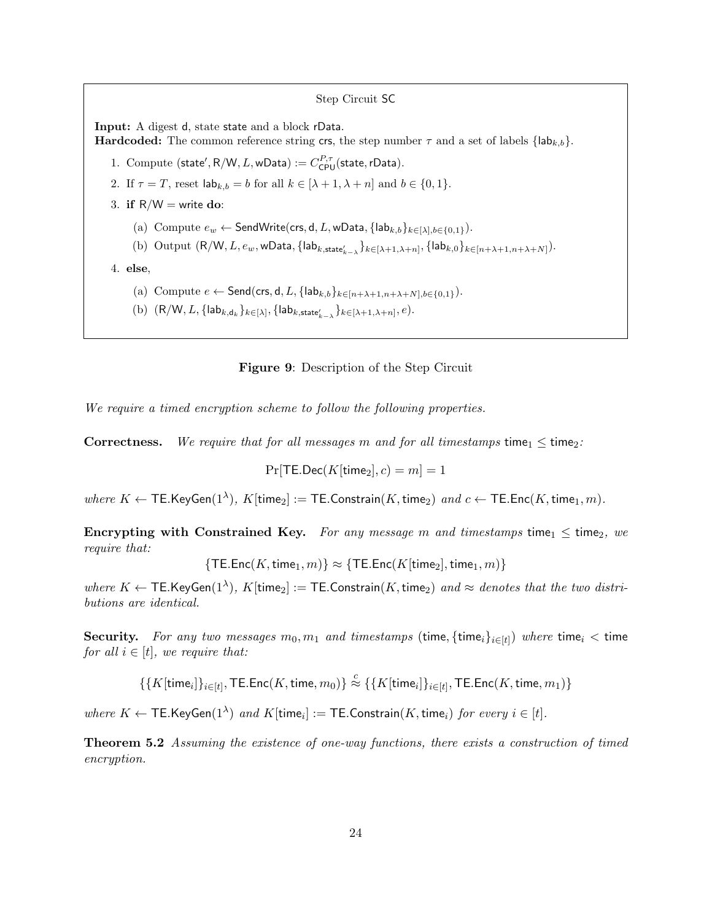**Step Circuit $\mathsf{SC}$**

**Input:** A digest $\mathsf{d}$, state $\mathsf{state}$ and a block $\mathsf{rData}$.
**Hardcoded:** The common reference string $\mathsf{crs}$, the step number $\tau$ and a set of labels $\{\mathsf{lab}_{k,b}\}$.

1. Compute $(\mathsf{state}', \mathsf{R/W}, L, \mathsf{wData}) := C_{\mathsf{CPU}}^{P,\tau}(\mathsf{state}, \mathsf{rData})$.
2. If $\tau = T$, reset $\mathsf{lab}_{k,b} = b$ for all $k \in [\lambda+1, \lambda+n]$ and $b \in \{0,1\}$.
3. **if** $\mathsf{R/W} = \mathsf{write}$ **do**:
   (a) Compute $e_w \leftarrow \mathsf{SendWrite}(\mathsf{crs}, \mathsf{d}, L, \mathsf{wData}, \{\mathsf{lab}_{k,b}\}_{k\in[\lambda], b\in\{0,1\}})$.
   (b) Output $(\mathsf{R/W}, L, e_w, \mathsf{wData}, \{\mathsf{lab}_{k,\mathsf{state}'_{k-\lambda}}\}_{k\in[\lambda+1,\lambda+n]}, \{\mathsf{lab}_{k,0}\}_{k\in[n+\lambda+1,n+\lambda+N]})$.
4. **else**,
   (a) Compute $e \leftarrow \mathsf{Send}(\mathsf{crs}, \mathsf{d}, L, \{\mathsf{lab}_{k,b}\}_{k\in[n+\lambda+1,n+\lambda+N], b\in\{0,1\}})$.
   (b) $(\mathsf{R/W}, L, \{\mathsf{lab}_{k,\mathsf{d}_k}\}_{k\in[\lambda]}, \{\mathsf{lab}_{k,\mathsf{state}'_{k-\lambda}}\}_{k\in[\lambda+1,\lambda+n]}, e)$.

**Figure 9**: Description of the Step Circuit

*We require a timed encryption scheme to follow the following properties.*

**Correctness.** *We require that for all messages $m$ and for all timestamps $\mathsf{time}_1 \leq \mathsf{time}_2$:*

$$\Pr[\mathsf{TE.Dec}(K[\mathsf{time}_2], c) = m] = 1$$

*where $K \leftarrow \mathsf{TE.KeyGen}(1^\lambda)$, $K[\mathsf{time}_2] := \mathsf{TE.Constrain}(K, \mathsf{time}_2)$ and $c \leftarrow \mathsf{TE.Enc}(K, \mathsf{time}_1, m)$.*

**Encrypting with Constrained Key.** *For any message $m$ and timestamps $\mathsf{time}_1 \leq \mathsf{time}_2$, we require that:*

$$\{\mathsf{TE.Enc}(K, \mathsf{time}_1, m)\} \approx \{\mathsf{TE.Enc}(K[\mathsf{time}_2], \mathsf{time}_1, m)\}$$

*where $K \leftarrow \mathsf{TE.KeyGen}(1^\lambda)$, $K[\mathsf{time}_2] := \mathsf{TE.Constrain}(K, \mathsf{time}_2)$ and $\approx$ denotes that the two distributions are identical.*

**Security.** *For any two messages $m_0, m_1$ and timestamps $(\mathsf{time}, \{\mathsf{time}_i\}_{i\in[t]})$ where $\mathsf{time}_i < \mathsf{time}$ for all $i \in [t]$, we require that:*

$$\{\{K[\mathsf{time}_i]\}_{i\in[t]}, \mathsf{TE.Enc}(K, \mathsf{time}, m_0)\} \stackrel{c}{\approx} \{\{K[\mathsf{time}_i]\}_{i\in[t]}, \mathsf{TE.Enc}(K, \mathsf{time}, m_1)\}$$

*where $K \leftarrow \mathsf{TE.KeyGen}(1^\lambda)$ and $K[\mathsf{time}_i] := \mathsf{TE.Constrain}(K, \mathsf{time}_i)$ for every $i \in [t]$.*

**Theorem 5.2** *Assuming the existence of one-way functions, there exists a construction of timed encryption.*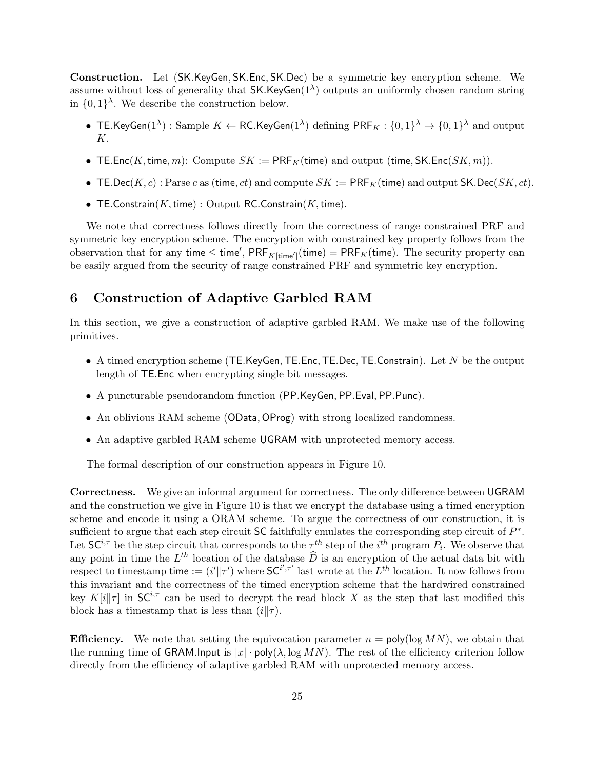**Construction.** Let $(\mathsf{SK.KeyGen}, \mathsf{SK.Enc}, \mathsf{SK.Dec})$ be a symmetric key encryption scheme. We assume without loss of generality that $\mathsf{SK.KeyGen}(1^\lambda)$ outputs an uniformly chosen random string in $\{0,1\}^\lambda$. We describe the construction below.

- $\mathsf{TE.KeyGen}(1^\lambda)$ : Sample $K \leftarrow \mathsf{RC.KeyGen}(1^\lambda)$ defining $\mathsf{PRF}_K : \{0,1\}^\lambda \rightarrow \{0,1\}^\lambda$ and output $K$.
- $\mathsf{TE.Enc}(K, \mathsf{time}, m)$: Compute $SK := \mathsf{PRF}_K(\mathsf{time})$ and output $(\mathsf{time}, \mathsf{SK.Enc}(SK, m))$.
- $\mathsf{TE.Dec}(K, c)$ : Parse $c$ as $(\mathsf{time}, ct)$ and compute $SK := \mathsf{PRF}_K(\mathsf{time})$ and output $\mathsf{SK.Dec}(SK, ct)$.
- $\mathsf{TE.Constrain}(K, \mathsf{time})$ : Output $\mathsf{RC.Constrain}(K, \mathsf{time})$.

We note that correctness follows directly from the correctness of range constrained PRF and symmetric key encryption scheme. The encryption with constrained key property follows from the observation that for any $\mathsf{time} \leq \mathsf{time}'$, $\mathsf{PRF}_{K[\mathsf{time}']}(\mathsf{time}) = \mathsf{PRF}_K(\mathsf{time})$. The security property can be easily argued from the security of range constrained PRF and symmetric key encryption.

# 6 Construction of Adaptive Garbled RAM

In this section, we give a construction of adaptive garbled RAM. We make use of the following primitives.

- A timed encryption scheme $(\mathsf{TE.KeyGen}, \mathsf{TE.Enc}, \mathsf{TE.Dec}, \mathsf{TE.Constrain})$. Let $N$ be the output length of $\mathsf{TE.Enc}$ when encrypting single bit messages.
- A puncturable pseudorandom function $(\mathsf{PP.KeyGen}, \mathsf{PP.Eval}, \mathsf{PP.Punc})$.
- An oblivious RAM scheme $(\mathsf{OData}, \mathsf{OProg})$ with strong localized randomness.
- An adaptive garbled RAM scheme $\mathsf{UGRAM}$ with unprotected memory access.

The formal description of our construction appears in Figure 10.

**Correctness.** We give an informal argument for correctness. The only difference between $\mathsf{UGRAM}$ and the construction we give in Figure 10 is that we encrypt the database using a timed encryption scheme and encode it using a ORAM scheme. To argue the correctness of our construction, it is sufficient to argue that each step circuit $\mathsf{SC}$ faithfully emulates the corresponding step circuit of $P^*$. Let $\mathsf{SC}^{i,\tau}$ be the step circuit that corresponds to the $\tau^{th}$ step of the $i^{th}$ program $P_i$. We observe that any point in time the $L^{th}$ location of the database $\widehat{D}$ is an encryption of the actual data bit with respect to timestamp $\mathsf{time} := (i' \| \tau')$ where $\mathsf{SC}^{i',\tau'}$ last wrote at the $L^{th}$ location. It now follows from this invariant and the correctness of the timed encryption scheme that the hardwired constrained key $K[i\|\tau]$ in $\mathsf{SC}^{i,\tau}$ can be used to decrypt the read block $X$ as the step that last modified this block has a timestamp that is less than $(i\|\tau)$.

**Efficiency.** We note that setting the equivocation parameter $n = \mathsf{poly}(\log MN)$, we obtain that the running time of $\mathsf{GRAM.Input}$ is $|x| \cdot \mathsf{poly}(\lambda, \log MN)$. The rest of the efficiency criterion follow directly from the efficiency of adaptive garbled RAM with unprotected memory access.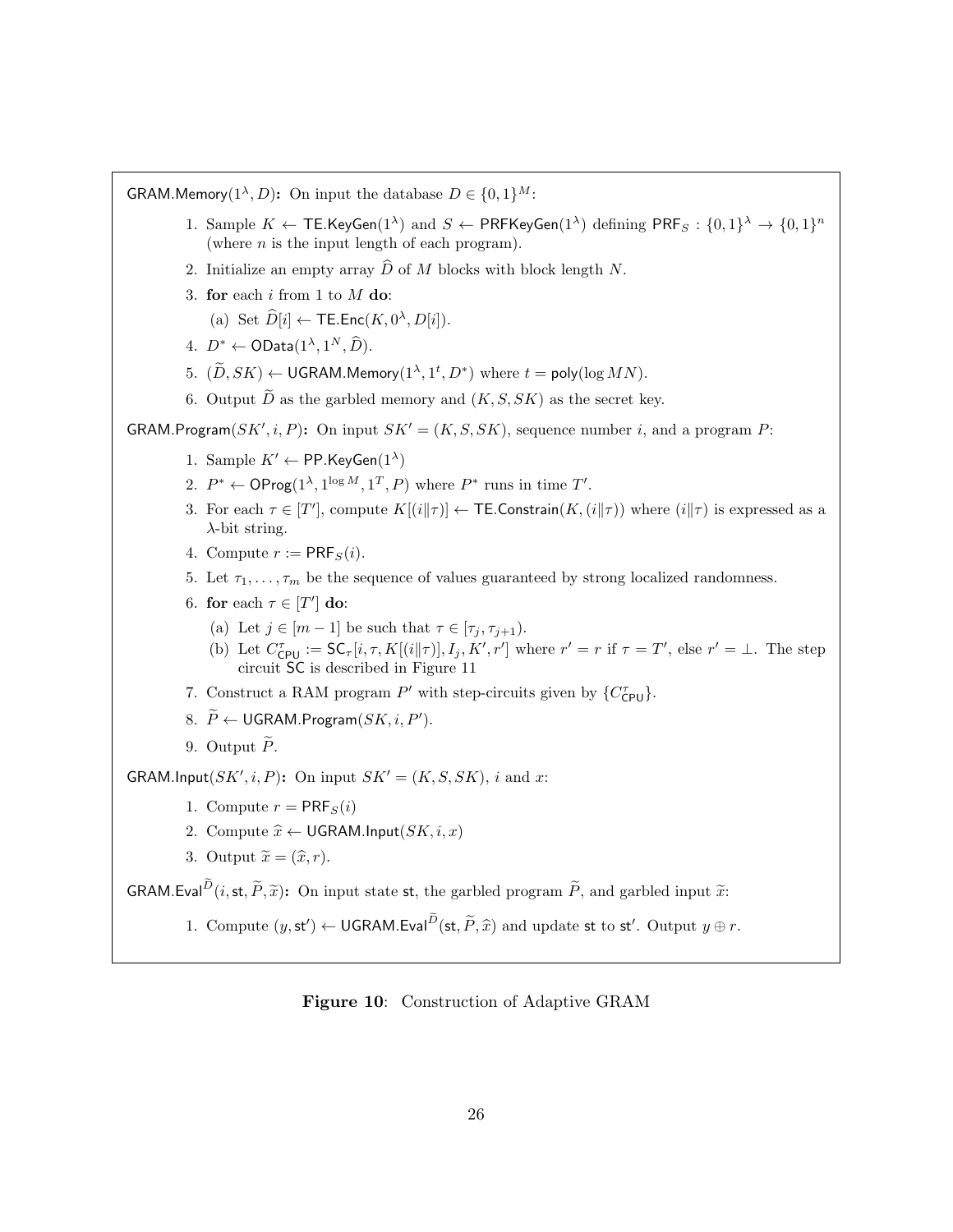$\mathsf{GRAM.Memory}(1^\lambda, D)$**:** On input the database $D \in \{0,1\}^M$:

1. Sample $K \leftarrow \mathsf{TE.KeyGen}(1^\lambda)$ and $S \leftarrow \mathsf{PRFKeyGen}(1^\lambda)$ defining $\mathsf{PRF}_S : \{0,1\}^\lambda \rightarrow \{0,1\}^n$ (where $n$ is the input length of each program).
2. Initialize an empty array $\widehat{D}$ of $M$ blocks with block length $N$.
3. **for** each $i$ from 1 to $M$ **do**:
   (a) Set $\widehat{D}[i] \leftarrow \mathsf{TE.Enc}(K, 0^\lambda, D[i])$.
4. $D^* \leftarrow \mathsf{OData}(1^\lambda, 1^N, \widehat{D})$.
5. $(\widetilde{D}, SK) \leftarrow \mathsf{UGRAM.Memory}(1^\lambda, 1^t, D^*)$ where $t = \mathsf{poly}(\log MN)$.
6. Output $\widetilde{D}$ as the garbled memory and $(K, S, SK)$ as the secret key.

$\mathsf{GRAM.Program}(SK', i, P)$**:** On input $SK' = (K, S, SK)$, sequence number $i$, and a program $P$:

1. Sample $K' \leftarrow \mathsf{PP.KeyGen}(1^\lambda)$
2. $P^* \leftarrow \mathsf{OProg}(1^\lambda, 1^{\log M}, 1^T, P)$ where $P^*$ runs in time $T'$.
3. For each $\tau \in [T']$, compute $K[(i\|\tau)] \leftarrow \mathsf{TE.Constrain}(K, (i\|\tau))$ where $(i\|\tau)$ is expressed as a $\lambda$-bit string.
4. Compute $r := \mathsf{PRF}_S(i)$.
5. Let $\tau_1, \ldots, \tau_m$ be the sequence of values guaranteed by strong localized randomness.
6. **for** each $\tau \in [T']$ **do**:
   (a) Let $j \in [m-1]$ be such that $\tau \in [\tau_j, \tau_{j+1})$.
   (b) Let $C^\tau_{\mathsf{CPU}} := \mathsf{SC}_\tau[i, \tau, K[(i\|\tau)], I_j, K', r']$ where $r' = r$ if $\tau = T'$, else $r' = \bot$. The step circuit $\mathsf{SC}$ is described in Figure 11
7. Construct a RAM program $P'$ with step-circuits given by $\{C^\tau_{\mathsf{CPU}}\}$.
8. $\widetilde{P} \leftarrow \mathsf{UGRAM.Program}(SK, i, P')$.
9. Output $\widetilde{P}$.

$\mathsf{GRAM.Input}(SK', i, P)$**:** On input $SK' = (K, S, SK)$, $i$ and $x$:

1. Compute $r = \mathsf{PRF}_S(i)$
2. Compute $\widehat{x} \leftarrow \mathsf{UGRAM.Input}(SK, i, x)$
3. Output $\widetilde{x} = (\widehat{x}, r)$.

$\mathsf{GRAM.Eval}^{\widetilde{D}}(i, \mathsf{st}, \widetilde{P}, \widetilde{x})$**:** On input state $\mathsf{st}$, the garbled program $\widetilde{P}$, and garbled input $\widetilde{x}$:

1. Compute $(y, \mathsf{st}') \leftarrow \mathsf{UGRAM.Eval}^{\widetilde{D}}(\mathsf{st}, \widetilde{P}, \widehat{x})$ and update $\mathsf{st}$ to $\mathsf{st}'$. Output $y \oplus r$.

**Figure 10**: Construction of Adaptive GRAM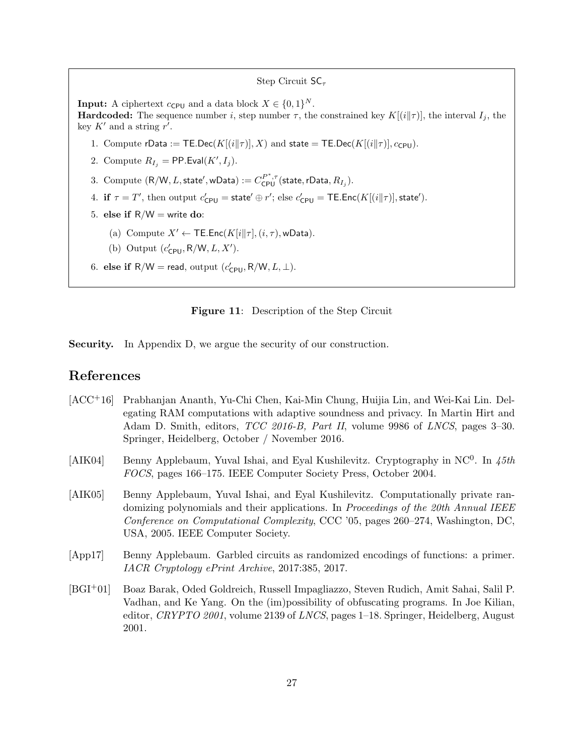Step Circuit $\mathsf{SC}_\tau$

**Input:** A ciphertext $c_{\mathsf{CPU}}$ and a data block $X \in \{0,1\}^N$.
**Hardcoded:** The sequence number $i$, step number $\tau$, the constrained key $K[(i\|\tau)]$, the interval $I_j$, the key $K'$ and a string $r'$.

1. Compute $\mathsf{rData} := \mathsf{TE.Dec}(K[(i\|\tau)], X)$ and $\mathsf{state} = \mathsf{TE.Dec}(K[(i\|\tau)], c_{\mathsf{CPU}})$.
2. Compute $R_{I_j} = \mathsf{PP.Eval}(K', I_j)$.
3. Compute $(\mathsf{R/W}, L, \mathsf{state}', \mathsf{wData}) := C^{P^*,\tau}_{\mathsf{CPU}}(\mathsf{state}, \mathsf{rData}, R_{I_j})$.
4. **if** $\tau = T'$, then output $c'_{\mathsf{CPU}} = \mathsf{state}' \oplus r'$; else $c'_{\mathsf{CPU}} = \mathsf{TE.Enc}(K[(i\|\tau)], \mathsf{state}')$.
5. **else if** $\mathsf{R/W} = \mathsf{write}$ **do**:
   (a) Compute $X' \leftarrow \mathsf{TE.Enc}(K[i\|\tau], (i,\tau), \mathsf{wData})$.
   (b) Output $(c'_{\mathsf{CPU}}, \mathsf{R/W}, L, X')$.
6. **else if** $\mathsf{R/W} = \mathsf{read}$, output $(c'_{\mathsf{CPU}}, \mathsf{R/W}, L, \perp)$.

**Figure 11**: Description of the Step Circuit

**Security.** In Appendix D, we argue the security of our construction.

## References

[ACC+16] Prabhanjan Ananth, Yu-Chi Chen, Kai-Min Chung, Huijia Lin, and Wei-Kai Lin. Delegating RAM computations with adaptive soundness and privacy. In Martin Hirt and Adam D. Smith, editors, *TCC 2016-B, Part II*, volume 9986 of *LNCS*, pages 3–30. Springer, Heidelberg, October / November 2016.

[AIK04] Benny Applebaum, Yuval Ishai, and Eyal Kushilevitz. Cryptography in $\mathrm{NC}^0$. In *45th FOCS*, pages 166–175. IEEE Computer Society Press, October 2004.

[AIK05] Benny Applebaum, Yuval Ishai, and Eyal Kushilevitz. Computationally private randomizing polynomials and their applications. In *Proceedings of the 20th Annual IEEE Conference on Computational Complexity*, CCC '05, pages 260–274, Washington, DC, USA, 2005. IEEE Computer Society.

[App17] Benny Applebaum. Garbled circuits as randomized encodings of functions: a primer. *IACR Cryptology ePrint Archive*, 2017:385, 2017.

[BGI+01] Boaz Barak, Oded Goldreich, Russell Impagliazzo, Steven Rudich, Amit Sahai, Salil P. Vadhan, and Ke Yang. On the (im)possibility of obfuscating programs. In Joe Kilian, editor, *CRYPTO 2001*, volume 2139 of *LNCS*, pages 1–18. Springer, Heidelberg, August 2001.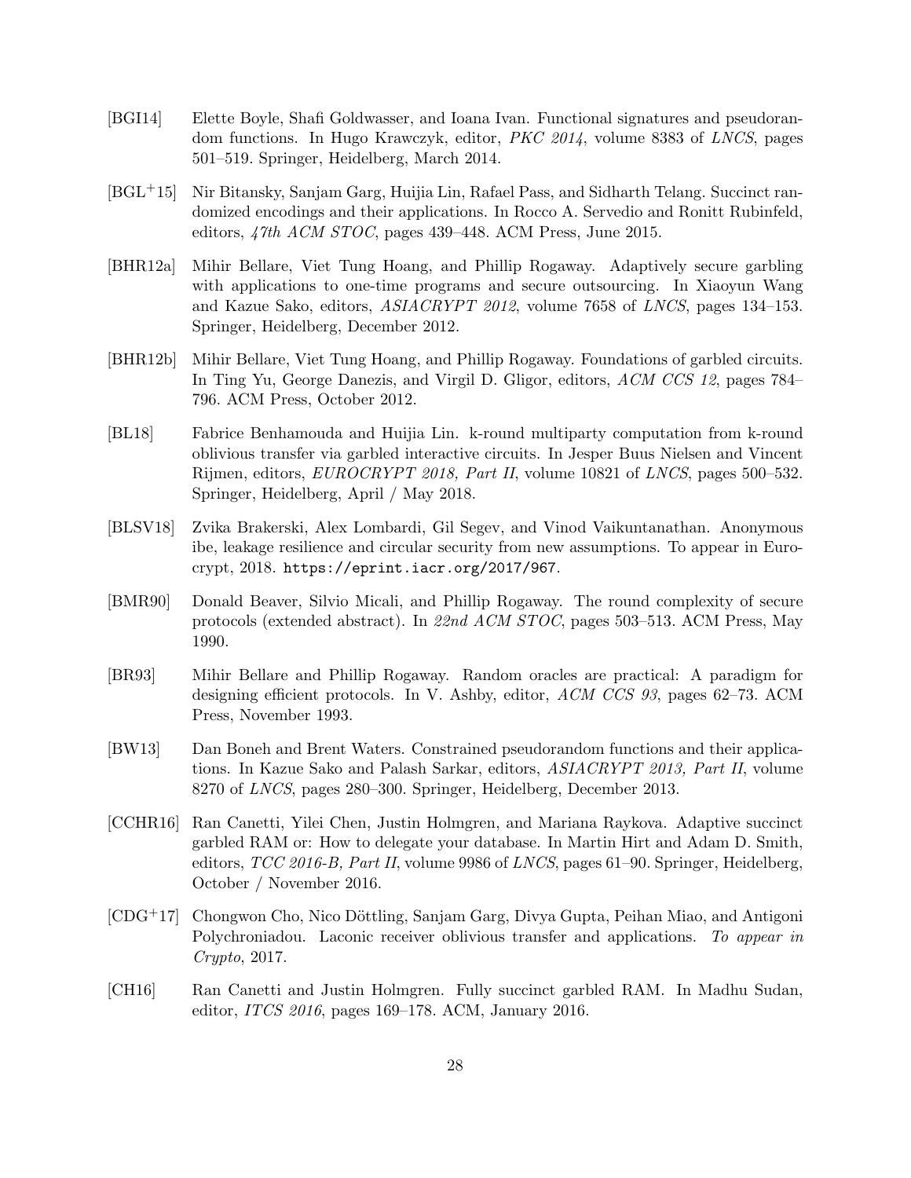[BGI14] Elette Boyle, Shafi Goldwasser, and Ioana Ivan. Functional signatures and pseudorandom functions. In Hugo Krawczyk, editor, *PKC 2014*, volume 8383 of *LNCS*, pages 501–519. Springer, Heidelberg, March 2014.

[BGL+15] Nir Bitansky, Sanjam Garg, Huijia Lin, Rafael Pass, and Sidharth Telang. Succinct randomized encodings and their applications. In Rocco A. Servedio and Ronitt Rubinfeld, editors, *47th ACM STOC*, pages 439–448. ACM Press, June 2015.

[BHR12a] Mihir Bellare, Viet Tung Hoang, and Phillip Rogaway. Adaptively secure garbling with applications to one-time programs and secure outsourcing. In Xiaoyun Wang and Kazue Sako, editors, *ASIACRYPT 2012*, volume 7658 of *LNCS*, pages 134–153. Springer, Heidelberg, December 2012.

[BHR12b] Mihir Bellare, Viet Tung Hoang, and Phillip Rogaway. Foundations of garbled circuits. In Ting Yu, George Danezis, and Virgil D. Gligor, editors, *ACM CCS 12*, pages 784–796. ACM Press, October 2012.

[BL18] Fabrice Benhamouda and Huijia Lin. k-round multiparty computation from k-round oblivious transfer via garbled interactive circuits. In Jesper Buus Nielsen and Vincent Rijmen, editors, *EUROCRYPT 2018, Part II*, volume 10821 of *LNCS*, pages 500–532. Springer, Heidelberg, April / May 2018.

[BLSV18] Zvika Brakerski, Alex Lombardi, Gil Segev, and Vinod Vaikuntanathan. Anonymous ibe, leakage resilience and circular security from new assumptions. To appear in Eurocrypt, 2018. `https://eprint.iacr.org/2017/967`.

[BMR90] Donald Beaver, Silvio Micali, and Phillip Rogaway. The round complexity of secure protocols (extended abstract). In *22nd ACM STOC*, pages 503–513. ACM Press, May 1990.

[BR93] Mihir Bellare and Phillip Rogaway. Random oracles are practical: A paradigm for designing efficient protocols. In V. Ashby, editor, *ACM CCS 93*, pages 62–73. ACM Press, November 1993.

[BW13] Dan Boneh and Brent Waters. Constrained pseudorandom functions and their applications. In Kazue Sako and Palash Sarkar, editors, *ASIACRYPT 2013, Part II*, volume 8270 of *LNCS*, pages 280–300. Springer, Heidelberg, December 2013.

[CCHR16] Ran Canetti, Yilei Chen, Justin Holmgren, and Mariana Raykova. Adaptive succinct garbled RAM or: How to delegate your database. In Martin Hirt and Adam D. Smith, editors, *TCC 2016-B, Part II*, volume 9986 of *LNCS*, pages 61–90. Springer, Heidelberg, October / November 2016.

[CDG+17] Chongwon Cho, Nico Döttling, Sanjam Garg, Divya Gupta, Peihan Miao, and Antigoni Polychroniadou. Laconic receiver oblivious transfer and applications. *To appear in Crypto*, 2017.

[CH16] Ran Canetti and Justin Holmgren. Fully succinct garbled RAM. In Madhu Sudan, editor, *ITCS 2016*, pages 169–178. ACM, January 2016.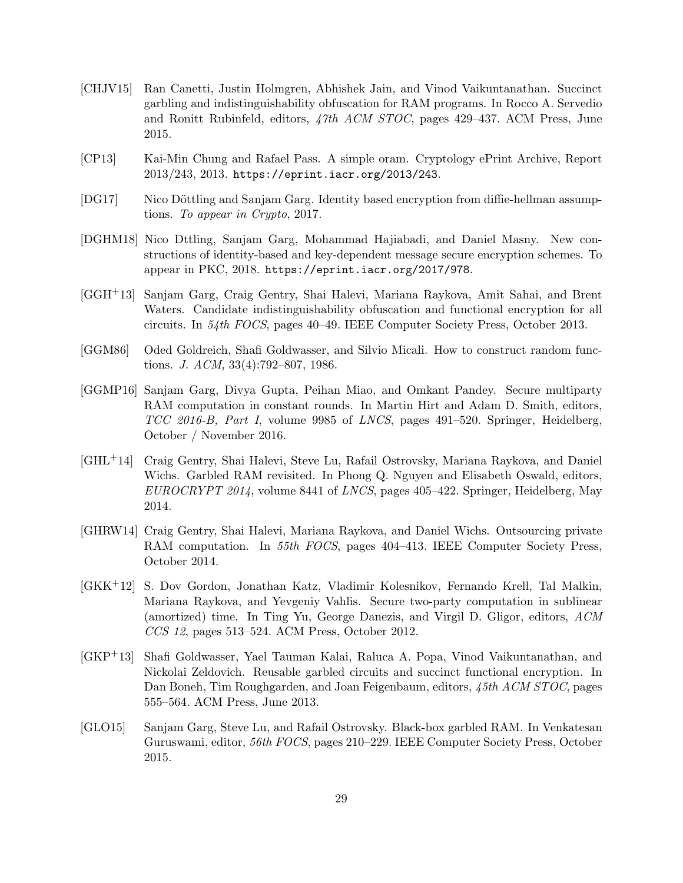[CHJV15] Ran Canetti, Justin Holmgren, Abhishek Jain, and Vinod Vaikuntanathan. Succinct garbling and indistinguishability obfuscation for RAM programs. In Rocco A. Servedio and Ronitt Rubinfeld, editors, *47th ACM STOC*, pages 429–437. ACM Press, June 2015.

[CP13] Kai-Min Chung and Rafael Pass. A simple oram. Cryptology ePrint Archive, Report 2013/243, 2013. `https://eprint.iacr.org/2013/243`.

[DG17] Nico Döttling and Sanjam Garg. Identity based encryption from diffie-hellman assumptions. *To appear in Crypto*, 2017.

[DGHM18] Nico Dttling, Sanjam Garg, Mohammad Hajiabadi, and Daniel Masny. New constructions of identity-based and key-dependent message secure encryption schemes. To appear in PKC, 2018. `https://eprint.iacr.org/2017/978`.

[GGH+13] Sanjam Garg, Craig Gentry, Shai Halevi, Mariana Raykova, Amit Sahai, and Brent Waters. Candidate indistinguishability obfuscation and functional encryption for all circuits. In *54th FOCS*, pages 40–49. IEEE Computer Society Press, October 2013.

[GGM86] Oded Goldreich, Shafi Goldwasser, and Silvio Micali. How to construct random functions. *J. ACM*, 33(4):792–807, 1986.

[GGMP16] Sanjam Garg, Divya Gupta, Peihan Miao, and Omkant Pandey. Secure multiparty RAM computation in constant rounds. In Martin Hirt and Adam D. Smith, editors, *TCC 2016-B, Part I*, volume 9985 of *LNCS*, pages 491–520. Springer, Heidelberg, October / November 2016.

[GHL+14] Craig Gentry, Shai Halevi, Steve Lu, Rafail Ostrovsky, Mariana Raykova, and Daniel Wichs. Garbled RAM revisited. In Phong Q. Nguyen and Elisabeth Oswald, editors, *EUROCRYPT 2014*, volume 8441 of *LNCS*, pages 405–422. Springer, Heidelberg, May 2014.

[GHRW14] Craig Gentry, Shai Halevi, Mariana Raykova, and Daniel Wichs. Outsourcing private RAM computation. In *55th FOCS*, pages 404–413. IEEE Computer Society Press, October 2014.

[GKK+12] S. Dov Gordon, Jonathan Katz, Vladimir Kolesnikov, Fernando Krell, Tal Malkin, Mariana Raykova, and Yevgeniy Vahlis. Secure two-party computation in sublinear (amortized) time. In Ting Yu, George Danezis, and Virgil D. Gligor, editors, *ACM CCS 12*, pages 513–524. ACM Press, October 2012.

[GKP+13] Shafi Goldwasser, Yael Tauman Kalai, Raluca A. Popa, Vinod Vaikuntanathan, and Nickolai Zeldovich. Reusable garbled circuits and succinct functional encryption. In Dan Boneh, Tim Roughgarden, and Joan Feigenbaum, editors, *45th ACM STOC*, pages 555–564. ACM Press, June 2013.

[GLO15] Sanjam Garg, Steve Lu, and Rafail Ostrovsky. Black-box garbled RAM. In Venkatesan Guruswami, editor, *56th FOCS*, pages 210–229. IEEE Computer Society Press, October 2015.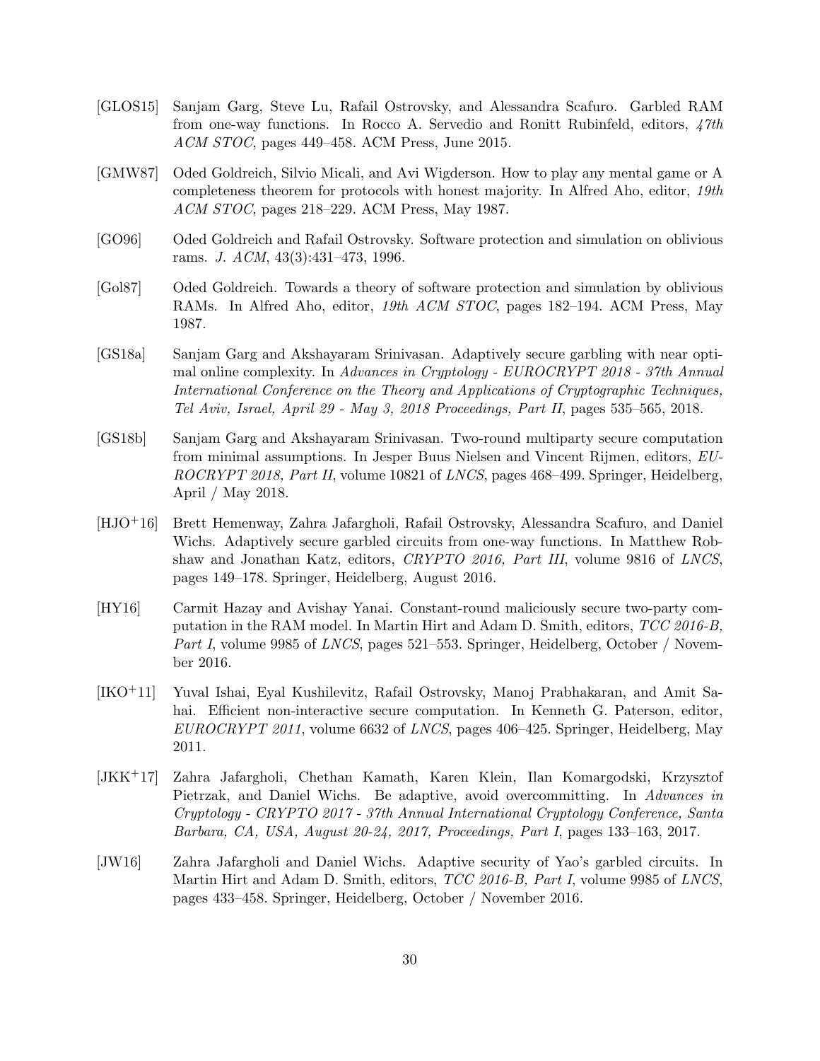[GLOS15] Sanjam Garg, Steve Lu, Rafail Ostrovsky, and Alessandra Scafuro. Garbled RAM from one-way functions. In Rocco A. Servedio and Ronitt Rubinfeld, editors, *47th ACM STOC*, pages 449–458. ACM Press, June 2015.

[GMW87] Oded Goldreich, Silvio Micali, and Avi Wigderson. How to play any mental game or A completeness theorem for protocols with honest majority. In Alfred Aho, editor, *19th ACM STOC*, pages 218–229. ACM Press, May 1987.

[GO96] Oded Goldreich and Rafail Ostrovsky. Software protection and simulation on oblivious rams. *J. ACM*, 43(3):431–473, 1996.

[Gol87] Oded Goldreich. Towards a theory of software protection and simulation by oblivious RAMs. In Alfred Aho, editor, *19th ACM STOC*, pages 182–194. ACM Press, May 1987.

[GS18a] Sanjam Garg and Akshayaram Srinivasan. Adaptively secure garbling with near optimal online complexity. In *Advances in Cryptology - EUROCRYPT 2018 - 37th Annual International Conference on the Theory and Applications of Cryptographic Techniques, Tel Aviv, Israel, April 29 - May 3, 2018 Proceedings, Part II*, pages 535–565, 2018.

[GS18b] Sanjam Garg and Akshayaram Srinivasan. Two-round multiparty secure computation from minimal assumptions. In Jesper Buus Nielsen and Vincent Rijmen, editors, *EUROCRYPT 2018, Part II*, volume 10821 of *LNCS*, pages 468–499. Springer, Heidelberg, April / May 2018.

[HJO+16] Brett Hemenway, Zahra Jafargholi, Rafail Ostrovsky, Alessandra Scafuro, and Daniel Wichs. Adaptively secure garbled circuits from one-way functions. In Matthew Robshaw and Jonathan Katz, editors, *CRYPTO 2016, Part III*, volume 9816 of *LNCS*, pages 149–178. Springer, Heidelberg, August 2016.

[HY16] Carmit Hazay and Avishay Yanai. Constant-round maliciously secure two-party computation in the RAM model. In Martin Hirt and Adam D. Smith, editors, *TCC 2016-B, Part I*, volume 9985 of *LNCS*, pages 521–553. Springer, Heidelberg, October / November 2016.

[IKO+11] Yuval Ishai, Eyal Kushilevitz, Rafail Ostrovsky, Manoj Prabhakaran, and Amit Sahai. Efficient non-interactive secure computation. In Kenneth G. Paterson, editor, *EUROCRYPT 2011*, volume 6632 of *LNCS*, pages 406–425. Springer, Heidelberg, May 2011.

[JKK+17] Zahra Jafargholi, Chethan Kamath, Karen Klein, Ilan Komargodski, Krzysztof Pietrzak, and Daniel Wichs. Be adaptive, avoid overcommitting. In *Advances in Cryptology - CRYPTO 2017 - 37th Annual International Cryptology Conference, Santa Barbara, CA, USA, August 20-24, 2017, Proceedings, Part I*, pages 133–163, 2017.

[JW16] Zahra Jafargholi and Daniel Wichs. Adaptive security of Yao's garbled circuits. In Martin Hirt and Adam D. Smith, editors, *TCC 2016-B, Part I*, volume 9985 of *LNCS*, pages 433–458. Springer, Heidelberg, October / November 2016.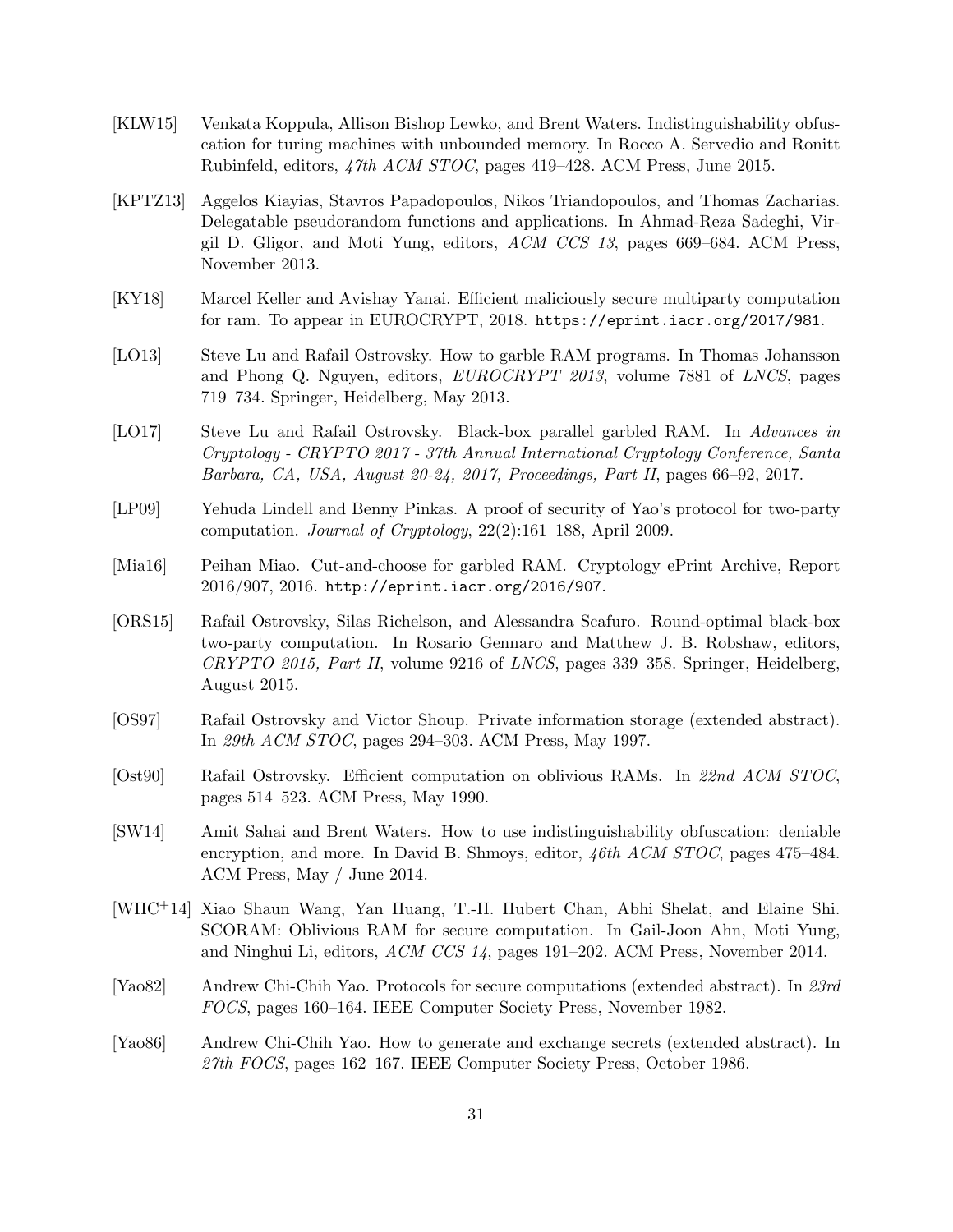[KLW15] Venkata Koppula, Allison Bishop Lewko, and Brent Waters. Indistinguishability obfuscation for turing machines with unbounded memory. In Rocco A. Servedio and Ronitt Rubinfeld, editors, *47th ACM STOC*, pages 419–428. ACM Press, June 2015.

[KPTZ13] Aggelos Kiayias, Stavros Papadopoulos, Nikos Triandopoulos, and Thomas Zacharias. Delegatable pseudorandom functions and applications. In Ahmad-Reza Sadeghi, Virgil D. Gligor, and Moti Yung, editors, *ACM CCS 13*, pages 669–684. ACM Press, November 2013.

[KY18] Marcel Keller and Avishay Yanai. Efficient maliciously secure multiparty computation for ram. To appear in EUROCRYPT, 2018. `https://eprint.iacr.org/2017/981`.

[LO13] Steve Lu and Rafail Ostrovsky. How to garble RAM programs. In Thomas Johansson and Phong Q. Nguyen, editors, *EUROCRYPT 2013*, volume 7881 of *LNCS*, pages 719–734. Springer, Heidelberg, May 2013.

[LO17] Steve Lu and Rafail Ostrovsky. Black-box parallel garbled RAM. In *Advances in Cryptology - CRYPTO 2017 - 37th Annual International Cryptology Conference, Santa Barbara, CA, USA, August 20-24, 2017, Proceedings, Part II*, pages 66–92, 2017.

[LP09] Yehuda Lindell and Benny Pinkas. A proof of security of Yao's protocol for two-party computation. *Journal of Cryptology*, 22(2):161–188, April 2009.

[Mia16] Peihan Miao. Cut-and-choose for garbled RAM. Cryptology ePrint Archive, Report 2016/907, 2016. `http://eprint.iacr.org/2016/907`.

[ORS15] Rafail Ostrovsky, Silas Richelson, and Alessandra Scafuro. Round-optimal black-box two-party computation. In Rosario Gennaro and Matthew J. B. Robshaw, editors, *CRYPTO 2015, Part II*, volume 9216 of *LNCS*, pages 339–358. Springer, Heidelberg, August 2015.

[OS97] Rafail Ostrovsky and Victor Shoup. Private information storage (extended abstract). In *29th ACM STOC*, pages 294–303. ACM Press, May 1997.

[Ost90] Rafail Ostrovsky. Efficient computation on oblivious RAMs. In *22nd ACM STOC*, pages 514–523. ACM Press, May 1990.

[SW14] Amit Sahai and Brent Waters. How to use indistinguishability obfuscation: deniable encryption, and more. In David B. Shmoys, editor, *46th ACM STOC*, pages 475–484. ACM Press, May / June 2014.

[WHC+14] Xiao Shaun Wang, Yan Huang, T.-H. Hubert Chan, Abhi Shelat, and Elaine Shi. SCORAM: Oblivious RAM for secure computation. In Gail-Joon Ahn, Moti Yung, and Ninghui Li, editors, *ACM CCS 14*, pages 191–202. ACM Press, November 2014.

[Yao82] Andrew Chi-Chih Yao. Protocols for secure computations (extended abstract). In *23rd FOCS*, pages 160–164. IEEE Computer Society Press, November 1982.

[Yao86] Andrew Chi-Chih Yao. How to generate and exchange secrets (extended abstract). In *27th FOCS*, pages 162–167. IEEE Computer Society Press, October 1986.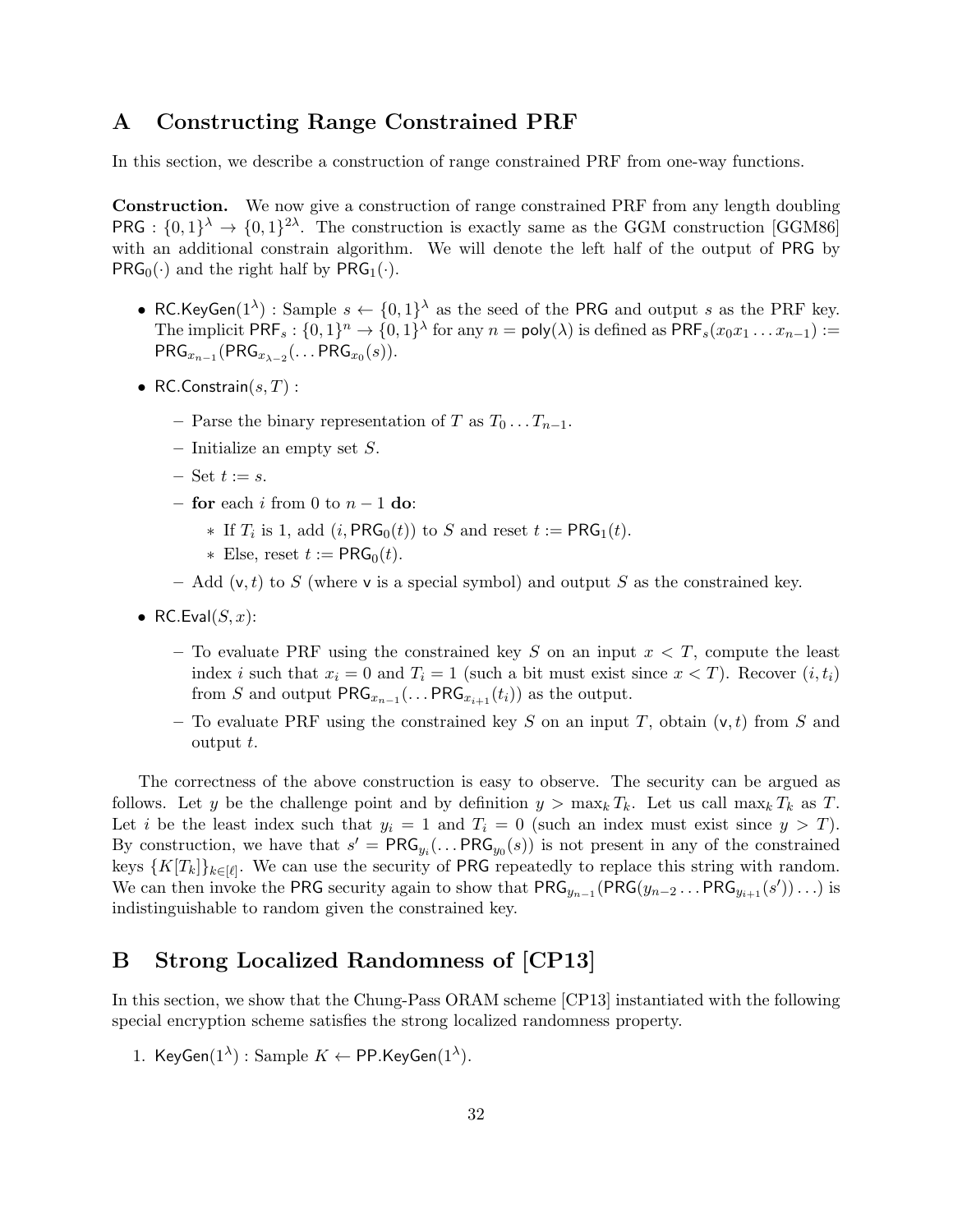# A Constructing Range Constrained PRF

In this section, we describe a construction of range constrained PRF from one-way functions.

**Construction.** We now give a construction of range constrained PRF from any length doubling $\mathsf{PRG} : \{0,1\}^\lambda \to \{0,1\}^{2\lambda}$. The construction is exactly same as the GGM construction [GGM86] with an additional constrain algorithm. We will denote the left half of the output of $\mathsf{PRG}$ by $\mathsf{PRG}_0(\cdot)$ and the right half by $\mathsf{PRG}_1(\cdot)$.

- $\mathsf{RC.KeyGen}(1^\lambda)$ : Sample $s \leftarrow \{0,1\}^\lambda$ as the seed of the $\mathsf{PRG}$ and output $s$ as the PRF key. The implicit $\mathsf{PRF}_s : \{0,1\}^n \to \{0,1\}^\lambda$ for any $n = \mathsf{poly}(\lambda)$ is defined as $\mathsf{PRF}_s(x_0x_1\ldots x_{n-1}) := \mathsf{PRG}_{x_{n-1}}(\mathsf{PRG}_{x_{\lambda-2}}(\ldots \mathsf{PRG}_{x_0}(s))$.
- $\mathsf{RC.Constrain}(s, T)$ :
  - Parse the binary representation of $T$ as $T_0 \ldots T_{n-1}$.
  - Initialize an empty set $S$.
  - Set $t := s$.
  - **for** each $i$ from 0 to $n-1$ **do**:
    - If $T_i$ is 1, add $(i, \mathsf{PRG}_0(t))$ to $S$ and reset $t := \mathsf{PRG}_1(t)$.
    - Else, reset $t := \mathsf{PRG}_0(t)$.
  - Add $(\mathsf{v}, t)$ to $S$ (where $\mathsf{v}$ is a special symbol) and output $S$ as the constrained key.
- $\mathsf{RC.Eval}(S, x)$:
  - To evaluate PRF using the constrained key $S$ on an input $x < T$, compute the least index $i$ such that $x_i = 0$ and $T_i = 1$ (such a bit must exist since $x < T$). Recover $(i, t_i)$ from $S$ and output $\mathsf{PRG}_{x_{n-1}}(\ldots \mathsf{PRG}_{x_{i+1}}(t_i))$ as the output.
  - To evaluate PRF using the constrained key $S$ on an input $T$, obtain $(\mathsf{v}, t)$ from $S$ and output $t$.

The correctness of the above construction is easy to observe. The security can be argued as follows. Let $y$ be the challenge point and by definition $y > \max_k T_k$. Let us call $\max_k T_k$ as $T$. Let $i$ be the least index such that $y_i = 1$ and $T_i = 0$ (such an index must exist since $y > T$). By construction, we have that $s' = \mathsf{PRG}_{y_i}(\ldots \mathsf{PRG}_{y_0}(s))$ is not present in any of the constrained keys $\{K[T_k]\}_{k \in [\ell]}$. We can use the security of $\mathsf{PRG}$ repeatedly to replace this string with random. We can then invoke the $\mathsf{PRG}$ security again to show that $\mathsf{PRG}_{y_{n-1}}(\mathsf{PRG}(y_{n-2} \ldots \mathsf{PRG}_{y_{i+1}}(s')) \ldots)$ is indistinguishable to random given the constrained key.

# B Strong Localized Randomness of [CP13]

In this section, we show that the Chung-Pass ORAM scheme [CP13] instantiated with the following special encryption scheme satisfies the strong localized randomness property.

1. $\mathsf{KeyGen}(1^\lambda)$ : Sample $K \leftarrow \mathsf{PP.KeyGen}(1^\lambda)$.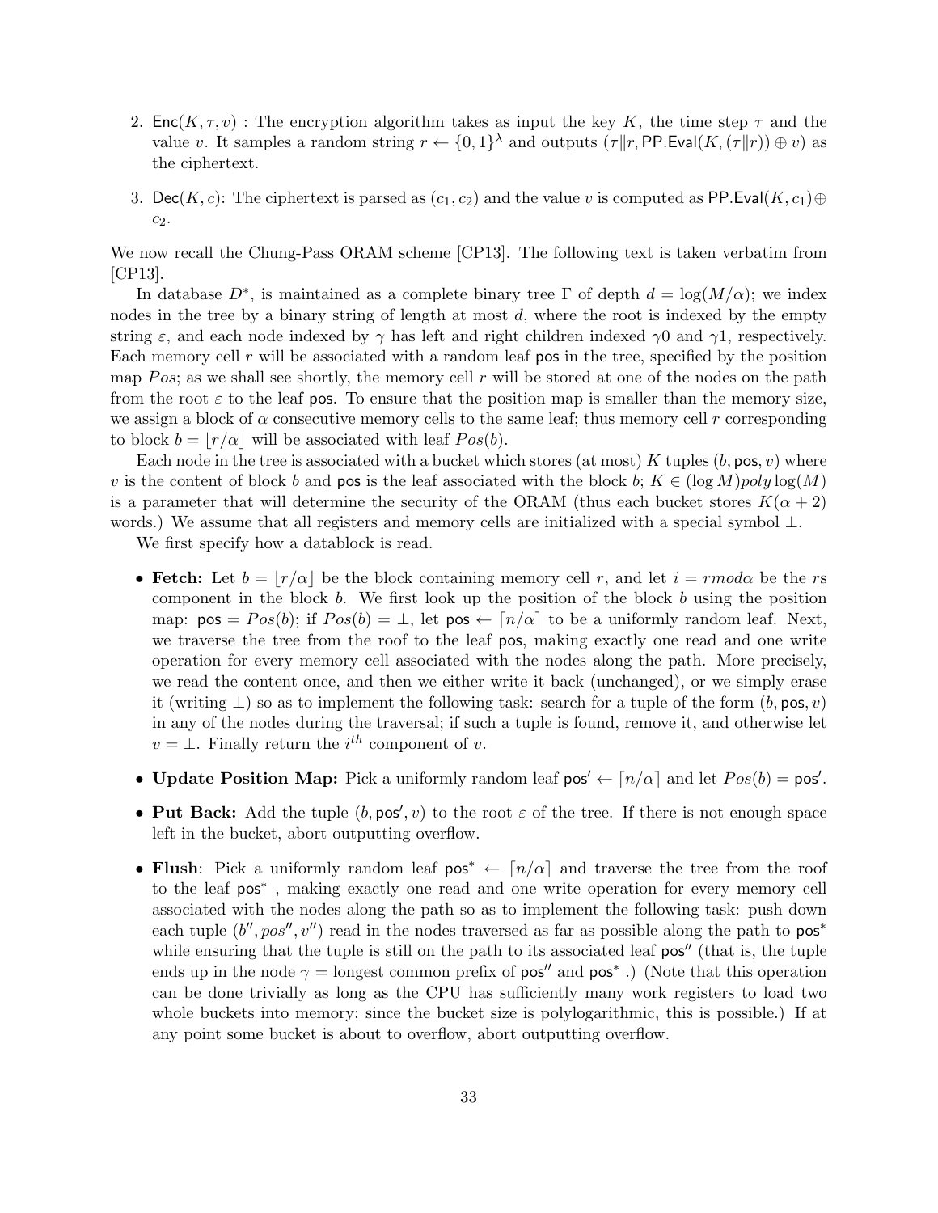2. $\mathsf{Enc}(K, \tau, v)$ : The encryption algorithm takes as input the key $K$, the time step $\tau$ and the value $v$. It samples a random string $r \leftarrow \{0,1\}^\lambda$ and outputs $(\tau \| r, \mathsf{PP.Eval}(K, (\tau \| r)) \oplus v)$ as the ciphertext.

3. $\mathsf{Dec}(K, c)$: The ciphertext is parsed as $(c_1, c_2)$ and the value $v$ is computed as $\mathsf{PP.Eval}(K, c_1) \oplus c_2$.

We now recall the Chung-Pass ORAM scheme [CP13]. The following text is taken verbatim from [CP13].

In database $D^*$, is maintained as a complete binary tree $\Gamma$ of depth $d = \log(M/\alpha)$; we index nodes in the tree by a binary string of length at most $d$, where the root is indexed by the empty string $\varepsilon$, and each node indexed by $\gamma$ has left and right children indexed $\gamma 0$ and $\gamma 1$, respectively. Each memory cell $r$ will be associated with a random leaf $\mathsf{pos}$ in the tree, specified by the position map $Pos$; as we shall see shortly, the memory cell $r$ will be stored at one of the nodes on the path from the root $\varepsilon$ to the leaf $\mathsf{pos}$. To ensure that the position map is smaller than the memory size, we assign a block of $\alpha$ consecutive memory cells to the same leaf; thus memory cell $r$ corresponding to block $b = \lfloor r/\alpha \rfloor$ will be associated with leaf $Pos(b)$.

Each node in the tree is associated with a bucket which stores (at most) $K$ tuples $(b, \mathsf{pos}, v)$ where $v$ is the content of block $b$ and $\mathsf{pos}$ is the leaf associated with the block $b$; $K \in (\log M) poly \log(M)$ is a parameter that will determine the security of the ORAM (thus each bucket stores $K(\alpha + 2)$ words.) We assume that all registers and memory cells are initialized with a special symbol $\perp$.

We first specify how a datablock is read.

- **Fetch:** Let $b = \lfloor r/\alpha \rfloor$ be the block containing memory cell $r$, and let $i = r mod \alpha$ be the $r$s component in the block $b$. We first look up the position of the block $b$ using the position map: $\mathsf{pos} = Pos(b)$; if $Pos(b) = \perp$, let $\mathsf{pos} \leftarrow \lceil n/\alpha \rceil$ to be a uniformly random leaf. Next, we traverse the tree from the roof to the leaf $\mathsf{pos}$, making exactly one read and one write operation for every memory cell associated with the nodes along the path. More precisely, we read the content once, and then we either write it back (unchanged), or we simply erase it (writing $\perp$) so as to implement the following task: search for a tuple of the form $(b, \mathsf{pos}, v)$ in any of the nodes during the traversal; if such a tuple is found, remove it, and otherwise let $v = \perp$. Finally return the $i^{th}$ component of $v$.

- **Update Position Map:** Pick a uniformly random leaf $\mathsf{pos}' \leftarrow \lceil n/\alpha \rceil$ and let $Pos(b) = \mathsf{pos}'$.

- **Put Back:** Add the tuple $(b, \mathsf{pos}', v)$ to the root $\varepsilon$ of the tree. If there is not enough space left in the bucket, abort outputting overflow.

- **Flush**: Pick a uniformly random leaf $\mathsf{pos}^* \leftarrow \lceil n/\alpha \rceil$ and traverse the tree from the roof to the leaf $\mathsf{pos}^*$ , making exactly one read and one write operation for every memory cell associated with the nodes along the path so as to implement the following task: push down each tuple $(b'', pos'', v'')$ read in the nodes traversed as far as possible along the path to $\mathsf{pos}^*$ while ensuring that the tuple is still on the path to its associated leaf $\mathsf{pos}''$ (that is, the tuple ends up in the node $\gamma$ = longest common prefix of $\mathsf{pos}''$ and $\mathsf{pos}^*$ .) (Note that this operation can be done trivially as long as the CPU has sufficiently many work registers to load two whole buckets into memory; since the bucket size is polylogarithmic, this is possible.) If at any point some bucket is about to overflow, abort outputting overflow.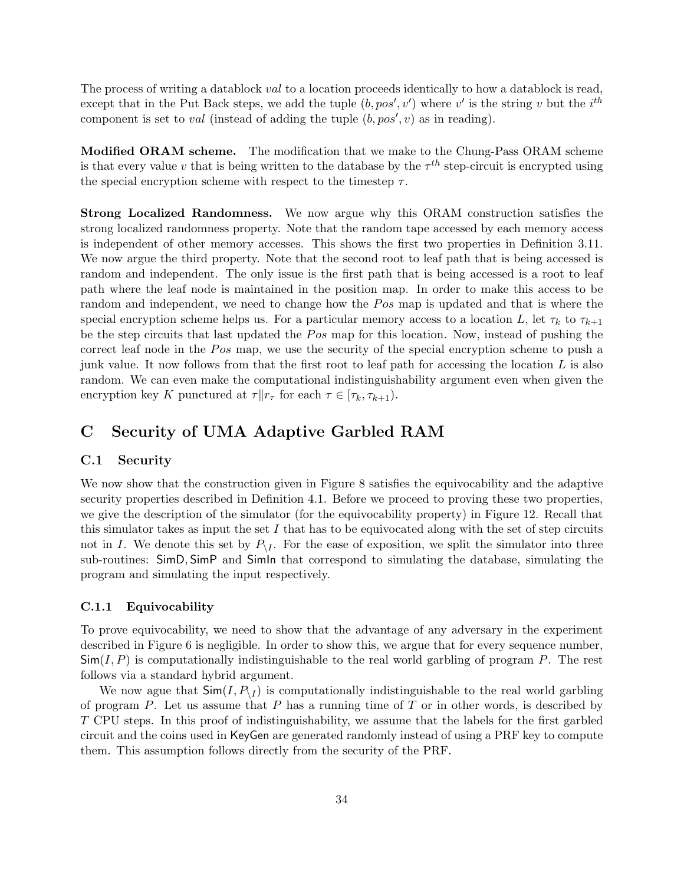The process of writing a datablock *val* to a location proceeds identically to how a datablock is read, except that in the Put Back steps, we add the tuple $(b, pos', v')$ where $v'$ is the string $v$ but the $i^{th}$ component is set to *val* (instead of adding the tuple $(b, pos', v)$ as in reading).

**Modified ORAM scheme.** The modification that we make to the Chung-Pass ORAM scheme is that every value $v$ that is being written to the database by the $\tau^{th}$ step-circuit is encrypted using the special encryption scheme with respect to the timestep $\tau$.

**Strong Localized Randomness.** We now argue why this ORAM construction satisfies the strong localized randomness property. Note that the random tape accessed by each memory access is independent of other memory accesses. This shows the first two properties in Definition 3.11. We now argue the third property. Note that the second root to leaf path that is being accessed is random and independent. The only issue is the first path that is being accessed is a root to leaf path where the leaf node is maintained in the position map. In order to make this access to be random and independent, we need to change how the $Pos$ map is updated and that is where the special encryption scheme helps us. For a particular memory access to a location $L$, let $\tau_k$ to $\tau_{k+1}$ be the step circuits that last updated the $Pos$ map for this location. Now, instead of pushing the correct leaf node in the $Pos$ map, we use the security of the special encryption scheme to push a junk value. It now follows from that the first root to leaf path for accessing the location $L$ is also random. We can even make the computational indistinguishability argument even when given the encryption key $K$ punctured at $\tau \| r_\tau$ for each $\tau \in [\tau_k, \tau_{k+1})$.

# C Security of UMA Adaptive Garbled RAM

## C.1 Security

We now show that the construction given in Figure 8 satisfies the equivocability and the adaptive security properties described in Definition 4.1. Before we proceed to proving these two properties, we give the description of the simulator (for the equivocability property) in Figure 12. Recall that this simulator takes as input the set $I$ that has to be equivocated along with the set of step circuits not in $I$. We denote this set by $P_{\setminus I}$. For the ease of exposition, we split the simulator into three sub-routines: $\mathsf{SimD}, \mathsf{SimP}$ and $\mathsf{SimIn}$ that correspond to simulating the database, simulating the program and simulating the input respectively.

### C.1.1 Equivocability

To prove equivocability, we need to show that the advantage of any adversary in the experiment described in Figure 6 is negligible. In order to show this, we argue that for every sequence number, $\mathsf{Sim}(I, P)$ is computationally indistinguishable to the real world garbling of program $P$. The rest follows via a standard hybrid argument.

We now ague that $\mathsf{Sim}(I, P_{\setminus I})$ is computationally indistinguishable to the real world garbling of program $P$. Let us assume that $P$ has a running time of $T$ or in other words, is described by $T$ CPU steps. In this proof of indistinguishability, we assume that the labels for the first garbled circuit and the coins used in $\mathsf{KeyGen}$ are generated randomly instead of using a PRF key to compute them. This assumption follows directly from the security of the PRF.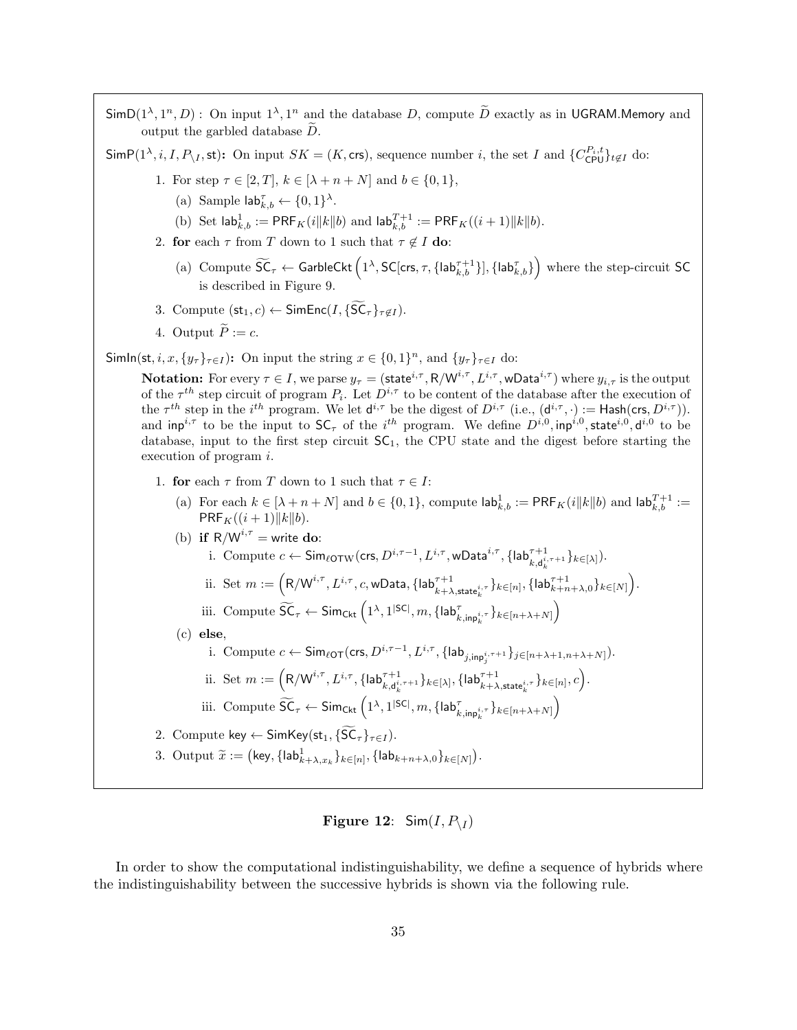$\mathsf{SimD}(1^\lambda, 1^n, D)$ : On input $1^\lambda, 1^n$ and the database $D$, compute $\widetilde{D}$ exactly as in $\mathsf{UGRAM.Memory}$ and output the garbled database $\widetilde{D}$.

$\mathsf{SimP}(1^\lambda, i, I, P_{\setminus I}, \mathsf{st})$**:** On input $SK = (K, \mathsf{crs})$, sequence number $i$, the set $I$ and $\{C_{\mathsf{CPU}}^{P_i,t}\}_{t \notin I}$ do:

1. For step $\tau \in [2, T]$, $k \in [\lambda + n + N]$ and $b \in \{0, 1\}$,
   (a) Sample $\mathsf{lab}_{k,b}^{\tau} \leftarrow \{0,1\}^\lambda$.
   (b) Set $\mathsf{lab}_{k,b}^{1} := \mathsf{PRF}_K(i \| k \| b)$ and $\mathsf{lab}_{k,b}^{T+1} := \mathsf{PRF}_K((i+1) \| k \| b)$.
2. **for** each $\tau$ from $T$ down to 1 such that $\tau \notin I$ **do**:
   (a) Compute $\widetilde{\mathsf{SC}}_\tau \leftarrow \mathsf{GarbleCkt}\left(1^\lambda, \mathsf{SC}[\mathsf{crs}, \tau, \{\mathsf{lab}_{k,b}^{\tau+1}\}], \{\mathsf{lab}_{k,b}^{\tau}\}\right)$ where the step-circuit $\mathsf{SC}$ is described in Figure 9.
3. Compute $(\mathsf{st}_1, c) \leftarrow \mathsf{SimEnc}(I, \{\widetilde{\mathsf{SC}}_\tau\}_{\tau \notin I})$.
4. Output $\widetilde{P} := c$.

$\mathsf{SimIn}(\mathsf{st}, i, x, \{y_\tau\}_{\tau \in I})$**:** On input the string $x \in \{0,1\}^n$, and $\{y_\tau\}_{\tau \in I}$ do:

**Notation:** For every $\tau \in I$, we parse $y_\tau = (\mathsf{state}^{i,\tau}, \mathsf{R/W}^{i,\tau}, L^{i,\tau}, \mathsf{wData}^{i,\tau})$ where $y_{i,\tau}$ is the output of the $\tau^{th}$ step circuit of program $P_i$. Let $D^{i,\tau}$ to be content of the database after the execution of the $\tau^{th}$ step in the $i^{th}$ program. We let $\mathsf{d}^{i,\tau}$ be the digest of $D^{i,\tau}$ (i.e., $(\mathsf{d}^{i,\tau}, \cdot) := \mathsf{Hash}(\mathsf{crs}, D^{i,\tau})$). and $\mathsf{inp}^{i,\tau}$ to be the input to $\mathsf{SC}_\tau$ of the $i^{th}$ program. We define $D^{i,0}, \mathsf{inp}^{i,0}, \mathsf{state}^{i,0}, \mathsf{d}^{i,0}$ to be database, input to the first step circuit $\mathsf{SC}_1$, the CPU state and the digest before starting the execution of program $i$.

1. **for** each $\tau$ from $T$ down to 1 such that $\tau \in I$:
   (a) For each $k \in [\lambda + n + N]$ and $b \in \{0,1\}$, compute $\mathsf{lab}_{k,b}^{1} := \mathsf{PRF}_K(i \| k \| b)$ and $\mathsf{lab}_{k,b}^{T+1} := \mathsf{PRF}_K((i+1) \| k \| b)$.
   (b) **if** $\mathsf{R/W}^{i,\tau} = \mathsf{write}$ **do**:
      i. Compute $c \leftarrow \mathsf{Sim}_{\ell\mathsf{OTW}}(\mathsf{crs}, D^{i,\tau-1}, L^{i,\tau}, \mathsf{wData}^{i,\tau}, \{\mathsf{lab}_{k,\mathsf{d}_k^{i,\tau+1}}^{\tau+1}\}_{k \in [\lambda]})$.
      ii. Set $m := \left(\mathsf{R/W}^{i,\tau}, L^{i,\tau}, c, \mathsf{wData}, \{\mathsf{lab}_{k+\lambda,\mathsf{state}_k^{i,\tau}}^{\tau+1}\}_{k \in [n]}, \{\mathsf{lab}_{k+n+\lambda,0}^{\tau+1}\}_{k \in [N]}\right)$.
      iii. Compute $\widetilde{\mathsf{SC}}_\tau \leftarrow \mathsf{Sim}_{\mathsf{Ckt}}\left(1^\lambda, 1^{|\mathsf{SC}|}, m, \{\mathsf{lab}_{k,\mathsf{inp}_k^{i,\tau}}^{\tau}\}_{k \in [n+\lambda+N]}\right)$
   (c) **else**,
      i. Compute $c \leftarrow \mathsf{Sim}_{\ell\mathsf{OT}}(\mathsf{crs}, D^{i,\tau-1}, L^{i,\tau}, \{\mathsf{lab}_{j,\mathsf{inp}_j^{i,\tau+1}}\}_{j \in [n+\lambda+1, n+\lambda+N]})$.
      ii. Set $m := \left(\mathsf{R/W}^{i,\tau}, L^{i,\tau}, \{\mathsf{lab}_{k,\mathsf{d}_k^{i,\tau+1}}^{\tau+1}\}_{k \in [\lambda]}, \{\mathsf{lab}_{k+\lambda,\mathsf{state}_k^{i,\tau}}^{\tau+1}\}_{k \in [n]}, c\right)$.
      iii. Compute $\widetilde{\mathsf{SC}}_\tau \leftarrow \mathsf{Sim}_{\mathsf{Ckt}}\left(1^\lambda, 1^{|\mathsf{SC}|}, m, \{\mathsf{lab}_{k,\mathsf{inp}_k^{i,\tau}}^{\tau}\}_{k \in [n+\lambda+N]}\right)$
2. Compute $\mathsf{key} \leftarrow \mathsf{SimKey}(\mathsf{st}_1, \{\widetilde{\mathsf{SC}}_\tau\}_{\tau \in I})$.
3. Output $\widetilde{x} := \left(\mathsf{key}, \{\mathsf{lab}_{k+\lambda,x_k}^{1}\}_{k \in [n]}, \{\mathsf{lab}_{k+n+\lambda,0}\}_{k \in [N]}\right)$.

**Figure 12**: $\mathsf{Sim}(I, P_{\setminus I})$

In order to show the computational indistinguishability, we define a sequence of hybrids where the indistinguishability between the successive hybrids is shown via the following rule.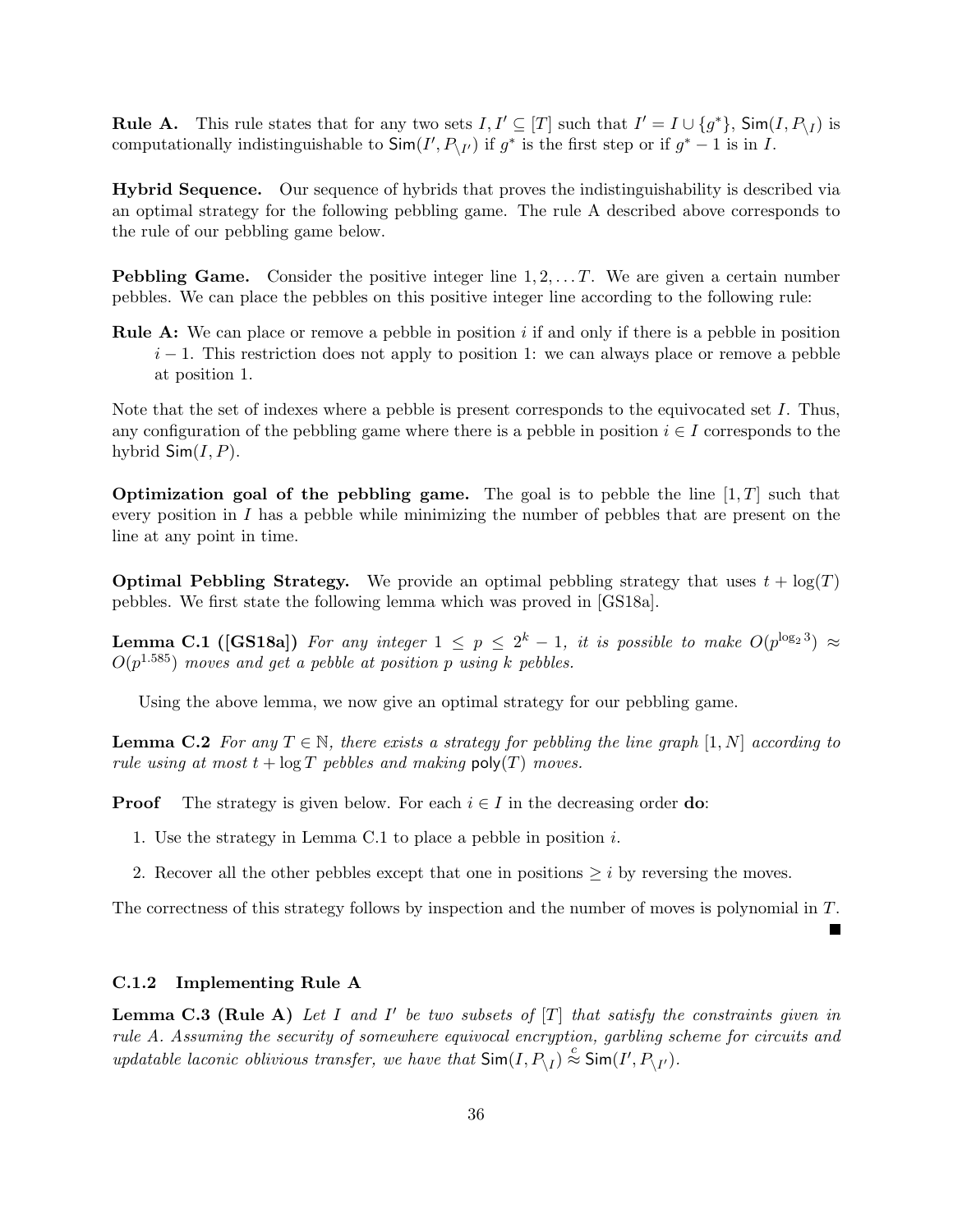**Rule A.** This rule states that for any two sets $I, I' \subseteq [T]$ such that $I' = I \cup \{g^*\}$, $\mathsf{Sim}(I, P_{\setminus I})$ is computationally indistinguishable to $\mathsf{Sim}(I', P_{\setminus I'})$ if $g^*$ is the first step or if $g^* - 1$ is in $I$.

**Hybrid Sequence.** Our sequence of hybrids that proves the indistinguishability is described via an optimal strategy for the following pebbling game. The rule A described above corresponds to the rule of our pebbling game below.

**Pebbling Game.** Consider the positive integer line $1, 2, \ldots T$. We are given a certain number pebbles. We can place the pebbles on this positive integer line according to the following rule:

**Rule A:** We can place or remove a pebble in position $i$ if and only if there is a pebble in position $i - 1$. This restriction does not apply to position 1: we can always place or remove a pebble at position 1.

Note that the set of indexes where a pebble is present corresponds to the equivocated set $I$. Thus, any configuration of the pebbling game where there is a pebble in position $i \in I$ corresponds to the hybrid $\mathsf{Sim}(I, P)$.

**Optimization goal of the pebbling game.** The goal is to pebble the line $[1, T]$ such that every position in $I$ has a pebble while minimizing the number of pebbles that are present on the line at any point in time.

**Optimal Pebbling Strategy.** We provide an optimal pebbling strategy that uses $t + \log(T)$ pebbles. We first state the following lemma which was proved in [GS18a].

**Lemma C.1 ([GS18a])** *For any integer $1 \leq p \leq 2^k - 1$, it is possible to make $O(p^{\log_2 3}) \approx O(p^{1.585})$ moves and get a pebble at position $p$ using $k$ pebbles.*

Using the above lemma, we now give an optimal strategy for our pebbling game.

**Lemma C.2** *For any $T \in \mathbb{N}$, there exists a strategy for pebbling the line graph $[1, N]$ according to rule using at most $t + \log T$ pebbles and making $\mathsf{poly}(T)$ moves.*

**Proof** The strategy is given below. For each $i \in I$ in the decreasing order **do**:

1. Use the strategy in Lemma C.1 to place a pebble in position $i$.
2. Recover all the other pebbles except that one in positions $\geq i$ by reversing the moves.

The correctness of this strategy follows by inspection and the number of moves is polynomial in $T$. ■

#### C.1.2 Implementing Rule A

**Lemma C.3 (Rule A)** *Let $I$ and $I'$ be two subsets of $[T]$ that satisfy the constraints given in rule A. Assuming the security of somewhere equivocal encryption, garbling scheme for circuits and updatable laconic oblivious transfer, we have that $\mathsf{Sim}(I, P_{\setminus I}) \stackrel{c}{\approx} \mathsf{Sim}(I', P_{\setminus I'})$.*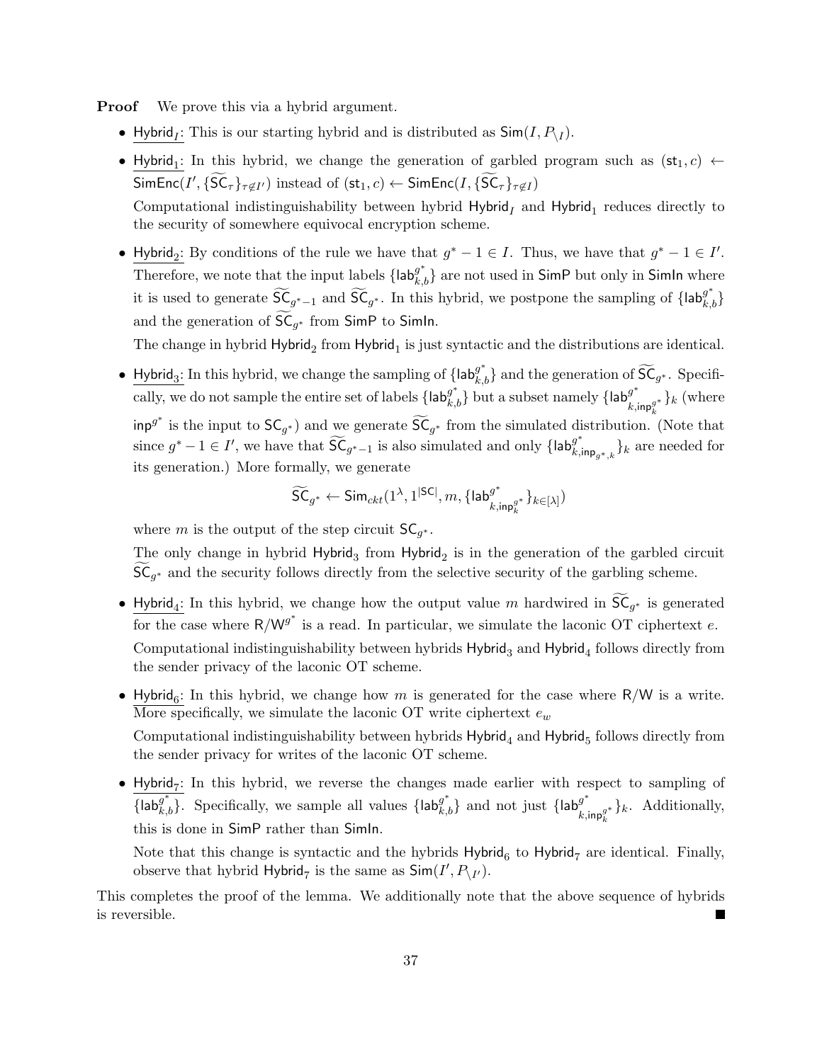**Proof** We prove this via a hybrid argument.

- $\underline{\mathsf{Hybrid}_I}$: This is our starting hybrid and is distributed as $\mathsf{Sim}(I, P_{\setminus I})$.
- $\underline{\mathsf{Hybrid}_1}$: In this hybrid, we change the generation of garbled program such as $(\mathsf{st}_1, c) \leftarrow \mathsf{SimEnc}(I', \{\widetilde{\mathsf{SC}}_\tau\}_{\tau \notin I'})$ instead of $(\mathsf{st}_1, c) \leftarrow \mathsf{SimEnc}(I, \{\widetilde{\mathsf{SC}}_\tau\}_{\tau \notin I})$

  Computational indistinguishability between hybrid $\mathsf{Hybrid}_I$ and $\mathsf{Hybrid}_1$ reduces directly to the security of somewhere equivocal encryption scheme.
- $\underline{\mathsf{Hybrid}_2}$: By conditions of the rule we have that $g^* - 1 \in I$. Thus, we have that $g^* - 1 \in I'$. Therefore, we note that the input labels $\{\mathsf{lab}^{g^*}_{k,b}\}$ are not used in $\mathsf{SimP}$ but only in $\mathsf{SimIn}$ where it is used to generate $\widetilde{\mathsf{SC}}_{g^*-1}$ and $\widetilde{\mathsf{SC}}_{g^*}$. In this hybrid, we postpone the sampling of $\{\mathsf{lab}^{g^*}_{k,b}\}$ and the generation of $\widetilde{\mathsf{SC}}_{g^*}$ from $\mathsf{SimP}$ to $\mathsf{SimIn}$.

  The change in hybrid $\mathsf{Hybrid}_2$ from $\mathsf{Hybrid}_1$ is just syntactic and the distributions are identical.
- $\underline{\mathsf{Hybrid}_3}$: In this hybrid, we change the sampling of $\{\mathsf{lab}^{g^*}_{k,b}\}$ and the generation of $\widetilde{\mathsf{SC}}_{g^*}$. Specifically, we do not sample the entire set of labels $\{\mathsf{lab}^{g^*}_{k,b}\}$ but a subset namely $\{\mathsf{lab}^{g^*}_{k,\mathsf{inp}^{g^*}_k}\}_k$ (where $\mathsf{inp}^{g^*}$ is the input to $\mathsf{SC}_{g^*}$) and we generate $\widetilde{\mathsf{SC}}_{g^*}$ from the simulated distribution. (Note that since $g^* - 1 \in I'$, we have that $\widetilde{\mathsf{SC}}_{g^*-1}$ is also simulated and only $\{\mathsf{lab}^{g^*}_{k,\mathsf{inp}_{g^*,k}}\}_k$ are needed for its generation.) More formally, we generate

  $$\widetilde{\mathsf{SC}}_{g^*} \leftarrow \mathsf{Sim}_{ckt}(1^\lambda, 1^{|\mathsf{SC}|}, m, \{\mathsf{lab}^{g^*}_{k,\mathsf{inp}^{g^*}_k}\}_{k \in [\lambda]})$$

  where $m$ is the output of the step circuit $\mathsf{SC}_{g^*}$.

  The only change in hybrid $\mathsf{Hybrid}_3$ from $\mathsf{Hybrid}_2$ is in the generation of the garbled circuit $\widetilde{\mathsf{SC}}_{g^*}$ and the security follows directly from the selective security of the garbling scheme.
- $\underline{\mathsf{Hybrid}_4}$: In this hybrid, we change how the output value $m$ hardwired in $\widetilde{\mathsf{SC}}_{g^*}$ is generated for the case where $\mathsf{R/W}^{g^*}$ is a read. In particular, we simulate the laconic OT ciphertext $e$.

  Computational indistinguishability between hybrids $\mathsf{Hybrid}_3$ and $\mathsf{Hybrid}_4$ follows directly from the sender privacy of the laconic OT scheme.
- $\underline{\mathsf{Hybrid}_6}$: In this hybrid, we change how $m$ is generated for the case where $\mathsf{R/W}$ is a write. More specifically, we simulate the laconic OT write ciphertext $e_w$

  Computational indistinguishability between hybrids $\mathsf{Hybrid}_4$ and $\mathsf{Hybrid}_5$ follows directly from the sender privacy for writes of the laconic OT scheme.
- $\underline{\mathsf{Hybrid}_7}$: In this hybrid, we reverse the changes made earlier with respect to sampling of $\{\mathsf{lab}^{g^*}_{k,b}\}$. Specifically, we sample all values $\{\mathsf{lab}^{g^*}_{k,b}\}$ and not just $\{\mathsf{lab}^{g^*}_{k,\mathsf{inp}^{g^*}_k}\}_k$. Additionally, this is done in $\mathsf{SimP}$ rather than $\mathsf{SimIn}$.

  Note that this change is syntactic and the hybrids $\mathsf{Hybrid}_6$ to $\mathsf{Hybrid}_7$ are identical. Finally, observe that hybrid $\mathsf{Hybrid}_7$ is the same as $\mathsf{Sim}(I', P_{\setminus I'})$.

This completes the proof of the lemma. We additionally note that the above sequence of hybrids is reversible. ■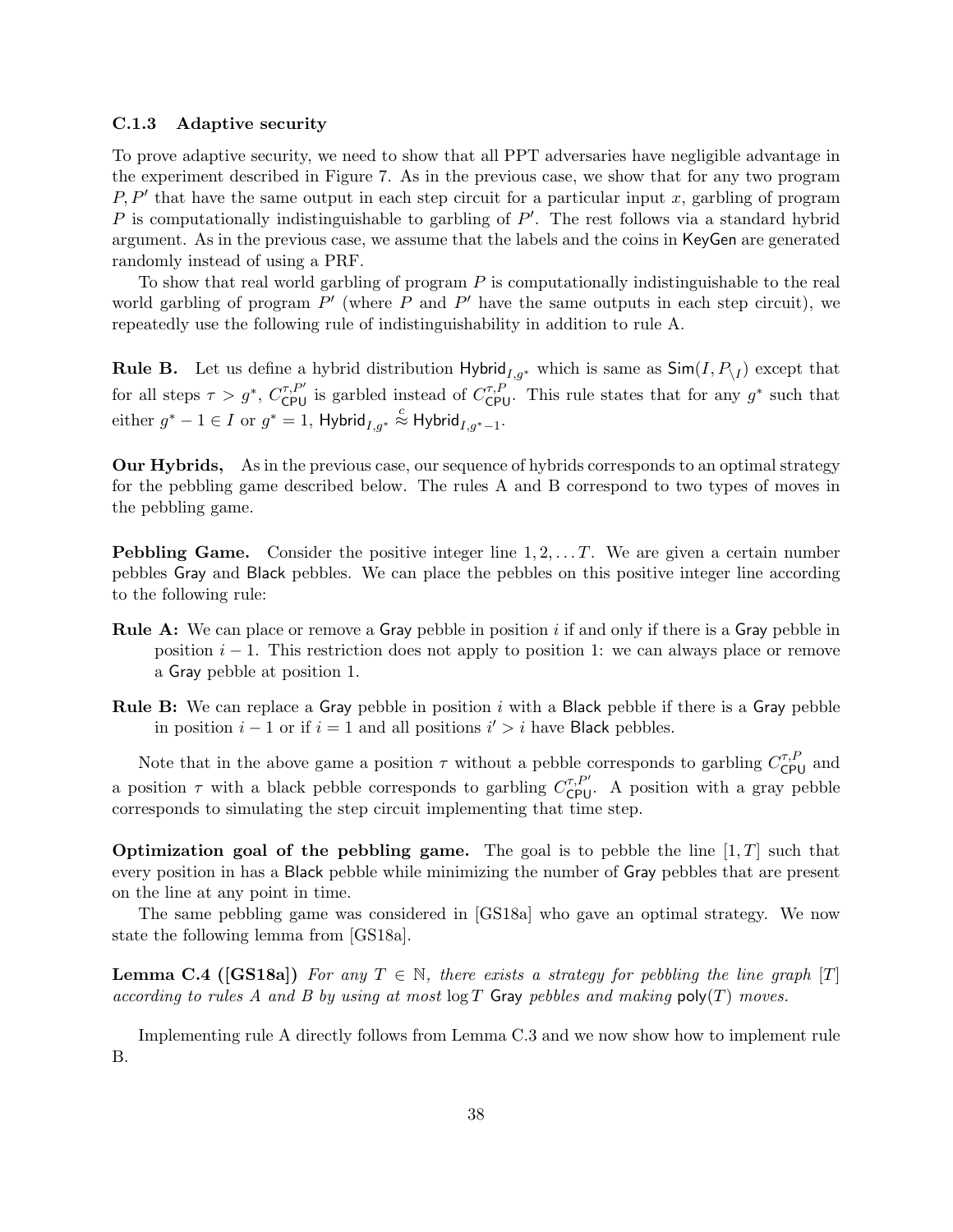### C.1.3 Adaptive security

To prove adaptive security, we need to show that all PPT adversaries have negligible advantage in the experiment described in Figure 7. As in the previous case, we show that for any two program $P, P'$ that have the same output in each step circuit for a particular input $x$, garbling of program $P$ is computationally indistinguishable to garbling of $P'$. The rest follows via a standard hybrid argument. As in the previous case, we assume that the labels and the coins in $\mathsf{KeyGen}$ are generated randomly instead of using a PRF.

To show that real world garbling of program $P$ is computationally indistinguishable to the real world garbling of program $P'$ (where $P$ and $P'$ have the same outputs in each step circuit), we repeatedly use the following rule of indistinguishability in addition to rule A.

**Rule B.** Let us define a hybrid distribution $\mathsf{Hybrid}_{I,g^*}$ which is same as $\mathsf{Sim}(I, P_{\setminus I})$ except that for all steps $\tau > g^*$, $C_{\mathsf{CPU}}^{\tau,P'}$ is garbled instead of $C_{\mathsf{CPU}}^{\tau,P}$. This rule states that for any $g^*$ such that either $g^* - 1 \in I$ or $g^* = 1$, $\mathsf{Hybrid}_{I,g^*} \stackrel{c}{\approx} \mathsf{Hybrid}_{I,g^*-1}$.

**Our Hybrids,** As in the previous case, our sequence of hybrids corresponds to an optimal strategy for the pebbling game described below. The rules A and B correspond to two types of moves in the pebbling game.

**Pebbling Game.** Consider the positive integer line $1, 2, \ldots T$. We are given a certain number pebbles $\mathsf{Gray}$ and $\mathsf{Black}$ pebbles. We can place the pebbles on this positive integer line according to the following rule:

- **Rule A:** We can place or remove a $\mathsf{Gray}$ pebble in position $i$ if and only if there is a $\mathsf{Gray}$ pebble in position $i - 1$. This restriction does not apply to position 1: we can always place or remove a $\mathsf{Gray}$ pebble at position 1.
- **Rule B:** We can replace a $\mathsf{Gray}$ pebble in position $i$ with a $\mathsf{Black}$ pebble if there is a $\mathsf{Gray}$ pebble in position $i - 1$ or if $i = 1$ and all positions $i' > i$ have $\mathsf{Black}$ pebbles.

Note that in the above game a position $\tau$ without a pebble corresponds to garbling $C_{\mathsf{CPU}}^{\tau,P}$ and a position $\tau$ with a black pebble corresponds to garbling $C_{\mathsf{CPU}}^{\tau,P'}$. A position with a gray pebble corresponds to simulating the step circuit implementing that time step.

**Optimization goal of the pebbling game.** The goal is to pebble the line $[1, T]$ such that every position in has a $\mathsf{Black}$ pebble while minimizing the number of $\mathsf{Gray}$ pebbles that are present on the line at any point in time.

The same pebbling game was considered in [GS18a] who gave an optimal strategy. We now state the following lemma from [GS18a].

**Lemma C.4 ([GS18a])** *For any $T \in \mathbb{N}$, there exists a strategy for pebbling the line graph $[T]$ according to rules A and B by using at most $\log T$ $\mathsf{Gray}$ pebbles and making $\mathsf{poly}(T)$ moves.*

Implementing rule A directly follows from Lemma C.3 and we now show how to implement rule B.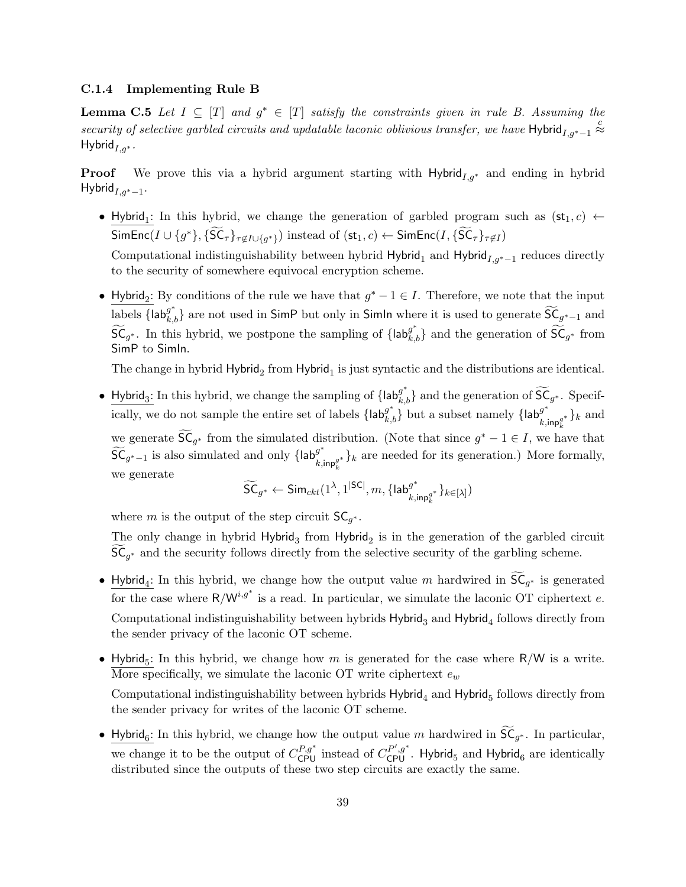### C.1.4 Implementing Rule B

**Lemma C.5** *Let $I \subseteq [T]$ and $g^* \in [T]$ satisfy the constraints given in rule B. Assuming the security of selective garbled circuits and updatable laconic oblivious transfer, we have* $\mathsf{Hybrid}_{I,g^*-1} \overset{c}{\approx} \mathsf{Hybrid}_{I,g^*}$.

**Proof** We prove this via a hybrid argument starting with $\mathsf{Hybrid}_{I,g^*}$ and ending in hybrid $\mathsf{Hybrid}_{I,g^*-1}$.

- $\underline{\mathsf{Hybrid}_1}$: In this hybrid, we change the generation of garbled program such as $(\mathsf{st}_1, c) \leftarrow \mathsf{SimEnc}(I \cup \{g^*\}, \{\widetilde{\mathsf{SC}}_\tau\}_{\tau \notin I \cup \{g^*\}})$ instead of $(\mathsf{st}_1, c) \leftarrow \mathsf{SimEnc}(I, \{\widetilde{\mathsf{SC}}_\tau\}_{\tau \notin I})$

  Computational indistinguishability between hybrid $\mathsf{Hybrid}_1$ and $\mathsf{Hybrid}_{I,g^*-1}$ reduces directly to the security of somewhere equivocal encryption scheme.

- $\underline{\mathsf{Hybrid}_2}$: By conditions of the rule we have that $g^* - 1 \in I$. Therefore, we note that the input labels $\{\mathsf{lab}^{g^*}_{k,b}\}$ are not used in $\mathsf{SimP}$ but only in $\mathsf{SimIn}$ where it is used to generate $\widetilde{\mathsf{SC}}_{g^*-1}$ and $\widetilde{\mathsf{SC}}_{g^*}$. In this hybrid, we postpone the sampling of $\{\mathsf{lab}^{g^*}_{k,b}\}$ and the generation of $\widetilde{\mathsf{SC}}_{g^*}$ from $\mathsf{SimP}$ to $\mathsf{SimIn}$.

  The change in hybrid $\mathsf{Hybrid}_2$ from $\mathsf{Hybrid}_1$ is just syntactic and the distributions are identical.

- $\underline{\mathsf{Hybrid}_3}$: In this hybrid, we change the sampling of $\{\mathsf{lab}^{g^*}_{k,b}\}$ and the generation of $\widetilde{\mathsf{SC}}_{g^*}$. Specifically, we do not sample the entire set of labels $\{\mathsf{lab}^{g^*}_{k,b}\}$ but a subset namely $\{\mathsf{lab}^{g^*}_{k,\mathsf{inp}^{g^*}_k}\}_k$ and we generate $\widetilde{\mathsf{SC}}_{g^*}$ from the simulated distribution. (Note that since $g^* - 1 \in I$, we have that $\widetilde{\mathsf{SC}}_{g^*-1}$ is also simulated and only $\{\mathsf{lab}^{g^*}_{k,\mathsf{inp}^{g^*}_k}\}_k$ are needed for its generation.) More formally, we generate

  $$\widetilde{\mathsf{SC}}_{g^*} \leftarrow \mathsf{Sim}_{ckt}(1^\lambda, 1^{|\mathsf{SC}|}, m, \{\mathsf{lab}^{g^*}_{k,\mathsf{inp}^{g^*}_k}\}_{k \in [\lambda]})$$

  where $m$ is the output of the step circuit $\mathsf{SC}_{g^*}$.

  The only change in hybrid $\mathsf{Hybrid}_3$ from $\mathsf{Hybrid}_2$ is in the generation of the garbled circuit $\widetilde{\mathsf{SC}}_{g^*}$ and the security follows directly from the selective security of the garbling scheme.

- $\underline{\mathsf{Hybrid}_4}$: In this hybrid, we change how the output value $m$ hardwired in $\widetilde{\mathsf{SC}}_{g^*}$ is generated for the case where $\mathsf{R/W}^{i,g^*}$ is a read. In particular, we simulate the laconic OT ciphertext $e$.

  Computational indistinguishability between hybrids $\mathsf{Hybrid}_3$ and $\mathsf{Hybrid}_4$ follows directly from the sender privacy of the laconic OT scheme.

- $\underline{\mathsf{Hybrid}_5}$: In this hybrid, we change how $m$ is generated for the case where $\mathsf{R/W}$ is a write. More specifically, we simulate the laconic OT write ciphertext $e_w$

  Computational indistinguishability between hybrids $\mathsf{Hybrid}_4$ and $\mathsf{Hybrid}_5$ follows directly from the sender privacy for writes of the laconic OT scheme.

- $\underline{\mathsf{Hybrid}_6}$: In this hybrid, we change how the output value $m$ hardwired in $\widetilde{\mathsf{SC}}_{g^*}$. In particular, we change it to be the output of $C^{P,g^*}_{\mathsf{CPU}}$ instead of $C^{P',g^*}_{\mathsf{CPU}}$. $\mathsf{Hybrid}_5$ and $\mathsf{Hybrid}_6$ are identically distributed since the outputs of these two step circuits are exactly the same.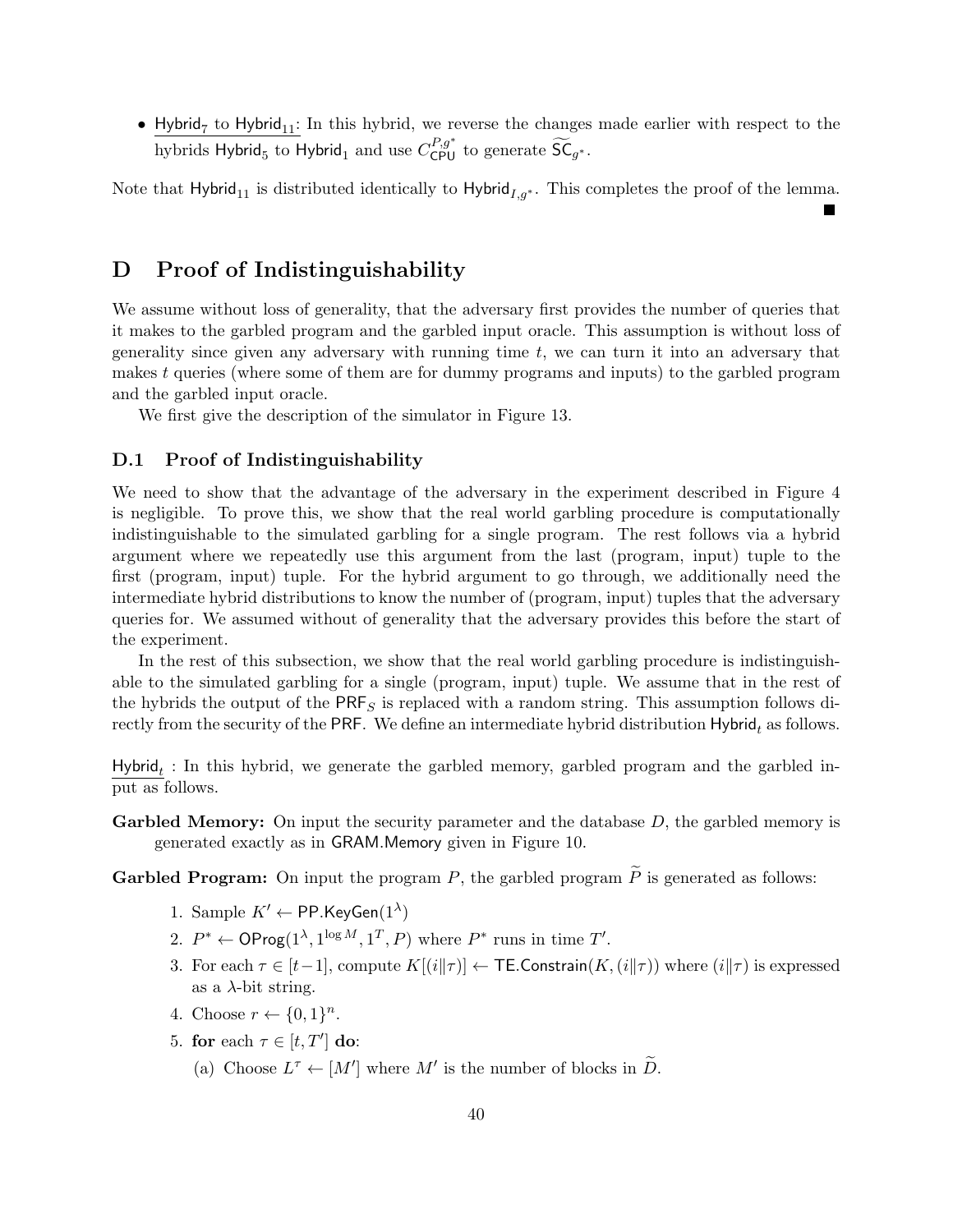- $\underline{\mathsf{Hybrid}_7 \text{ to } \mathsf{Hybrid}_{11}}$: In this hybrid, we reverse the changes made earlier with respect to the hybrids $\mathsf{Hybrid}_5$ to $\mathsf{Hybrid}_1$ and use $C_{\mathsf{CPU}}^{P,g^*}$ to generate $\widetilde{\mathsf{SC}}_{g^*}$.

Note that $\mathsf{Hybrid}_{11}$ is distributed identically to $\mathsf{Hybrid}_{I,g^*}$. This completes the proof of the lemma. ■

# D Proof of Indistinguishability

We assume without loss of generality, that the adversary first provides the number of queries that it makes to the garbled program and the garbled input oracle. This assumption is without loss of generality since given any adversary with running time $t$, we can turn it into an adversary that makes $t$ queries (where some of them are for dummy programs and inputs) to the garbled program and the garbled input oracle.

We first give the description of the simulator in Figure 13.

## D.1 Proof of Indistinguishability

We need to show that the advantage of the adversary in the experiment described in Figure 4 is negligible. To prove this, we show that the real world garbling procedure is computationally indistinguishable to the simulated garbling for a single program. The rest follows via a hybrid argument where we repeatedly use this argument from the last (program, input) tuple to the first (program, input) tuple. For the hybrid argument to go through, we additionally need the intermediate hybrid distributions to know the number of (program, input) tuples that the adversary queries for. We assumed without of generality that the adversary provides this before the start of the experiment.

In the rest of this subsection, we show that the real world garbling procedure is indistinguishable to the simulated garbling for a single (program, input) tuple. We assume that in the rest of the hybrids the output of the $\mathsf{PRF}_S$ is replaced with a random string. This assumption follows directly from the security of the $\mathsf{PRF}$. We define an intermediate hybrid distribution $\mathsf{Hybrid}_t$ as follows.

$\underline{\mathsf{Hybrid}_t}$ : In this hybrid, we generate the garbled memory, garbled program and the garbled input as follows.

**Garbled Memory:** On input the security parameter and the database $D$, the garbled memory is generated exactly as in $\mathsf{GRAM.Memory}$ given in Figure 10.

**Garbled Program:** On input the program $P$, the garbled program $\widetilde{P}$ is generated as follows:

1. Sample $K' \leftarrow \mathsf{PP.KeyGen}(1^\lambda)$
2. $P^* \leftarrow \mathsf{OProg}(1^\lambda, 1^{\log M}, 1^T, P)$ where $P^*$ runs in time $T'$.
3. For each $\tau \in [t-1]$, compute $K[(i\|\tau)] \leftarrow \mathsf{TE.Constrain}(K, (i\|\tau))$ where $(i\|\tau)$ is expressed as a $\lambda$-bit string.
4. Choose $r \leftarrow \{0,1\}^n$.
5. **for** each $\tau \in [t, T']$ **do**:
   (a) Choose $L^\tau \leftarrow [M']$ where $M'$ is the number of blocks in $\widetilde{D}$.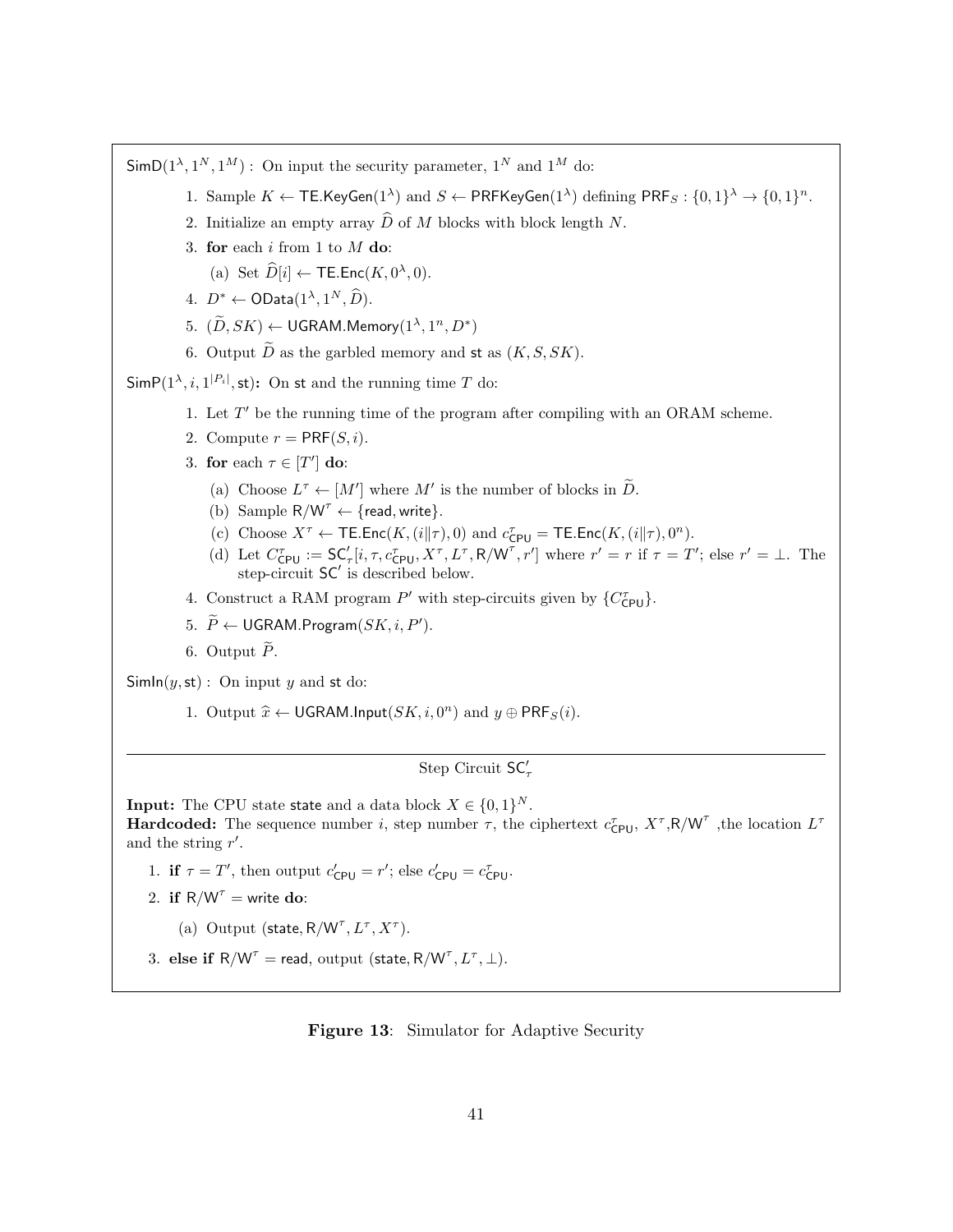$\mathsf{SimD}(1^\lambda, 1^N, 1^M)$ : On input the security parameter, $1^N$ and $1^M$ do:

1. Sample $K \leftarrow \mathsf{TE.KeyGen}(1^\lambda)$ and $S \leftarrow \mathsf{PRFKeyGen}(1^\lambda)$ defining $\mathsf{PRF}_S : \{0,1\}^\lambda \rightarrow \{0,1\}^n$.
2. Initialize an empty array $\widehat{D}$ of $M$ blocks with block length $N$.
3. **for** each $i$ from 1 to $M$ **do**:
   (a) Set $\widehat{D}[i] \leftarrow \mathsf{TE.Enc}(K, 0^\lambda, 0)$.
4. $D^* \leftarrow \mathsf{OData}(1^\lambda, 1^N, \widehat{D})$.
5. $(\widetilde{D}, SK) \leftarrow \mathsf{UGRAM.Memory}(1^\lambda, 1^n, D^*)$
6. Output $\widetilde{D}$ as the garbled memory and $\mathsf{st}$ as $(K, S, SK)$.

$\mathsf{SimP}(1^\lambda, i, 1^{|P_i|}, \mathsf{st})$**:** On $\mathsf{st}$ and the running time $T$ do:

1. Let $T'$ be the running time of the program after compiling with an ORAM scheme.
2. Compute $r = \mathsf{PRF}(S, i)$.
3. **for** each $\tau \in [T']$ **do**:
   (a) Choose $L^\tau \leftarrow [M']$ where $M'$ is the number of blocks in $\widetilde{D}$.
   (b) Sample $\mathsf{R/W}^\tau \leftarrow \{\mathsf{read}, \mathsf{write}\}$.
   (c) Choose $X^\tau \leftarrow \mathsf{TE.Enc}(K, (i\|\tau), 0)$ and $c^\tau_{\mathsf{CPU}} = \mathsf{TE.Enc}(K, (i\|\tau), 0^n)$.
   (d) Let $C^\tau_{\mathsf{CPU}} := \mathsf{SC}'_\tau[i, \tau, c^\tau_{\mathsf{CPU}}, X^\tau, L^\tau, \mathsf{R/W}^\tau, r']$ where $r' = r$ if $\tau = T'$; else $r' = \perp$. The step-circuit $\mathsf{SC}'$ is described below.
4. Construct a RAM program $P'$ with step-circuits given by $\{C^\tau_{\mathsf{CPU}}\}$.
5. $\widetilde{P} \leftarrow \mathsf{UGRAM.Program}(SK, i, P')$.
6. Output $\widetilde{P}$.

$\mathsf{SimIn}(y, \mathsf{st})$ : On input $y$ and $\mathsf{st}$ do:

1. Output $\widehat{x} \leftarrow \mathsf{UGRAM.Input}(SK, i, 0^n)$ and $y \oplus \mathsf{PRF}_S(i)$.

---

Step Circuit $\mathsf{SC}'_\tau$

**Input:** The CPU state $\mathsf{state}$ and a data block $X \in \{0,1\}^N$.
**Hardcoded:** The sequence number $i$, step number $\tau$, the ciphertext $c^\tau_{\mathsf{CPU}}$, $X^\tau$,$\mathsf{R/W}^\tau$ ,the location $L^\tau$ and the string $r'$.

1. **if** $\tau = T'$, then output $c'_{\mathsf{CPU}} = r'$; else $c'_{\mathsf{CPU}} = c^\tau_{\mathsf{CPU}}$.
2. **if** $\mathsf{R/W}^\tau = \mathsf{write}$ **do**:
   (a) Output $(\mathsf{state}, \mathsf{R/W}^\tau, L^\tau, X^\tau)$.
3. **else if** $\mathsf{R/W}^\tau = \mathsf{read}$, output $(\mathsf{state}, \mathsf{R/W}^\tau, L^\tau, \perp)$.

**Figure 13**: Simulator for Adaptive Security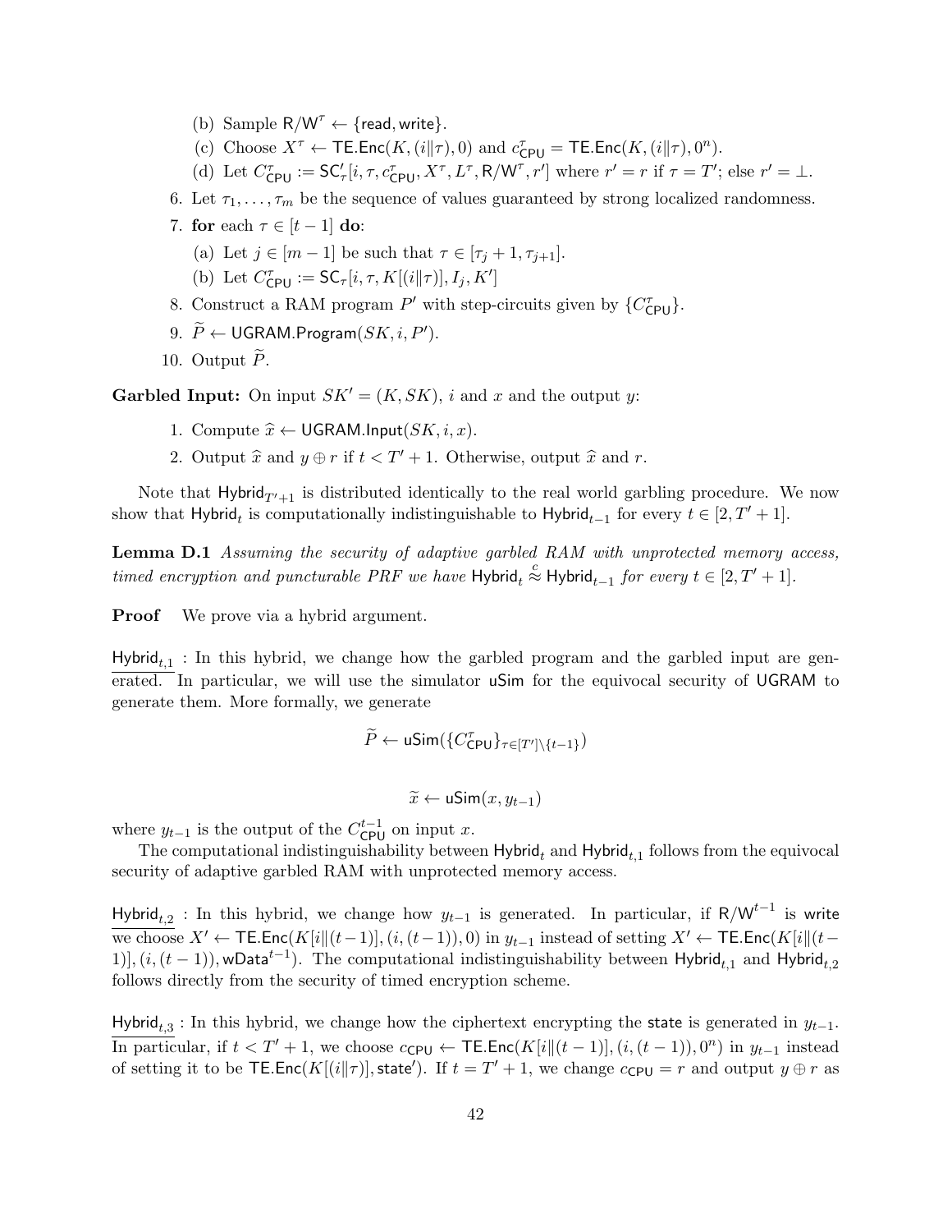(b) Sample $\mathsf{R/W}^\tau \leftarrow \{\mathsf{read}, \mathsf{write}\}$.

(c) Choose $X^\tau \leftarrow \mathsf{TE.Enc}(K, (i\|\tau), 0)$ and $c^\tau_{\mathsf{CPU}} = \mathsf{TE.Enc}(K, (i\|\tau), 0^n)$.

(d) Let $C^\tau_{\mathsf{CPU}} := \mathsf{SC}'_\tau[i, \tau, c^\tau_{\mathsf{CPU}}, X^\tau, L^\tau, \mathsf{R/W}^\tau, r']$ where $r' = r$ if $\tau = T'$; else $r' = \bot$.

6. Let $\tau_1, \ldots, \tau_m$ be the sequence of values guaranteed by strong localized randomness.

7. **for** each $\tau \in [t-1]$ **do**:

   (a) Let $j \in [m-1]$ be such that $\tau \in [\tau_j + 1, \tau_{j+1}]$.

   (b) Let $C^\tau_{\mathsf{CPU}} := \mathsf{SC}_\tau[i, \tau, K[(i\|\tau)], I_j, K']$

8. Construct a RAM program $P'$ with step-circuits given by $\{C^\tau_{\mathsf{CPU}}\}$.

9. $\widetilde{P} \leftarrow \mathsf{UGRAM.Program}(SK, i, P')$.

10. Output $\widetilde{P}$.

**Garbled Input:** On input $SK' = (K, SK)$, $i$ and $x$ and the output $y$:

1. Compute $\widehat{x} \leftarrow \mathsf{UGRAM.Input}(SK, i, x)$.
2. Output $\widehat{x}$ and $y \oplus r$ if $t < T' + 1$. Otherwise, output $\widehat{x}$ and $r$.

Note that $\mathsf{Hybrid}_{T'+1}$ is distributed identically to the real world garbling procedure. We now show that $\mathsf{Hybrid}_t$ is computationally indistinguishable to $\mathsf{Hybrid}_{t-1}$ for every $t \in [2, T'+1]$.

**Lemma D.1** *Assuming the security of adaptive garbled RAM with unprotected memory access, timed encryption and puncturable PRF we have* $\mathsf{Hybrid}_t \overset{c}{\approx} \mathsf{Hybrid}_{t-1}$ *for every* $t \in [2, T'+1]$.

**Proof** We prove via a hybrid argument.

$\mathsf{Hybrid}_{t,1}$ : In this hybrid, we change how the garbled program and the garbled input are generated. In particular, we will use the simulator $\mathsf{uSim}$ for the equivocal security of $\mathsf{UGRAM}$ to generate them. More formally, we generate

$$\widetilde{P} \leftarrow \mathsf{uSim}(\{C^\tau_{\mathsf{CPU}}\}_{\tau \in [T'] \setminus \{t-1\}})$$

$$\widetilde{x} \leftarrow \mathsf{uSim}(x, y_{t-1})$$

where $y_{t-1}$ is the output of the $C^{t-1}_{\mathsf{CPU}}$ on input $x$.

The computational indistinguishability between $\mathsf{Hybrid}_t$ and $\mathsf{Hybrid}_{t,1}$ follows from the equivocal security of adaptive garbled RAM with unprotected memory access.

$\mathsf{Hybrid}_{t,2}$ : In this hybrid, we change how $y_{t-1}$ is generated. In particular, if $\mathsf{R/W}^{t-1}$ is $\mathsf{write}$ we choose $X' \leftarrow \mathsf{TE.Enc}(K[i\|(t-1)], (i, (t-1)), 0)$ in $y_{t-1}$ instead of setting $X' \leftarrow \mathsf{TE.Enc}(K[i\|(t-1)], (i, (t-1)), \mathsf{wData}^{t-1})$. The computational indistinguishability between $\mathsf{Hybrid}_{t,1}$ and $\mathsf{Hybrid}_{t,2}$ follows directly from the security of timed encryption scheme.

$\mathsf{Hybrid}_{t,3}$ : In this hybrid, we change how the ciphertext encrypting the $\mathsf{state}$ is generated in $y_{t-1}$. In particular, if $t < T' + 1$, we choose $c_{\mathsf{CPU}} \leftarrow \mathsf{TE.Enc}(K[i\|(t-1)], (i, (t-1)), 0^n)$ in $y_{t-1}$ instead of setting it to be $\mathsf{TE.Enc}(K[(i\|\tau)], \mathsf{state}')$. If $t = T' + 1$, we change $c_{\mathsf{CPU}} = r$ and output $y \oplus r$ as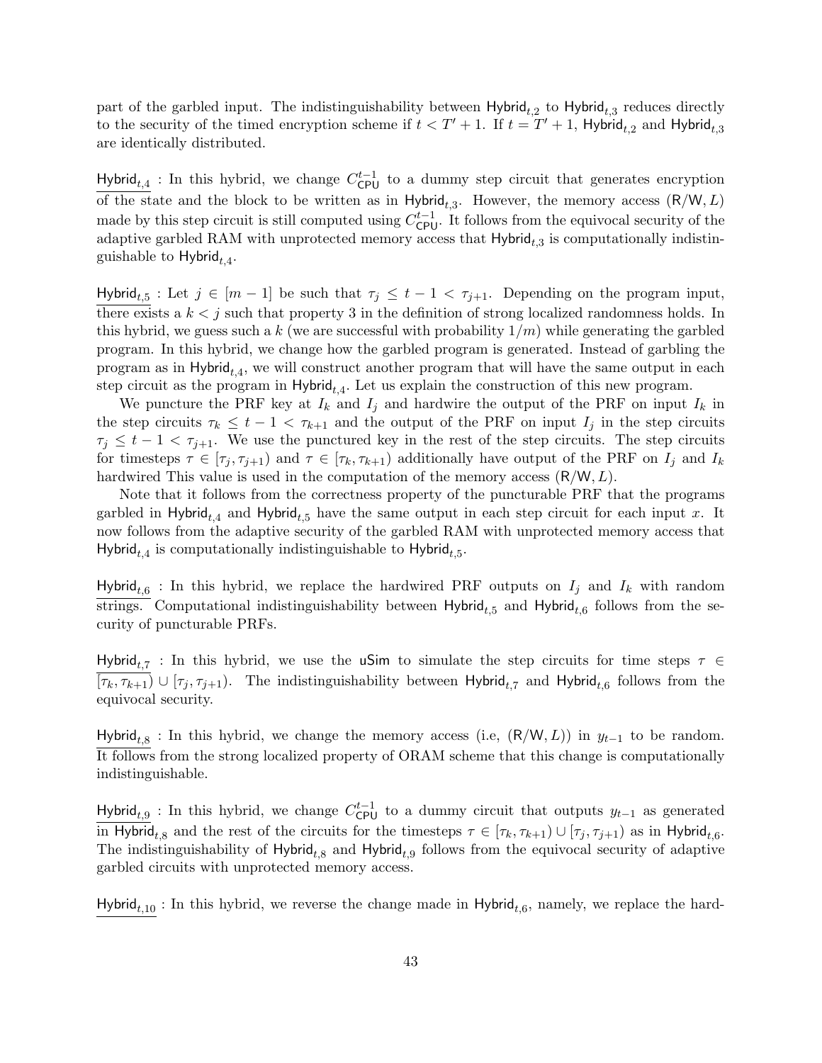part of the garbled input. The indistinguishability between $\mathsf{Hybrid}_{t,2}$ to $\mathsf{Hybrid}_{t,3}$ reduces directly to the security of the timed encryption scheme if $t < T' + 1$. If $t = T' + 1$, $\mathsf{Hybrid}_{t,2}$ and $\mathsf{Hybrid}_{t,3}$ are identically distributed.

$\underline{\mathsf{Hybrid}_{t,4}}$ : In this hybrid, we change $C^{t-1}_{\mathsf{CPU}}$ to a dummy step circuit that generates encryption of the state and the block to be written as in $\mathsf{Hybrid}_{t,3}$. However, the memory access $(\mathsf{R/W}, L)$ made by this step circuit is still computed using $C^{t-1}_{\mathsf{CPU}}$. It follows from the equivocal security of the adaptive garbled RAM with unprotected memory access that $\mathsf{Hybrid}_{t,3}$ is computationally indistinguishable to $\mathsf{Hybrid}_{t,4}$.

$\underline{\mathsf{Hybrid}_{t,5}}$ : Let $j \in [m-1]$ be such that $\tau_j \leq t-1 < \tau_{j+1}$. Depending on the program input, there exists a $k < j$ such that property 3 in the definition of strong localized randomness holds. In this hybrid, we guess such a $k$ (we are successful with probability $1/m$) while generating the garbled program. In this hybrid, we change how the garbled program is generated. Instead of garbling the program as in $\mathsf{Hybrid}_{t,4}$, we will construct another program that will have the same output in each step circuit as the program in $\mathsf{Hybrid}_{t,4}$. Let us explain the construction of this new program.

We puncture the PRF key at $I_k$ and $I_j$ and hardwire the output of the PRF on input $I_k$ in the step circuits $\tau_k \leq t-1 < \tau_{k+1}$ and the output of the PRF on input $I_j$ in the step circuits $\tau_j \leq t-1 < \tau_{j+1}$. We use the punctured key in the rest of the step circuits. The step circuits for timesteps $\tau \in [\tau_j, \tau_{j+1})$ and $\tau \in [\tau_k, \tau_{k+1})$ additionally have output of the PRF on $I_j$ and $I_k$ hardwired This value is used in the computation of the memory access $(\mathsf{R/W}, L)$.

Note that it follows from the correctness property of the puncturable PRF that the programs garbled in $\mathsf{Hybrid}_{t,4}$ and $\mathsf{Hybrid}_{t,5}$ have the same output in each step circuit for each input $x$. It now follows from the adaptive security of the garbled RAM with unprotected memory access that $\mathsf{Hybrid}_{t,4}$ is computationally indistinguishable to $\mathsf{Hybrid}_{t,5}$.

$\underline{\mathsf{Hybrid}_{t,6}}$ : In this hybrid, we replace the hardwired PRF outputs on $I_j$ and $I_k$ with random strings. Computational indistinguishability between $\mathsf{Hybrid}_{t,5}$ and $\mathsf{Hybrid}_{t,6}$ follows from the security of puncturable PRFs.

$\underline{\mathsf{Hybrid}_{t,7}}$ : In this hybrid, we use the $\mathsf{uSim}$ to simulate the step circuits for time steps $\tau \in [\tau_k, \tau_{k+1}) \cup [\tau_j, \tau_{j+1})$. The indistinguishability between $\mathsf{Hybrid}_{t,7}$ and $\mathsf{Hybrid}_{t,6}$ follows from the equivocal security.

$\underline{\mathsf{Hybrid}_{t,8}}$ : In this hybrid, we change the memory access (i.e, $(\mathsf{R/W}, L)$) in $y_{t-1}$ to be random. It follows from the strong localized property of ORAM scheme that this change is computationally indistinguishable.

$\underline{\mathsf{Hybrid}_{t,9}}$ : In this hybrid, we change $C^{t-1}_{\mathsf{CPU}}$ to a dummy circuit that outputs $y_{t-1}$ as generated in $\mathsf{Hybrid}_{t,8}$ and the rest of the circuits for the timesteps $\tau \in [\tau_k, \tau_{k+1}) \cup [\tau_j, \tau_{j+1})$ as in $\mathsf{Hybrid}_{t,6}$. The indistinguishability of $\mathsf{Hybrid}_{t,8}$ and $\mathsf{Hybrid}_{t,9}$ follows from the equivocal security of adaptive garbled circuits with unprotected memory access.

$\underline{\mathsf{Hybrid}_{t,10}}$ : In this hybrid, we reverse the change made in $\mathsf{Hybrid}_{t,6}$, namely, we replace the hard-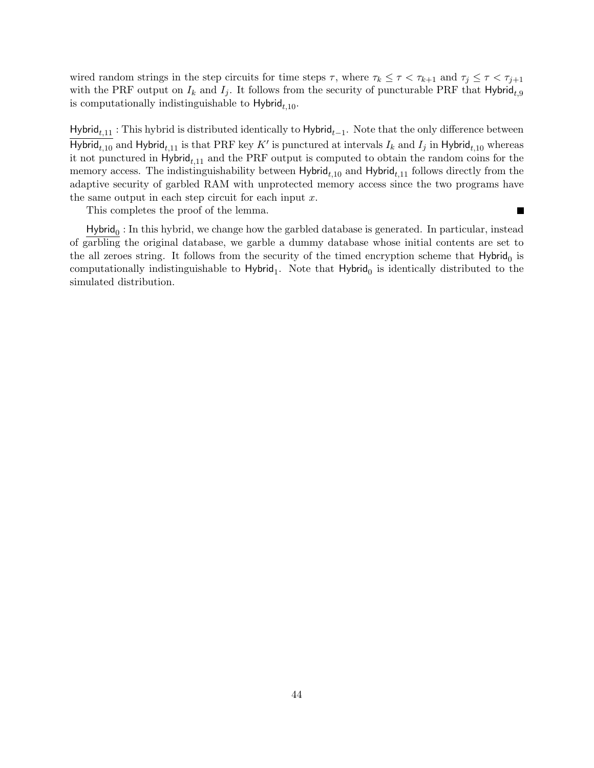wired random strings in the step circuits for time steps $\tau$, where $\tau_k \leq \tau < \tau_{k+1}$ and $\tau_j \leq \tau < \tau_{j+1}$ with the PRF output on $I_k$ and $I_j$. It follows from the security of puncturable PRF that $\mathsf{Hybrid}_{t,9}$ is computationally indistinguishable to $\mathsf{Hybrid}_{t,10}$.

$\underline{\mathsf{Hybrid}_{t,11}}$ : This hybrid is distributed identically to $\mathsf{Hybrid}_{t-1}$. Note that the only difference between $\mathsf{Hybrid}_{t,10}$ and $\mathsf{Hybrid}_{t,11}$ is that PRF key $K'$ is punctured at intervals $I_k$ and $I_j$ in $\mathsf{Hybrid}_{t,10}$ whereas it not punctured in $\mathsf{Hybrid}_{t,11}$ and the PRF output is computed to obtain the random coins for the memory access. The indistinguishability between $\mathsf{Hybrid}_{t,10}$ and $\mathsf{Hybrid}_{t,11}$ follows directly from the adaptive security of garbled RAM with unprotected memory access since the two programs have the same output in each step circuit for each input $x$.

This completes the proof of the lemma. ∎

$\underline{\mathsf{Hybrid}_0}$ : In this hybrid, we change how the garbled database is generated. In particular, instead of garbling the original database, we garble a dummy database whose initial contents are set to the all zeroes string. It follows from the security of the timed encryption scheme that $\mathsf{Hybrid}_0$ is computationally indistinguishable to $\mathsf{Hybrid}_1$. Note that $\mathsf{Hybrid}_0$ is identically distributed to the simulated distribution.